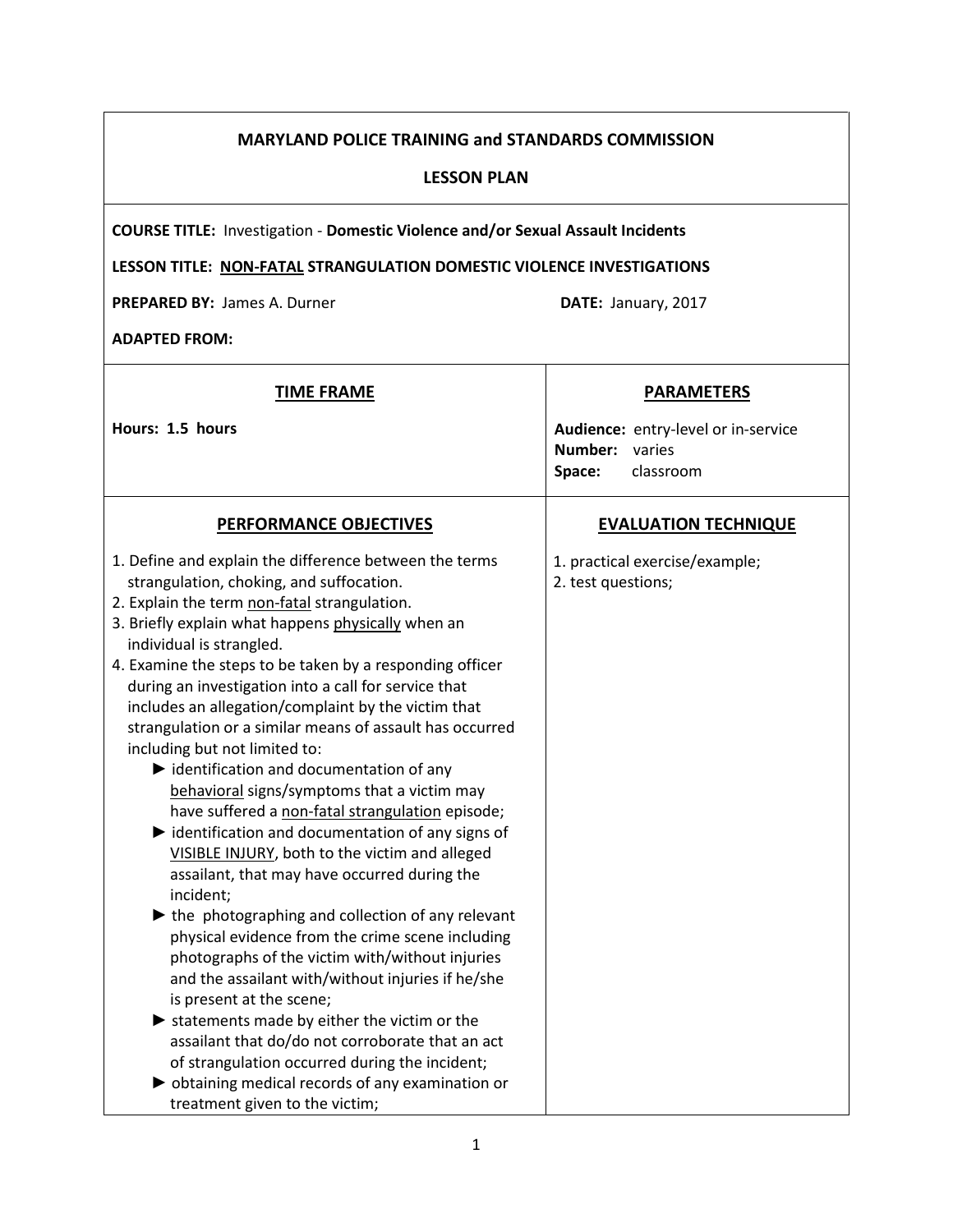**MARYLAND POLICE TRAINING and STANDARDS COMMISSION**

**LESSON PLAN**

**COURSE TITLE:** Investigation - **Domestic Violence and/or Sexual Assault Incidents**

**LESSON TITLE: NON-FATAL STRANGULATION DOMESTIC VIOLENCE INVESTIGATIONS**

**PREPARED BY:** James A. Durner **DATE:** January, 2017

**ADAPTED FROM:**

| **TIME FRAME** | **PARAMETERS** |
| --- | --- |
| **Hours: 1.5 hours** | **Audience:** entry-level or in-service<br>**Number:** varies<br>**Space:** classroom |

| **PERFORMANCE OBJECTIVES** | **EVALUATION TECHNIQUE** |
| --- | --- |
| 1. Define and explain the difference between the terms strangulation, choking, and suffocation.<br>2. Explain the term non-fatal strangulation.<br>3. Briefly explain what happens physically when an individual is strangled.<br>4. Examine the steps to be taken by a responding officer during an investigation into a call for service that includes an allegation/complaint by the victim that strangulation or a similar means of assault has occurred including but not limited to:<br>► identification and documentation of any behavioral signs/symptoms that a victim may have suffered a non-fatal strangulation episode;<br>► identification and documentation of any signs of VISIBLE INJURY, both to the victim and alleged assailant, that may have occurred during the incident;<br>► the photographing and collection of any relevant physical evidence from the crime scene including photographs of the victim with/without injuries and the assailant with/without injuries if he/she is present at the scene;<br>► statements made by either the victim or the assailant that do/do not corroborate that an act of strangulation occurred during the incident;<br>► obtaining medical records of any examination or treatment given to the victim; | 1. practical exercise/example;<br>2. test questions; |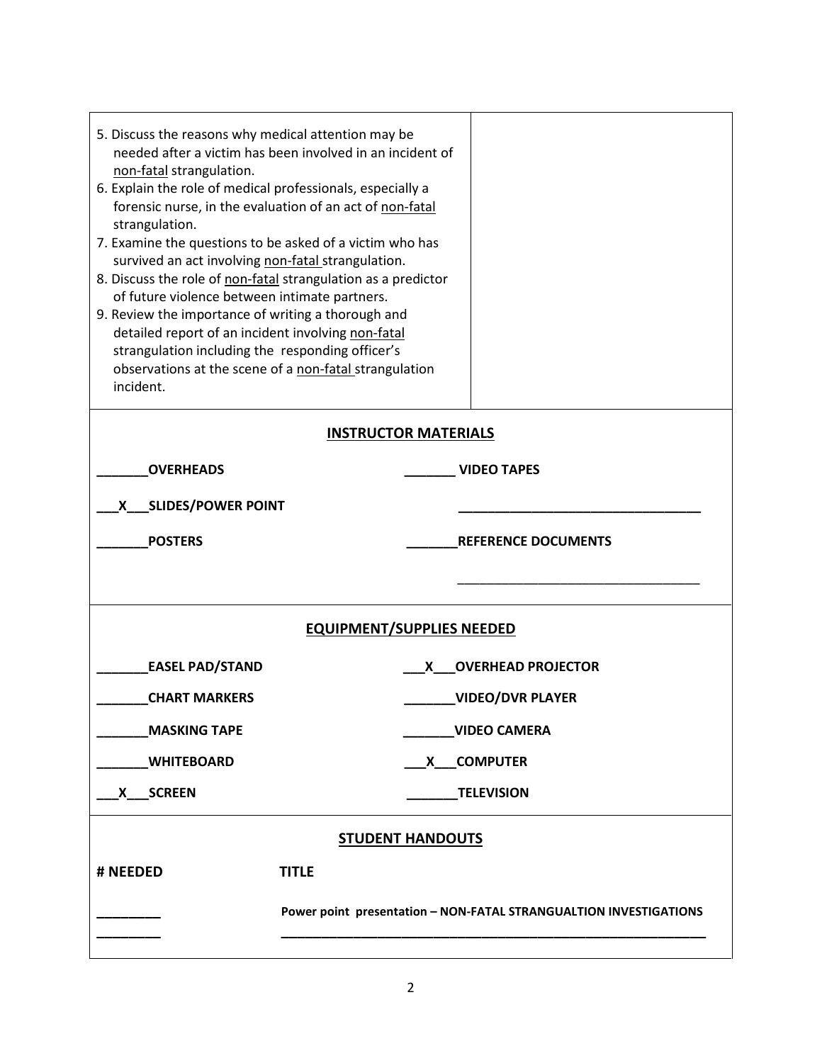5. Discuss the reasons why medical attention may be needed after a victim has been involved in an incident of non-fatal strangulation.
6. Explain the role of medical professionals, especially a forensic nurse, in the evaluation of an act of non-fatal strangulation.
7. Examine the questions to be asked of a victim who has survived an act involving non-fatal strangulation.
8. Discuss the role of non-fatal strangulation as a predictor of future violence between intimate partners.
9. Review the importance of writing a thorough and detailed report of an incident involving non-fatal strangulation including the responding officer's observations at the scene of a non-fatal strangulation incident.

## INSTRUCTOR MATERIALS

_______OVERHEADS                _______ VIDEO TAPES

___X___SLIDES/POWER POINT       _________________________________

_______POSTERS                  _______REFERENCE DOCUMENTS

_________________________________

## EQUIPMENT/SUPPLIES NEEDED

_______EASEL PAD/STAND          ___X___OVERHEAD PROJECTOR

_______CHART MARKERS            _______VIDEO/DVR PLAYER

_______MASKING TAPE             _______VIDEO CAMERA

_______WHITEBOARD               ___X___COMPUTER

___X___SCREEN                   _______TELEVISION

## STUDENT HANDOUTS

| # NEEDED | TITLE |
| --- | --- |
| _________ | Power point presentation – NON-FATAL STRANGUALTION INVESTIGATIONS |
| _________ | _______________________________________________ |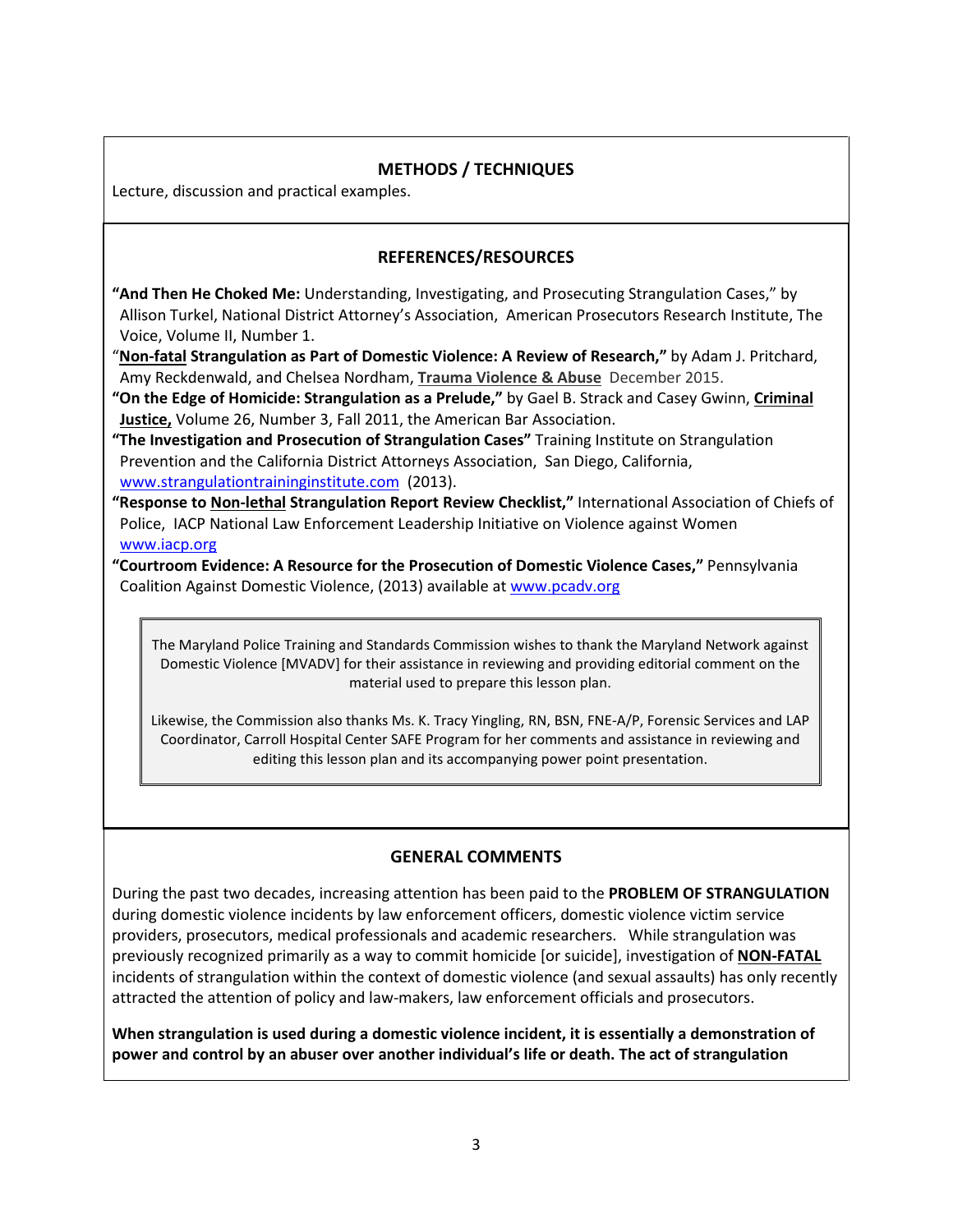## METHODS / TECHNIQUES

Lecture, discussion and practical examples.

## REFERENCES/RESOURCES

**"And Then He Choked Me:** Understanding, Investigating, and Prosecuting Strangulation Cases," by Allison Turkel, National District Attorney's Association, American Prosecutors Research Institute, The Voice, Volume II, Number 1.

"**Non-fatal Strangulation as Part of Domestic Violence: A Review of Research,"** by Adam J. Pritchard, Amy Reckdenwald, and Chelsea Nordham, **Trauma Violence & Abuse** December 2015.

**"On the Edge of Homicide: Strangulation as a Prelude,"** by Gael B. Strack and Casey Gwinn, **Criminal Justice,** Volume 26, Number 3, Fall 2011, the American Bar Association.

**"The Investigation and Prosecution of Strangulation Cases"** Training Institute on Strangulation Prevention and the California District Attorneys Association, San Diego, California, www.strangulationtraininginstitute.com (2013).

**"Response to Non-lethal Strangulation Report Review Checklist,"** International Association of Chiefs of Police, IACP National Law Enforcement Leadership Initiative on Violence against Women www.iacp.org

**"Courtroom Evidence: A Resource for the Prosecution of Domestic Violence Cases,"** Pennsylvania Coalition Against Domestic Violence, (2013) available at www.pcadv.org

> The Maryland Police Training and Standards Commission wishes to thank the Maryland Network against Domestic Violence [MVADV] for their assistance in reviewing and providing editorial comment on the material used to prepare this lesson plan.
>
> Likewise, the Commission also thanks Ms. K. Tracy Yingling, RN, BSN, FNE-A/P, Forensic Services and LAP Coordinator, Carroll Hospital Center SAFE Program for her comments and assistance in reviewing and editing this lesson plan and its accompanying power point presentation.

## GENERAL COMMENTS

During the past two decades, increasing attention has been paid to the **PROBLEM OF STRANGULATION** during domestic violence incidents by law enforcement officers, domestic violence victim service providers, prosecutors, medical professionals and academic researchers. While strangulation was previously recognized primarily as a way to commit homicide [or suicide], investigation of **NON-FATAL** incidents of strangulation within the context of domestic violence (and sexual assaults) has only recently attracted the attention of policy and law-makers, law enforcement officials and prosecutors.

**When strangulation is used during a domestic violence incident, it is essentially a demonstration of power and control by an abuser over another individual's life or death. The act of strangulation**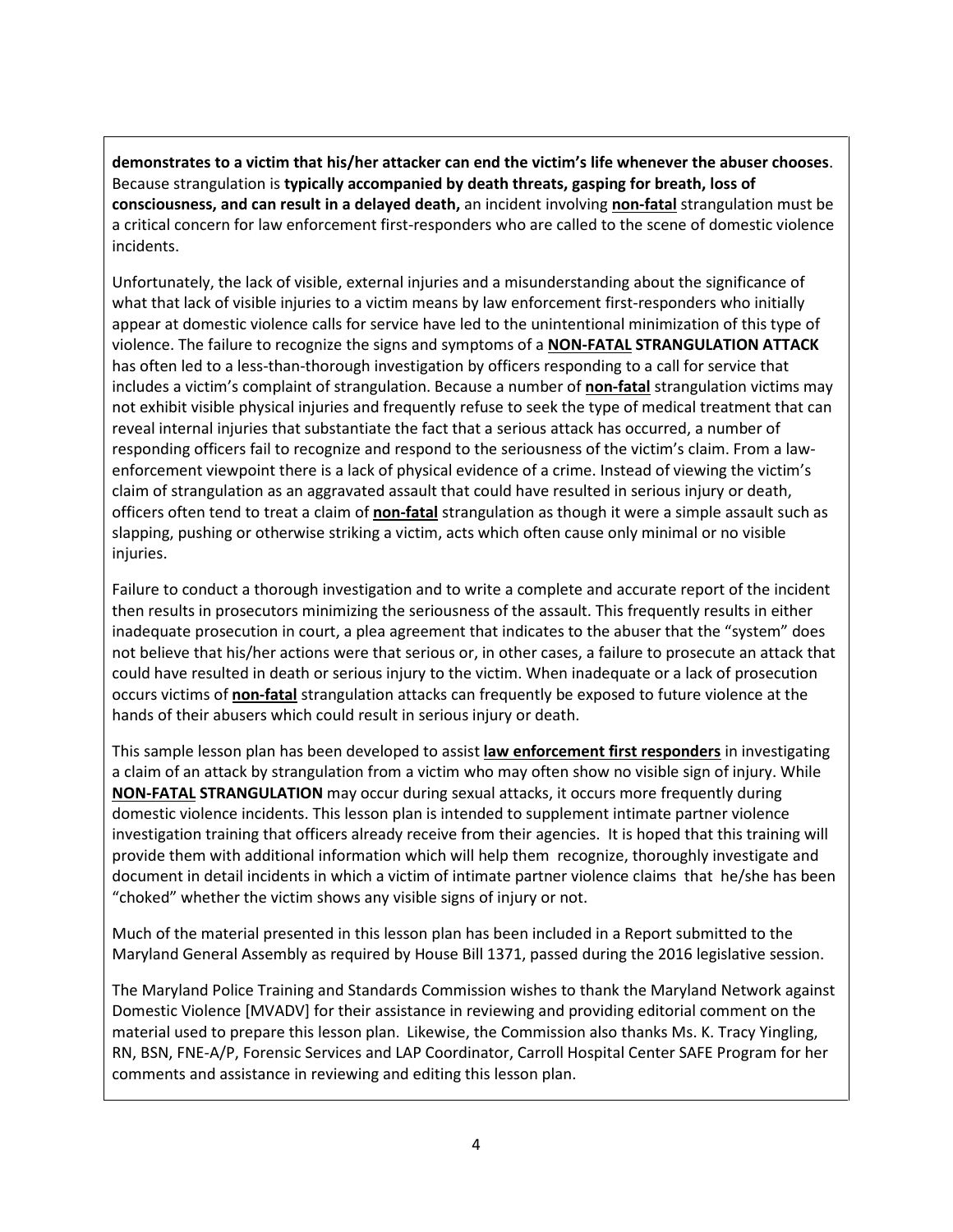**demonstrates to a victim that his/her attacker can end the victim's life whenever the abuser chooses**. Because strangulation is **typically accompanied by death threats, gasping for breath, loss of consciousness, and can result in a delayed death,** an incident involving **non-fatal** strangulation must be a critical concern for law enforcement first-responders who are called to the scene of domestic violence incidents.

Unfortunately, the lack of visible, external injuries and a misunderstanding about the significance of what that lack of visible injuries to a victim means by law enforcement first-responders who initially appear at domestic violence calls for service have led to the unintentional minimization of this type of violence. The failure to recognize the signs and symptoms of a **NON-FATAL STRANGULATION ATTACK** has often led to a less-than-thorough investigation by officers responding to a call for service that includes a victim's complaint of strangulation. Because a number of **non-fatal** strangulation victims may not exhibit visible physical injuries and frequently refuse to seek the type of medical treatment that can reveal internal injuries that substantiate the fact that a serious attack has occurred, a number of responding officers fail to recognize and respond to the seriousness of the victim's claim. From a law-enforcement viewpoint there is a lack of physical evidence of a crime. Instead of viewing the victim's claim of strangulation as an aggravated assault that could have resulted in serious injury or death, officers often tend to treat a claim of **non-fatal** strangulation as though it were a simple assault such as slapping, pushing or otherwise striking a victim, acts which often cause only minimal or no visible injuries.

Failure to conduct a thorough investigation and to write a complete and accurate report of the incident then results in prosecutors minimizing the seriousness of the assault. This frequently results in either inadequate prosecution in court, a plea agreement that indicates to the abuser that the "system" does not believe that his/her actions were that serious or, in other cases, a failure to prosecute an attack that could have resulted in death or serious injury to the victim. When inadequate or a lack of prosecution occurs victims of **non-fatal** strangulation attacks can frequently be exposed to future violence at the hands of their abusers which could result in serious injury or death.

This sample lesson plan has been developed to assist **law enforcement first responders** in investigating a claim of an attack by strangulation from a victim who may often show no visible sign of injury. While **NON-FATAL STRANGULATION** may occur during sexual attacks, it occurs more frequently during domestic violence incidents. This lesson plan is intended to supplement intimate partner violence investigation training that officers already receive from their agencies. It is hoped that this training will provide them with additional information which will help them recognize, thoroughly investigate and document in detail incidents in which a victim of intimate partner violence claims that he/she has been "choked" whether the victim shows any visible signs of injury or not.

Much of the material presented in this lesson plan has been included in a Report submitted to the Maryland General Assembly as required by House Bill 1371, passed during the 2016 legislative session.

The Maryland Police Training and Standards Commission wishes to thank the Maryland Network against Domestic Violence [MVADV] for their assistance in reviewing and providing editorial comment on the material used to prepare this lesson plan. Likewise, the Commission also thanks Ms. K. Tracy Yingling, RN, BSN, FNE-A/P, Forensic Services and LAP Coordinator, Carroll Hospital Center SAFE Program for her comments and assistance in reviewing and editing this lesson plan.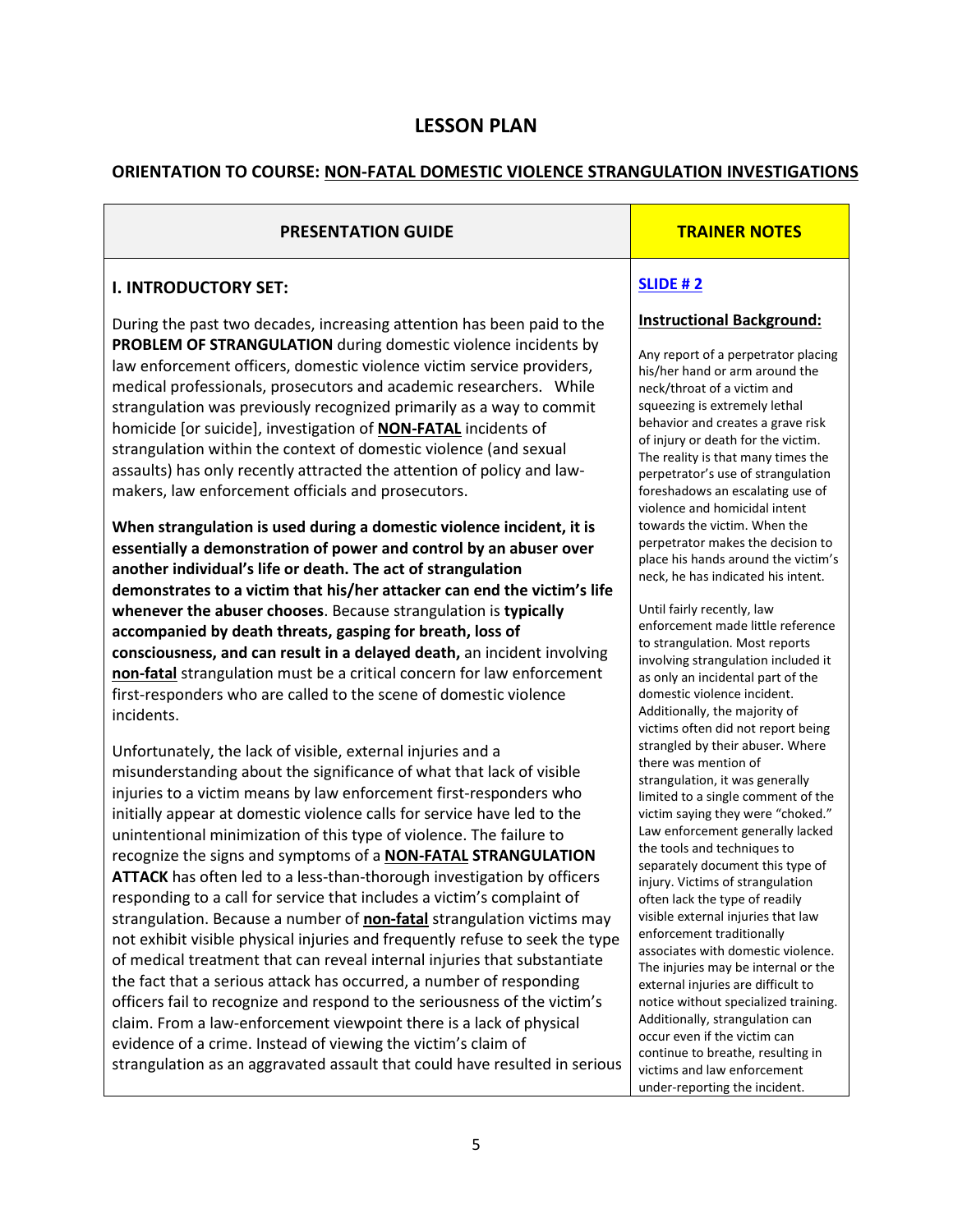## LESSON PLAN

### ORIENTATION TO COURSE: NON-FATAL DOMESTIC VIOLENCE STRANGULATION INVESTIGATIONS

| PRESENTATION GUIDE | TRAINER NOTES |
| --- | --- |
| **I. INTRODUCTORY SET:**<br><br>During the past two decades, increasing attention has been paid to the **PROBLEM OF STRANGULATION** during domestic violence incidents by law enforcement officers, domestic violence victim service providers, medical professionals, prosecutors and academic researchers. While strangulation was previously recognized primarily as a way to commit homicide [or suicide], investigation of **NON-FATAL** incidents of strangulation within the context of domestic violence (and sexual assaults) has only recently attracted the attention of policy and law-makers, law enforcement officials and prosecutors.<br><br>**When strangulation is used during a domestic violence incident, it is essentially a demonstration of power and control by an abuser over another individual's life or death. The act of strangulation demonstrates to a victim that his/her attacker can end the victim's life whenever the abuser chooses**. Because strangulation is **typically accompanied by death threats, gasping for breath, loss of consciousness, and can result in a delayed death,** an incident involving **non-fatal** strangulation must be a critical concern for law enforcement first-responders who are called to the scene of domestic violence incidents.<br><br>Unfortunately, the lack of visible, external injuries and a misunderstanding about the significance of what that lack of visible injuries to a victim means by law enforcement first-responders who initially appear at domestic violence calls for service have led to the unintentional minimization of this type of violence. The failure to recognize the signs and symptoms of a **NON-FATAL STRANGULATION ATTACK** has often led to a less-than-thorough investigation by officers responding to a call for service that includes a victim's complaint of strangulation. Because a number of **non-fatal** strangulation victims may not exhibit visible physical injuries and frequently refuse to seek the type of medical treatment that can reveal internal injuries that substantiate the fact that a serious attack has occurred, a number of responding officers fail to recognize and respond to the seriousness of the victim's claim. From a law-enforcement viewpoint there is a lack of physical evidence of a crime. Instead of viewing the victim's claim of strangulation as an aggravated assault that could have resulted in serious | **SLIDE # 2**<br><br>**Instructional Background:**<br><br>Any report of a perpetrator placing his/her hand or arm around the neck/throat of a victim and squeezing is extremely lethal behavior and creates a grave risk of injury or death for the victim. The reality is that many times the perpetrator's use of strangulation foreshadows an escalating use of violence and homicidal intent towards the victim. When the perpetrator makes the decision to place his hands around the victim's neck, he has indicated his intent.<br><br>Until fairly recently, law enforcement made little reference to strangulation. Most reports involving strangulation included it as only an incidental part of the domestic violence incident. Additionally, the majority of victims often did not report being strangled by their abuser. Where there was mention of strangulation, it was generally limited to a single comment of the victim saying they were "choked." Law enforcement generally lacked the tools and techniques to separately document this type of injury. Victims of strangulation often lack the type of readily visible external injuries that law enforcement traditionally associates with domestic violence. The injuries may be internal or the external injuries are difficult to notice without specialized training. Additionally, strangulation can occur even if the victim can continue to breathe, resulting in victims and law enforcement under-reporting the incident. |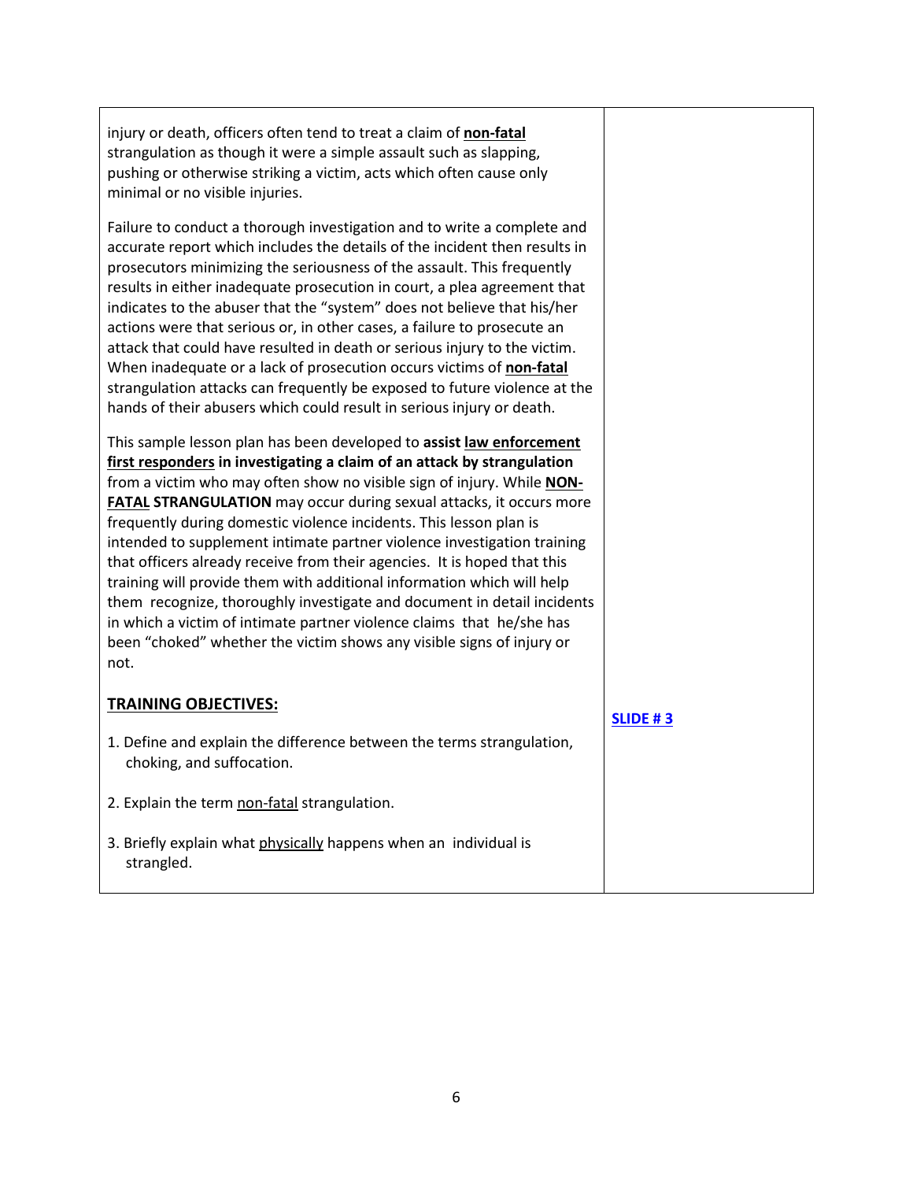| | |
|---|---|
| injury or death, officers often tend to treat a claim of **non-fatal** strangulation as though it were a simple assault such as slapping, pushing or otherwise striking a victim, acts which often cause only minimal or no visible injuries.<br><br>Failure to conduct a thorough investigation and to write a complete and accurate report which includes the details of the incident then results in prosecutors minimizing the seriousness of the assault. This frequently results in either inadequate prosecution in court, a plea agreement that indicates to the abuser that the "system" does not believe that his/her actions were that serious or, in other cases, a failure to prosecute an attack that could have resulted in death or serious injury to the victim. When inadequate or a lack of prosecution occurs victims of **non-fatal** strangulation attacks can frequently be exposed to future violence at the hands of their abusers which could result in serious injury or death.<br><br>This sample lesson plan has been developed to **assist law enforcement first responders in investigating a claim of an attack by strangulation** from a victim who may often show no visible sign of injury. While **NON-FATAL STRANGULATION** may occur during sexual attacks, it occurs more frequently during domestic violence incidents. This lesson plan is intended to supplement intimate partner violence investigation training that officers already receive from their agencies. It is hoped that this training will provide them with additional information which will help them recognize, thoroughly investigate and document in detail incidents in which a victim of intimate partner violence claims that he/she has been "choked" whether the victim shows any visible signs of injury or not. | |
| **TRAINING OBJECTIVES:**<br><br>1. Define and explain the difference between the terms strangulation, choking, and suffocation.<br><br>2. Explain the term non-fatal strangulation.<br><br>3. Briefly explain what physically happens when an individual is strangled. | **SLIDE # 3** |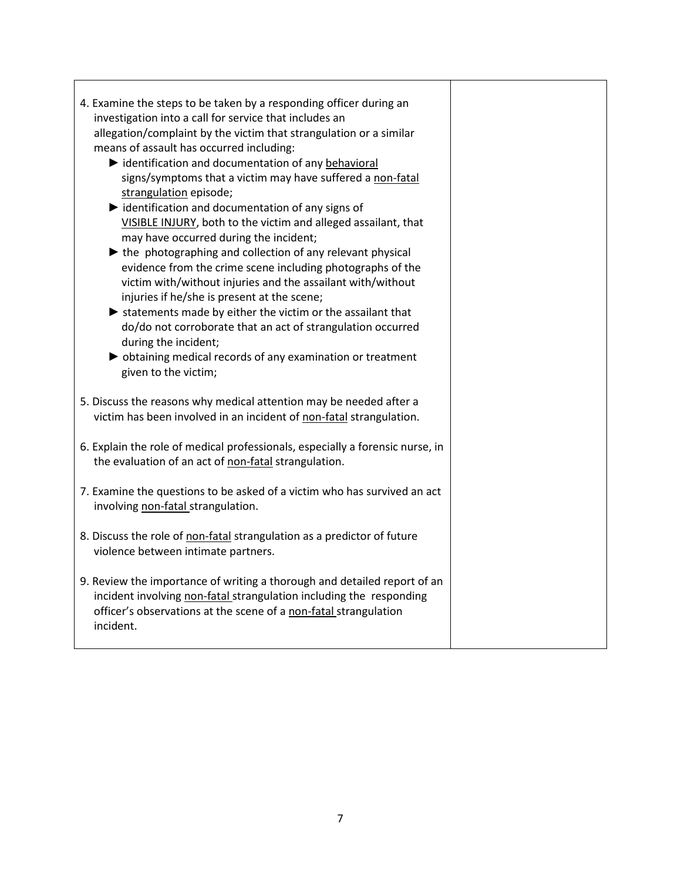| | |
|---|---|
| 4. Examine the steps to be taken by a responding officer during an investigation into a call for service that includes an allegation/complaint by the victim that strangulation or a similar means of assault has occurred including:<br>► identification and documentation of any <u>behavioral</u> signs/symptoms that a victim may have suffered a <u>non-fatal strangulation</u> episode;<br>► identification and documentation of any signs of <u>VISIBLE INJURY</u>, both to the victim and alleged assailant, that may have occurred during the incident;<br>► the photographing and collection of any relevant physical evidence from the crime scene including photographs of the victim with/without injuries and the assailant with/without injuries if he/she is present at the scene;<br>► statements made by either the victim or the assailant that do/do not corroborate that an act of strangulation occurred during the incident;<br>► obtaining medical records of any examination or treatment given to the victim;<br><br>5. Discuss the reasons why medical attention may be needed after a victim has been involved in an incident of <u>non-fatal</u> strangulation.<br><br>6. Explain the role of medical professionals, especially a forensic nurse, in the evaluation of an act of <u>non-fatal</u> strangulation.<br><br>7. Examine the questions to be asked of a victim who has survived an act involving <u>non-fatal</u> strangulation.<br><br>8. Discuss the role of <u>non-fatal</u> strangulation as a predictor of future violence between intimate partners.<br><br>9. Review the importance of writing a thorough and detailed report of an incident involving <u>non-fatal</u> strangulation including the responding officer's observations at the scene of a <u>non-fatal</u> strangulation incident. | |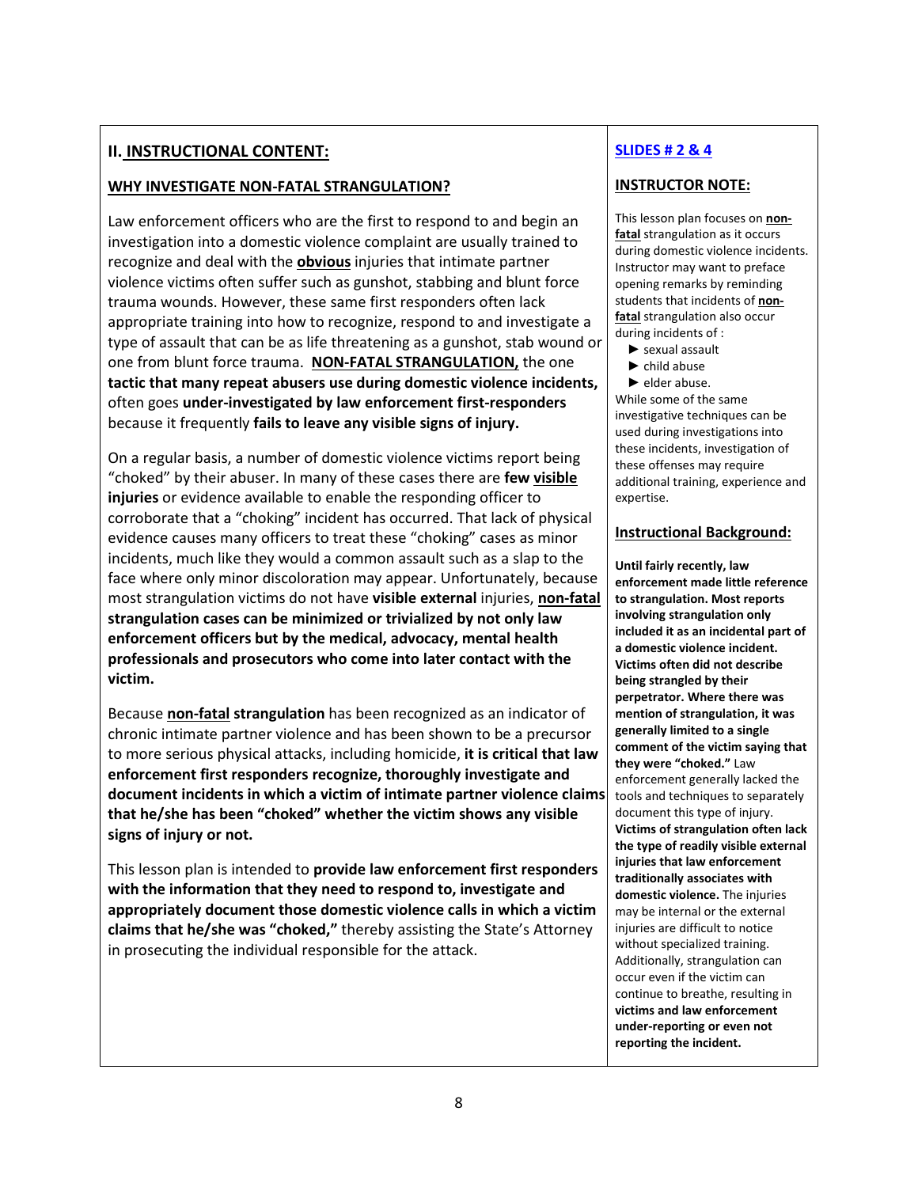## II. INSTRUCTIONAL CONTENT:

### WHY INVESTIGATE NON-FATAL STRANGULATION?

Law enforcement officers who are the first to respond to and begin an investigation into a domestic violence complaint are usually trained to recognize and deal with the **obvious** injuries that intimate partner violence victims often suffer such as gunshot, stabbing and blunt force trauma wounds. However, these same first responders often lack appropriate training into how to recognize, respond to and investigate a type of assault that can be as life threatening as a gunshot, stab wound or one from blunt force trauma. **NON-FATAL STRANGULATION,** the one **tactic that many repeat abusers use during domestic violence incidents,** often goes **under-investigated by law enforcement first-responders** because it frequently **fails to leave any visible signs of injury.**

On a regular basis, a number of domestic violence victims report being "choked" by their abuser. In many of these cases there are **few visible injuries** or evidence available to enable the responding officer to corroborate that a "choking" incident has occurred. That lack of physical evidence causes many officers to treat these "choking" cases as minor incidents, much like they would a common assault such as a slap to the face where only minor discoloration may appear. Unfortunately, because most strangulation victims do not have **visible external** injuries, **non-fatal strangulation cases can be minimized or trivialized by not only law enforcement officers but by the medical, advocacy, mental health professionals and prosecutors who come into later contact with the victim.**

Because **non-fatal strangulation** has been recognized as an indicator of chronic intimate partner violence and has been shown to be a precursor to more serious physical attacks, including homicide, **it is critical that law enforcement first responders recognize, thoroughly investigate and document incidents in which a victim of intimate partner violence claims that he/she has been "choked" whether the victim shows any visible signs of injury or not.**

This lesson plan is intended to **provide law enforcement first responders with the information that they need to respond to, investigate and appropriately document those domestic violence calls in which a victim claims that he/she was "choked,"** thereby assisting the State's Attorney in prosecuting the individual responsible for the attack.

**SLIDES # 2 & 4**

**INSTRUCTOR NOTE:**

This lesson plan focuses on **non-fatal** strangulation as it occurs during domestic violence incidents. Instructor may want to preface opening remarks by reminding students that incidents of **non-fatal** strangulation also occur during incidents of :

- ► sexual assault
- ► child abuse
- ► elder abuse.

While some of the same investigative techniques can be used during investigations into these incidents, investigation of these offenses may require additional training, experience and expertise.

**Instructional Background:**

**Until fairly recently, law enforcement made little reference to strangulation. Most reports involving strangulation only included it as an incidental part of a domestic violence incident. Victims often did not describe being strangled by their perpetrator. Where there was mention of strangulation, it was generally limited to a single comment of the victim saying that they were "choked."** Law enforcement generally lacked the tools and techniques to separately document this type of injury. **Victims of strangulation often lack the type of readily visible external injuries that law enforcement traditionally associates with domestic violence.** The injuries may be internal or the external injuries are difficult to notice without specialized training. Additionally, strangulation can occur even if the victim can continue to breathe, resulting in **victims and law enforcement under-reporting or even not reporting the incident.**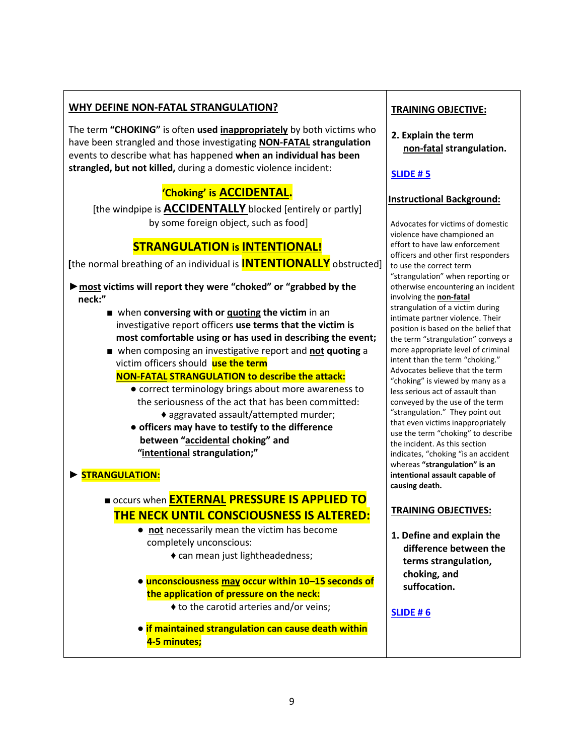## WHY DEFINE NON-FATAL STRANGULATION?

The term **"CHOKING"** is often **used inappropriately** by both victims who have been strangled and those investigating **NON-FATAL strangulation** events to describe what has happened **when an individual has been strangled, but not killed,** during a domestic violence incident:

**'Choking' is ACCIDENTAL.**

[the windpipe is **ACCIDENTALLY** blocked [entirely or partly] by some foreign object, such as food]

**STRANGULATION is INTENTIONAL!**

[the normal breathing of an individual is **INTENTIONALLY** obstructed]

► **most victims will report they were "choked" or "grabbed by the neck:"**

- when **conversing with or quoting the victim** in an investigative report officers **use terms that the victim is most comfortable using or has used in describing the event;**
- when composing an investigative report and **not quoting** a victim officers should **use the term NON-FATAL STRANGULATION to describe the attack:**
  - correct terminology brings about more awareness to the seriousness of the act that has been committed:
    - ♦ aggravated assault/attempted murder;
  - **officers may have to testify to the difference between "accidental choking" and "intentional strangulation;"**

► **STRANGULATION:**

- occurs when **EXTERNAL PRESSURE IS APPLIED TO THE NECK UNTIL CONSCIOUSNESS IS ALTERED:**
  - **not** necessarily mean the victim has become completely unconscious:
    - ♦ can mean just lightheadedness;
  - **unconsciousness may occur within 10–15 seconds of the application of pressure on the neck:**
    - ♦ to the carotid arteries and/or veins;
  - **if maintained strangulation can cause death within 4-5 minutes;**

**TRAINING OBJECTIVE:**

**2. Explain the term non-fatal strangulation.**

**SLIDE # 5**

**Instructional Background:**

Advocates for victims of domestic violence have championed an effort to have law enforcement officers and other first responders to use the correct term "strangulation" when reporting or otherwise encountering an incident involving the **non-fatal** strangulation of a victim during intimate partner violence. Their position is based on the belief that the term "strangulation" conveys a more appropriate level of criminal intent than the term "choking." Advocates believe that the term "choking" is viewed by many as a less serious act of assault than conveyed by the use of the term "strangulation." They point out that even victims inappropriately use the term "choking" to describe the incident. As this section indicates, "choking "is an accident whereas **"strangulation" is an intentional assault capable of causing death.**

**TRAINING OBJECTIVES:**

**1. Define and explain the difference between the terms strangulation, choking, and suffocation.**

**SLIDE # 6**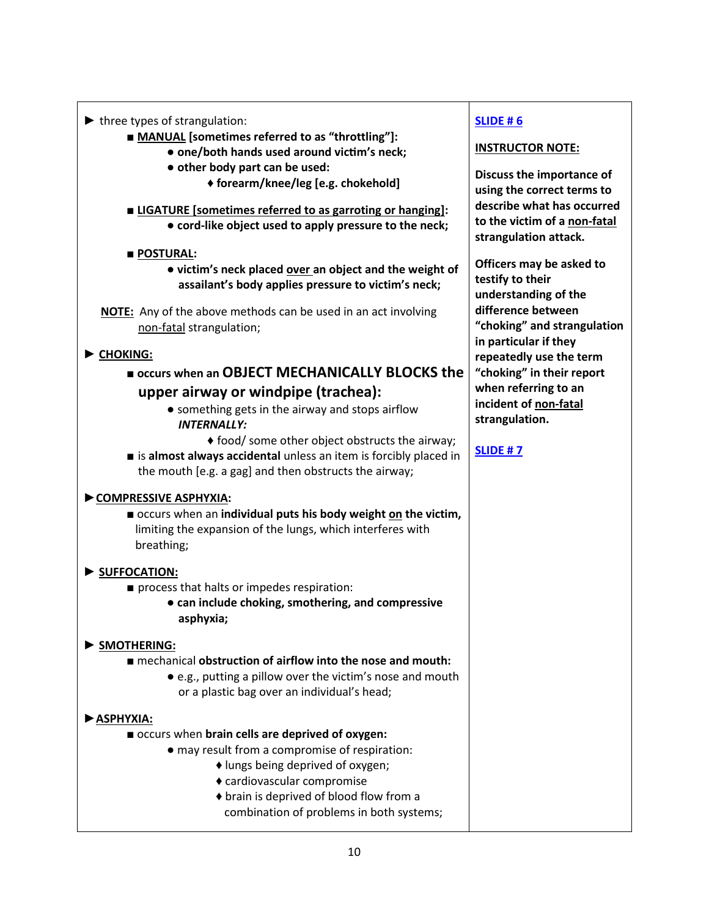| | |
|---|---|
| ► three types of strangulation:<br>■ **<u>MANUAL</u> [sometimes referred to as "throttling"]:**<br>● **one/both hands used around victim's neck;**<br>● **other body part can be used:**<br>♦ **forearm/knee/leg [e.g. chokehold]**<br><br>■ **<u>LIGATURE [sometimes referred to as garroting or hanging]</u>:**<br>● **cord-like object used to apply pressure to the neck;**<br><br>■ **<u>POSTURAL</u>:**<br>● **victim's neck placed <u>over</u> an object and the weight of assailant's body applies pressure to victim's neck;**<br><br>**<u>NOTE:</u>** Any of the above methods can be used in an act involving <u>non-fatal</u> strangulation;<br><br>► **<u>CHOKING:</u>**<br>■ **occurs when an OBJECT MECHANICALLY BLOCKS the upper airway or windpipe (trachea):**<br>● something gets in the airway and stops airflow ***INTERNALLY:***<br>♦ food/ some other object obstructs the airway;<br>■ is **almost always accidental** unless an item is forcibly placed in the mouth [e.g. a gag] and then obstructs the airway;<br><br>► **<u>COMPRESSIVE ASPHYXIA</u>:**<br>■ occurs when an **individual puts his body weight <u>on</u> the victim,** limiting the expansion of the lungs, which interferes with breathing;<br><br>► **<u>SUFFOCATION:</u>**<br>■ process that halts or impedes respiration:<br>● **can include choking, smothering, and compressive asphyxia;**<br><br>► **<u>SMOTHERING:</u>**<br>■ mechanical **obstruction of airflow into the nose and mouth:**<br>● e.g., putting a pillow over the victim's nose and mouth or a plastic bag over an individual's head;<br><br>► **<u>ASPHYXIA:</u>**<br>■ occurs when **brain cells are deprived of oxygen:**<br>● may result from a compromise of respiration:<br>♦ lungs being deprived of oxygen;<br>♦ cardiovascular compromise<br>♦ brain is deprived of blood flow from a combination of problems in both systems; | **<u>SLIDE # 6</u>**<br><br>**<u>INSTRUCTOR NOTE:</u>**<br><br>**Discuss the importance of using the correct terms to describe what has occurred to the victim of a <u>non-fatal</u> strangulation attack.**<br><br>**Officers may be asked to testify to their understanding of the difference between "choking" and strangulation in particular if they repeatedly use the term "choking" in their report when referring to an incident of <u>non-fatal</u> strangulation.**<br><br>**<u>SLIDE # 7</u>** |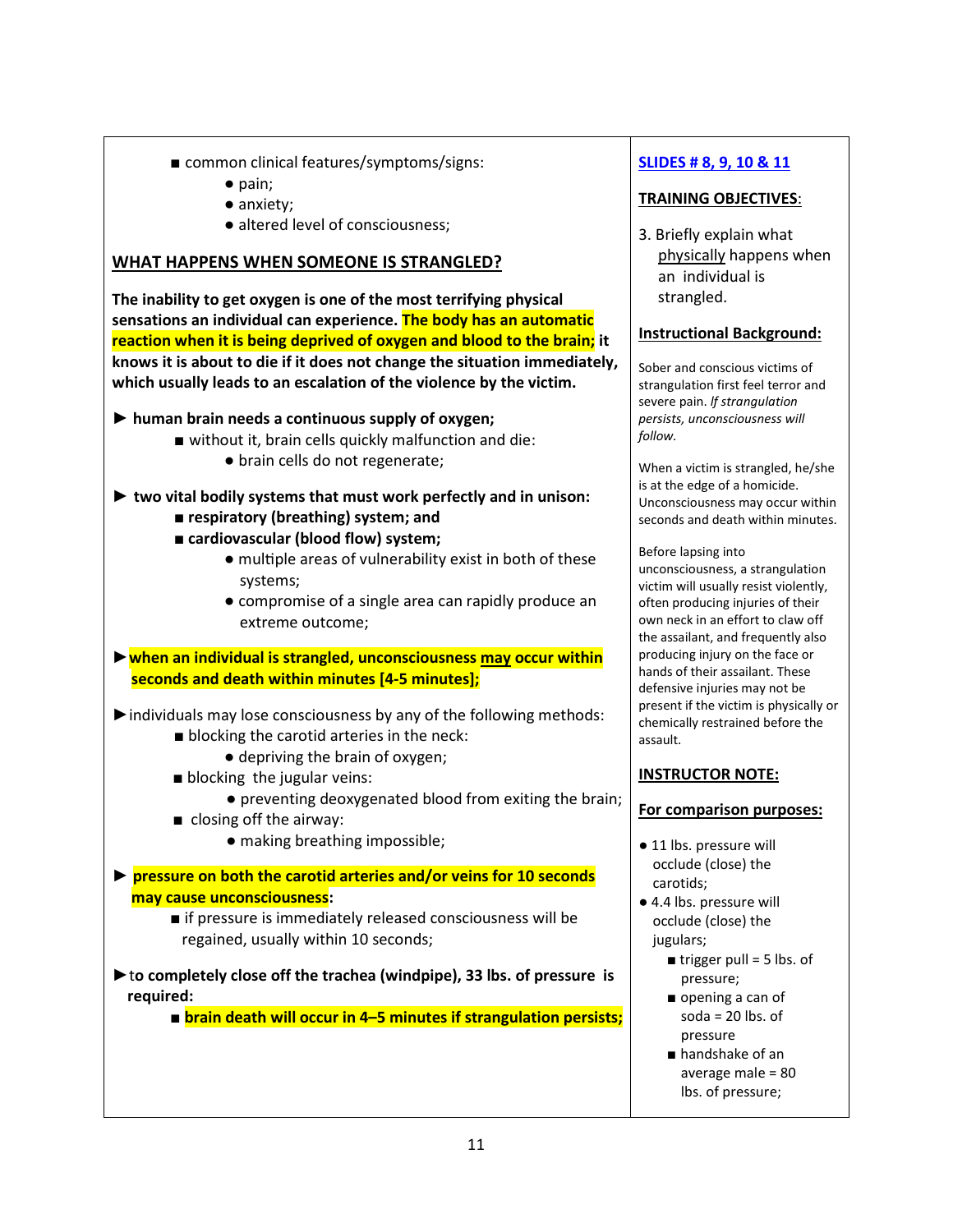- common clinical features/symptoms/signs:
  - pain;
  - anxiety;
  - altered level of consciousness;

## WHAT HAPPENS WHEN SOMEONE IS STRANGLED?

**The inability to get oxygen is one of the most terrifying physical sensations an individual can experience. The body has an automatic reaction when it is being deprived of oxygen and blood to the brain; it knows it is about to die if it does not change the situation immediately, which usually leads to an escalation of the violence by the victim.**

- **human brain needs a continuous supply of oxygen;**
  - without it, brain cells quickly malfunction and die:
    - brain cells do not regenerate;
- **two vital bodily systems that must work perfectly and in unison:**
  - **respiratory (breathing) system; and**
  - **cardiovascular (blood flow) system;**
    - multiple areas of vulnerability exist in both of these systems;
    - compromise of a single area can rapidly produce an extreme outcome;
- **when an individual is strangled, unconsciousness may occur within seconds and death within minutes [4-5 minutes];**
- individuals may lose consciousness by any of the following methods:
  - blocking the carotid arteries in the neck:
    - depriving the brain of oxygen;
  - blocking the jugular veins:
    - preventing deoxygenated blood from exiting the brain;
  - closing off the airway:
    - making breathing impossible;
- **pressure on both the carotid arteries and/or veins for 10 seconds may cause unconsciousness:**
  - if pressure is immediately released consciousness will be regained, usually within 10 seconds;
- to **completely close off the trachea (windpipe), 33 lbs. of pressure is required:**
  - **brain death will occur in 4–5 minutes if strangulation persists;**

**SLIDES # 8, 9, 10 & 11**

**TRAINING OBJECTIVES:**

3. Briefly explain what physically happens when an individual is strangled.

**Instructional Background:**

Sober and conscious victims of strangulation first feel terror and severe pain. *If strangulation persists, unconsciousness will follow.*

When a victim is strangled, he/she is at the edge of a homicide. Unconsciousness may occur within seconds and death within minutes.

Before lapsing into unconsciousness, a strangulation victim will usually resist violently, often producing injuries of their own neck in an effort to claw off the assailant, and frequently also producing injury on the face or hands of their assailant. These defensive injuries may not be present if the victim is physically or chemically restrained before the assault.

**INSTRUCTOR NOTE:**

**For comparison purposes:**

- 11 lbs. pressure will occlude (close) the carotids;
- 4.4 lbs. pressure will occlude (close) the jugulars;
  - trigger pull = 5 lbs. of pressure;
  - opening a can of soda = 20 lbs. of pressure
  - handshake of an average male = 80 lbs. of pressure;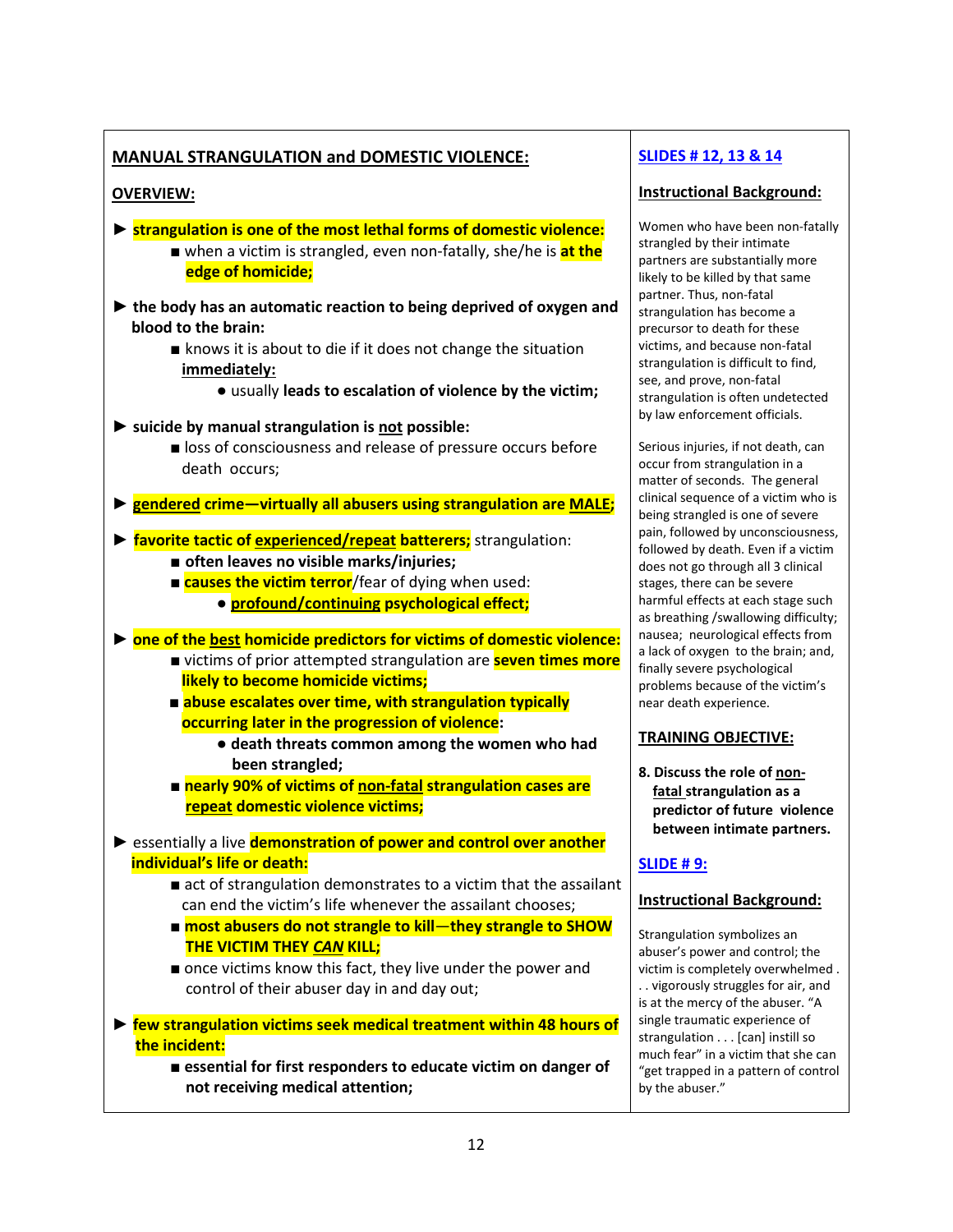## MANUAL STRANGULATION and DOMESTIC VIOLENCE:

**OVERVIEW:**

- ► **strangulation is one of the most lethal forms of domestic violence:**
  - ■ when a victim is strangled, even non-fatally, she/he is **at the edge of homicide;**
- ► **the body has an automatic reaction to being deprived of oxygen and blood to the brain:**
  - ■ knows it is about to die if it does not change the situation **immediately:**
    - ● usually **leads to escalation of violence by the victim;**
- ► **suicide by manual strangulation is not possible:**
  - ■ loss of consciousness and release of pressure occurs before death occurs;
- ► **gendered crime—virtually all abusers using strangulation are MALE;**
- ► **favorite tactic of experienced/repeat batterers;** strangulation:
  - ■ **often leaves no visible marks/injuries;**
  - ■ **causes the victim terror**/fear of dying when used:
    - ● **profound/continuing psychological effect;**
- ► **one of the best homicide predictors for victims of domestic violence:**
  - ■ victims of prior attempted strangulation are **seven times more likely to become homicide victims;**
  - ■ **abuse escalates over time, with strangulation typically occurring later in the progression of violence:**
    - ● **death threats common among the women who had been strangled;**
  - ■ **nearly 90% of victims of non-fatal strangulation cases are repeat domestic violence victims;**
- ► essentially a live **demonstration of power and control over another individual's life or death:**
  - ■ act of strangulation demonstrates to a victim that the assailant can end the victim's life whenever the assailant chooses;
  - ■ **most abusers do not strangle to kill—they strangle to SHOW THE VICTIM THEY *CAN* KILL;**
  - ■ once victims know this fact, they live under the power and control of their abuser day in and day out;
- ► **few strangulation victims seek medical treatment within 48 hours of the incident:**
  - ■ **essential for first responders to educate victim on danger of not receiving medical attention;**

### SLIDES # 12, 13 & 14

**Instructional Background:**

Women who have been non-fatally strangled by their intimate partners are substantially more likely to be killed by that same partner. Thus, non-fatal strangulation has become a precursor to death for these victims, and because non-fatal strangulation is difficult to find, see, and prove, non-fatal strangulation is often undetected by law enforcement officials.

Serious injuries, if not death, can occur from strangulation in a matter of seconds. The general clinical sequence of a victim who is being strangled is one of severe pain, followed by unconsciousness, followed by death. Even if a victim does not go through all 3 clinical stages, there can be severe harmful effects at each stage such as breathing /swallowing difficulty; nausea; neurological effects from a lack of oxygen to the brain; and, finally severe psychological problems because of the victim's near death experience.

**TRAINING OBJECTIVE:**

**8. Discuss the role of non-fatal strangulation as a predictor of future violence between intimate partners.**

### SLIDE # 9:

**Instructional Background:**

Strangulation symbolizes an abuser's power and control; the victim is completely overwhelmed . . . vigorously struggles for air, and is at the mercy of the abuser. "A single traumatic experience of strangulation . . . [can] instill so much fear" in a victim that she can "get trapped in a pattern of control by the abuser."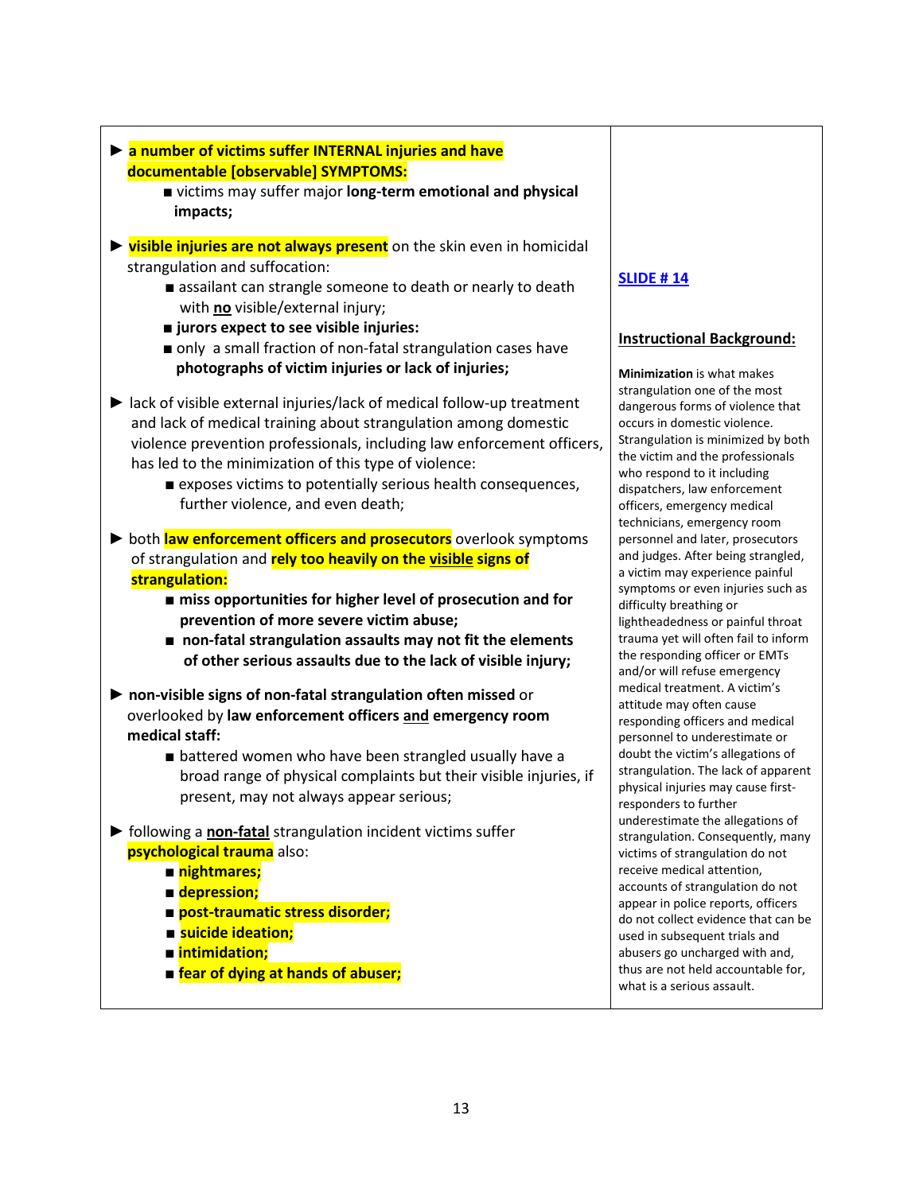► **a number of victims suffer INTERNAL injuries and have documentable [observable] SYMPTOMS:**

- ■ victims may suffer major **long-term emotional and physical impacts;**

► **visible injuries are not always present** on the skin even in homicidal strangulation and suffocation:

- ■ assailant can strangle someone to death or nearly to death with **no** visible/external injury;
- ■ **jurors expect to see visible injuries:**
- ■ only a small fraction of non-fatal strangulation cases have **photographs of victim injuries or lack of injuries;**

► lack of visible external injuries/lack of medical follow-up treatment and lack of medical training about strangulation among domestic violence prevention professionals, including law enforcement officers, has led to the minimization of this type of violence:

- ■ exposes victims to potentially serious health consequences, further violence, and even death;

► both **law enforcement officers and prosecutors** overlook symptoms of strangulation and **rely too heavily on the visible signs of strangulation:**

- ■ **miss opportunities for higher level of prosecution and for prevention of more severe victim abuse;**
- ■ **non-fatal strangulation assaults may not fit the elements of other serious assaults due to the lack of visible injury;**

► **non-visible signs of non-fatal strangulation often missed** or overlooked by **law enforcement officers and emergency room medical staff:**

- ■ battered women who have been strangled usually have a broad range of physical complaints but their visible injuries, if present, may not always appear serious;

► following a **non-fatal** strangulation incident victims suffer **psychological trauma** also:

- ■ **nightmares;**
- ■ **depression;**
- ■ **post-traumatic stress disorder;**
- ■ **suicide ideation;**
- ■ **intimidation;**
- ■ **fear of dying at hands of abuser;**

**SLIDE # 14**

**Instructional Background:**

**Minimization** is what makes strangulation one of the most dangerous forms of violence that occurs in domestic violence. Strangulation is minimized by both the victim and the professionals who respond to it including dispatchers, law enforcement officers, emergency medical technicians, emergency room personnel and later, prosecutors and judges. After being strangled, a victim may experience painful symptoms or even injuries such as difficulty breathing or lightheadedness or painful throat trauma yet will often fail to inform the responding officer or EMTs and/or will refuse emergency medical treatment. A victim's attitude may often cause responding officers and medical personnel to underestimate or doubt the victim's allegations of strangulation. The lack of apparent physical injuries may cause first-responders to further underestimate the allegations of strangulation. Consequently, many victims of strangulation do not receive medical attention, accounts of strangulation do not appear in police reports, officers do not collect evidence that can be used in subsequent trials and abusers go uncharged with and, thus are not held accountable for, what is a serious assault.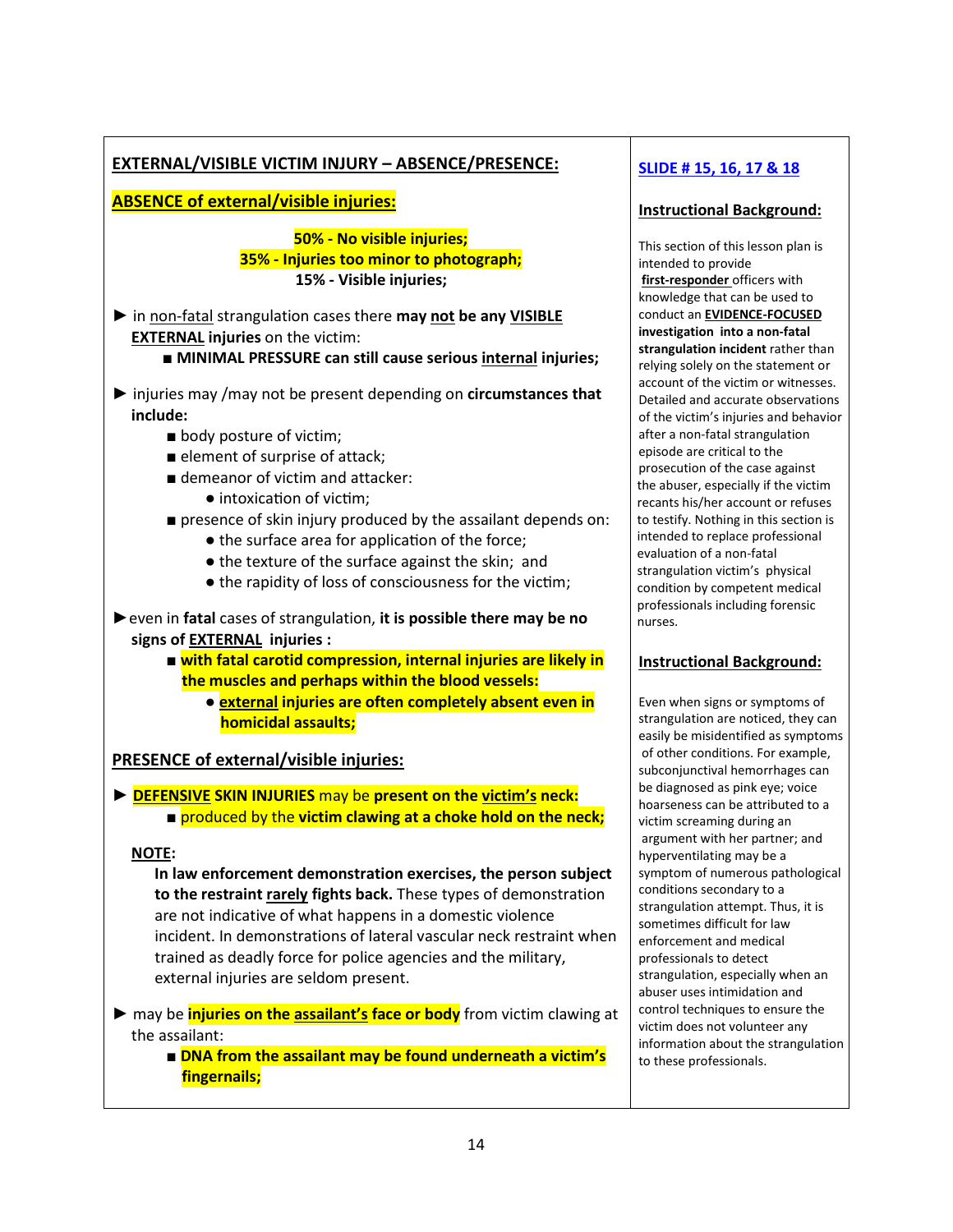**EXTERNAL/VISIBLE VICTIM INJURY – ABSENCE/PRESENCE:**

**ABSENCE of external/visible injuries:**

**50% - No visible injuries;**
**35% - Injuries too minor to photograph;**
**15% - Visible injuries;**

► in non-fatal strangulation cases there **may not** be any **VISIBLE EXTERNAL injuries** on the victim:

- **MINIMAL PRESSURE can still cause serious internal injuries;**

► injuries may /may not be present depending on **circumstances that include:**

- body posture of victim;
- element of surprise of attack;
- demeanor of victim and attacker:
  - intoxication of victim;
- presence of skin injury produced by the assailant depends on:
  - the surface area for application of the force;
  - the texture of the surface against the skin; and
  - the rapidity of loss of consciousness for the victim;

► even in **fatal** cases of strangulation, **it is possible there may be no signs of EXTERNAL injuries :**

- **with fatal carotid compression, internal injuries are likely in the muscles and perhaps within the blood vessels:**
  - **external injuries are often completely absent even in homicidal assaults;**

**PRESENCE of external/visible injuries:**

► **DEFENSIVE SKIN INJURIES** may be **present on the victim's neck:**

- produced by the **victim clawing at a choke hold on the neck;**

**NOTE:**
**In law enforcement demonstration exercises, the person subject to the restraint rarely fights back.** These types of demonstration are not indicative of what happens in a domestic violence incident. In demonstrations of lateral vascular neck restraint when trained as deadly force for police agencies and the military, external injuries are seldom present.

► may be **injuries on the assailant's face or body** from victim clawing at the assailant:

- **DNA from the assailant may be found underneath a victim's fingernails;**

**SLIDE # 15, 16, 17 & 18**

**Instructional Background:**

This section of this lesson plan is intended to provide **first-responder** officers with knowledge that can be used to conduct an **EVIDENCE-FOCUSED investigation into a non-fatal strangulation incident** rather than relying solely on the statement or account of the victim or witnesses. Detailed and accurate observations of the victim's injuries and behavior after a non-fatal strangulation episode are critical to the prosecution of the case against the abuser, especially if the victim recants his/her account or refuses to testify. Nothing in this section is intended to replace professional evaluation of a non-fatal strangulation victim's physical condition by competent medical professionals including forensic nurses.

**Instructional Background:**

Even when signs or symptoms of strangulation are noticed, they can easily be misidentified as symptoms of other conditions. For example, subconjunctival hemorrhages can be diagnosed as pink eye; voice hoarseness can be attributed to a victim screaming during an argument with her partner; and hyperventilating may be a symptom of numerous pathological conditions secondary to a strangulation attempt. Thus, it is sometimes difficult for law enforcement and medical professionals to detect strangulation, especially when an abuser uses intimidation and control techniques to ensure the victim does not volunteer any information about the strangulation to these professionals.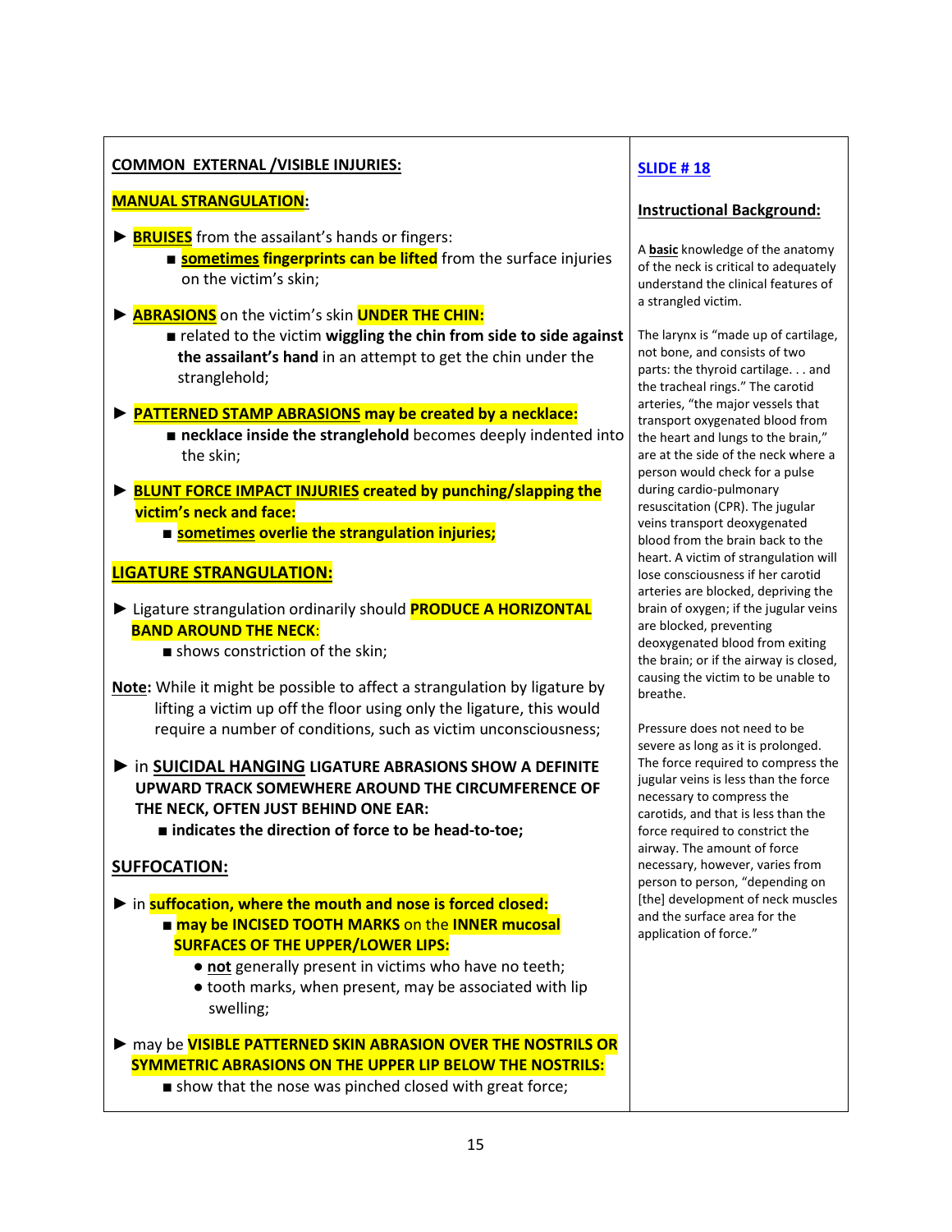**<u>COMMON EXTERNAL /VISIBLE INJURIES:</u>**

**<u>MANUAL STRANGULATION</u>:**

► **<u>BRUISES</u>** from the assailant's hands or fingers:

- ■ **<u>sometimes</u> fingerprints can be lifted** from the surface injuries on the victim's skin;

► **<u>ABRASIONS</u>** on the victim's skin **UNDER THE CHIN:**

- ■ related to the victim **wiggling the chin from side to side against the assailant's hand** in an attempt to get the chin under the stranglehold;

► **<u>PATTERNED STAMP ABRASIONS</u> may be created by a necklace:**

- ■ **necklace inside the stranglehold** becomes deeply indented into the skin;

► **<u>BLUNT FORCE IMPACT INJURIES</u> created by punching/slapping the victim's neck and face:**

- ■ **<u>sometimes</u> overlie the strangulation injuries;**

**<u>LIGATURE STRANGULATION:</u>**

► Ligature strangulation ordinarily should **PRODUCE A HORIZONTAL BAND AROUND THE NECK**:

- ■ shows constriction of the skin;

**<u>Note</u>:** While it might be possible to affect a strangulation by ligature by lifting a victim up off the floor using only the ligature, this would require a number of conditions, such as victim unconsciousness;

► in **<u>SUICIDAL HANGING</u> LIGATURE ABRASIONS SHOW A DEFINITE UPWARD TRACK SOMEWHERE AROUND THE CIRCUMFERENCE OF THE NECK, OFTEN JUST BEHIND ONE EAR:**

- ■ **indicates the direction of force to be head-to-toe;**

**<u>SUFFOCATION:</u>**

► in **suffocation, where the mouth and nose is forced closed:**

- ■ **may be INCISED TOOTH MARKS** on the **INNER mucosal SURFACES OF THE UPPER/LOWER LIPS:**
  - ● **<u>not</u>** generally present in victims who have no teeth;
  - ● tooth marks, when present, may be associated with lip swelling;

► may be **VISIBLE PATTERNED SKIN ABRASION OVER THE NOSTRILS OR SYMMETRIC ABRASIONS ON THE UPPER LIP BELOW THE NOSTRILS:**

- ■ show that the nose was pinched closed with great force;

**<u>SLIDE # 18</u>**

**<u>Instructional Background:</u>**

A **<u>basic</u>** knowledge of the anatomy of the neck is critical to adequately understand the clinical features of a strangled victim.

The larynx is "made up of cartilage, not bone, and consists of two parts: the thyroid cartilage. . . and the tracheal rings." The carotid arteries, "the major vessels that transport oxygenated blood from the heart and lungs to the brain," are at the side of the neck where a person would check for a pulse during cardio-pulmonary resuscitation (CPR). The jugular veins transport deoxygenated blood from the brain back to the heart. A victim of strangulation will lose consciousness if her carotid arteries are blocked, depriving the brain of oxygen; if the jugular veins are blocked, preventing deoxygenated blood from exiting the brain; or if the airway is closed, causing the victim to be unable to breathe.

Pressure does not need to be severe as long as it is prolonged. The force required to compress the jugular veins is less than the force necessary to compress the carotids, and that is less than the force required to constrict the airway. The amount of force necessary, however, varies from person to person, "depending on [the] development of neck muscles and the surface area for the application of force."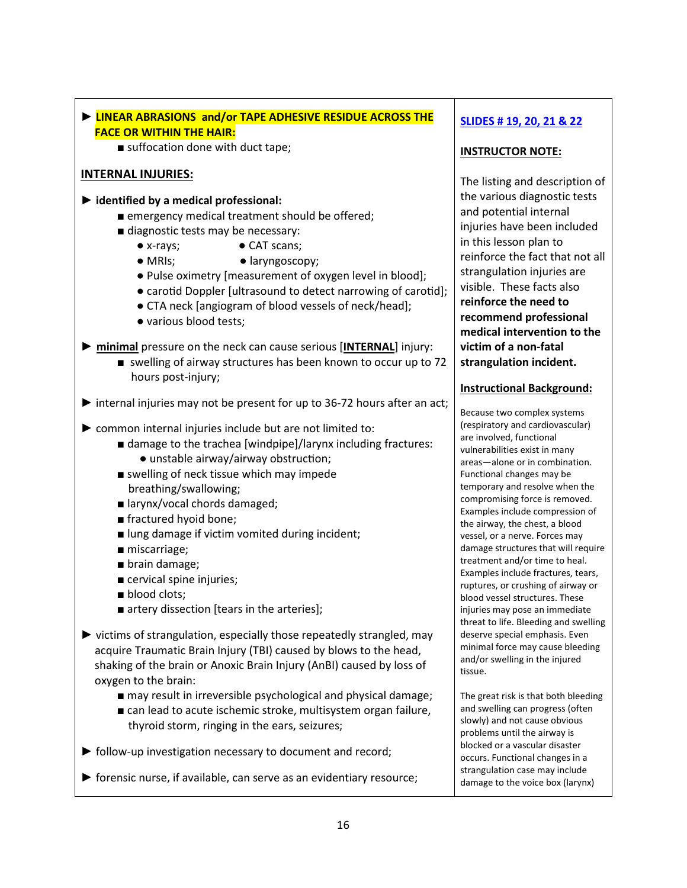► **LINEAR ABRASIONS and/or TAPE ADHESIVE RESIDUE ACROSS THE FACE OR WITHIN THE HAIR:**
- suffocation done with duct tape;

**INTERNAL INJURIES:**

► **identified by a medical professional:**
- emergency medical treatment should be offered;
- diagnostic tests may be necessary:
  - x-rays;
  - CAT scans;
  - MRIs;
  - laryngoscopy;
  - Pulse oximetry [measurement of oxygen level in blood];
  - carotid Doppler [ultrasound to detect narrowing of carotid];
  - CTA neck [angiogram of blood vessels of neck/head];
  - various blood tests;

► **minimal** pressure on the neck can cause serious [**INTERNAL**] injury:
- swelling of airway structures has been known to occur up to 72 hours post-injury;

► internal injuries may not be present for up to 36-72 hours after an act;

► common internal injuries include but are not limited to:
- damage to the trachea [windpipe]/larynx including fractures:
  - unstable airway/airway obstruction;
- swelling of neck tissue which may impede breathing/swallowing;
- larynx/vocal chords damaged;
- fractured hyoid bone;
- lung damage if victim vomited during incident;
- miscarriage;
- brain damage;
- cervical spine injuries;
- blood clots;
- artery dissection [tears in the arteries];

► victims of strangulation, especially those repeatedly strangled, may acquire Traumatic Brain Injury (TBI) caused by blows to the head, shaking of the brain or Anoxic Brain Injury (AnBI) caused by loss of oxygen to the brain:
- may result in irreversible psychological and physical damage;
- can lead to acute ischemic stroke, multisystem organ failure, thyroid storm, ringing in the ears, seizures;

► follow-up investigation necessary to document and record;

► forensic nurse, if available, can serve as an evidentiary resource;

**SLIDES # 19, 20, 21 & 22**

**INSTRUCTOR NOTE:**

The listing and description of the various diagnostic tests and potential internal injuries have been included in this lesson plan to reinforce the fact that not all strangulation injuries are visible. These facts also **reinforce the need to recommend professional medical intervention to the victim of a non-fatal strangulation incident.**

**Instructional Background:**

Because two complex systems (respiratory and cardiovascular) are involved, functional vulnerabilities exist in many areas—alone or in combination. Functional changes may be temporary and resolve when the compromising force is removed. Examples include compression of the airway, the chest, a blood vessel, or a nerve. Forces may damage structures that will require treatment and/or time to heal. Examples include fractures, tears, ruptures, or crushing of airway or blood vessel structures. These injuries may pose an immediate threat to life. Bleeding and swelling deserve special emphasis. Even minimal force may cause bleeding and/or swelling in the injured tissue.

The great risk is that both bleeding and swelling can progress (often slowly) and not cause obvious problems until the airway is blocked or a vascular disaster occurs. Functional changes in a strangulation case may include damage to the voice box (larynx)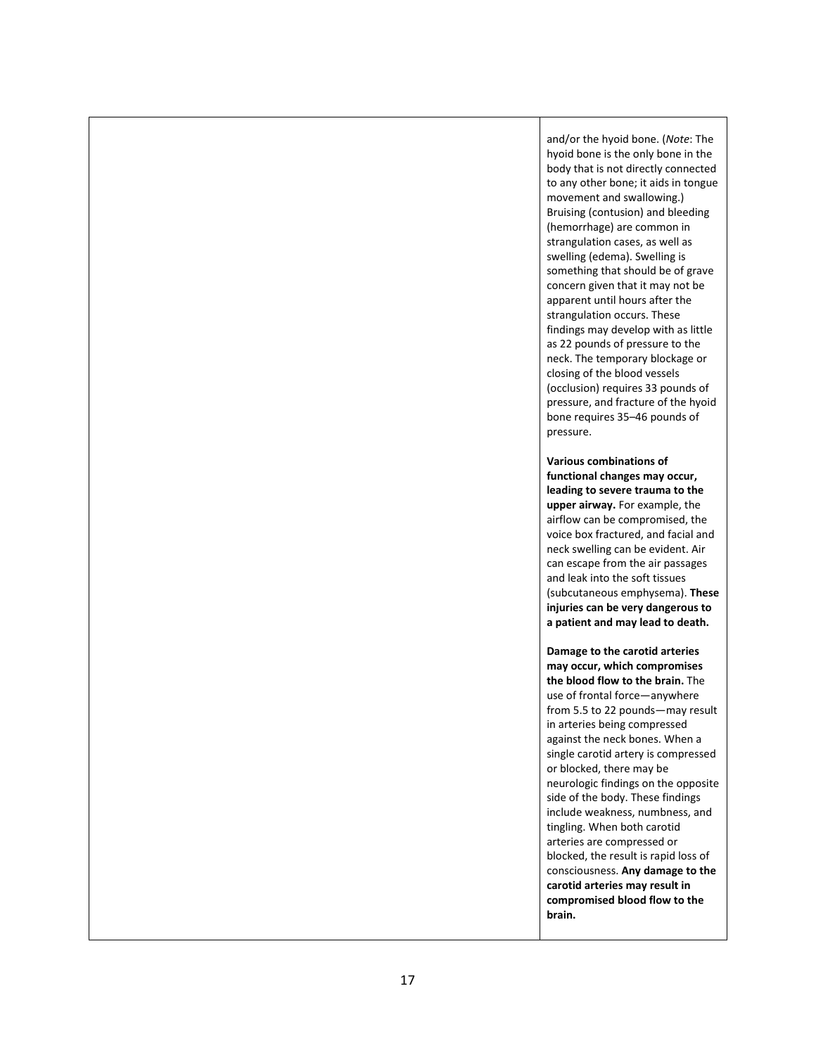and/or the hyoid bone. (*Note*: The hyoid bone is the only bone in the body that is not directly connected to any other bone; it aids in tongue movement and swallowing.) Bruising (contusion) and bleeding (hemorrhage) are common in strangulation cases, as well as swelling (edema). Swelling is something that should be of grave concern given that it may not be apparent until hours after the strangulation occurs. These findings may develop with as little as 22 pounds of pressure to the neck. The temporary blockage or closing of the blood vessels (occlusion) requires 33 pounds of pressure, and fracture of the hyoid bone requires 35–46 pounds of pressure.

**Various combinations of functional changes may occur, leading to severe trauma to the upper airway.** For example, the airflow can be compromised, the voice box fractured, and facial and neck swelling can be evident. Air can escape from the air passages and leak into the soft tissues (subcutaneous emphysema). **These injuries can be very dangerous to a patient and may lead to death.**

**Damage to the carotid arteries may occur, which compromises the blood flow to the brain.** The use of frontal force—anywhere from 5.5 to 22 pounds—may result in arteries being compressed against the neck bones. When a single carotid artery is compressed or blocked, there may be neurologic findings on the opposite side of the body. These findings include weakness, numbness, and tingling. When both carotid arteries are compressed or blocked, the result is rapid loss of consciousness. **Any damage to the carotid arteries may result in compromised blood flow to the brain.**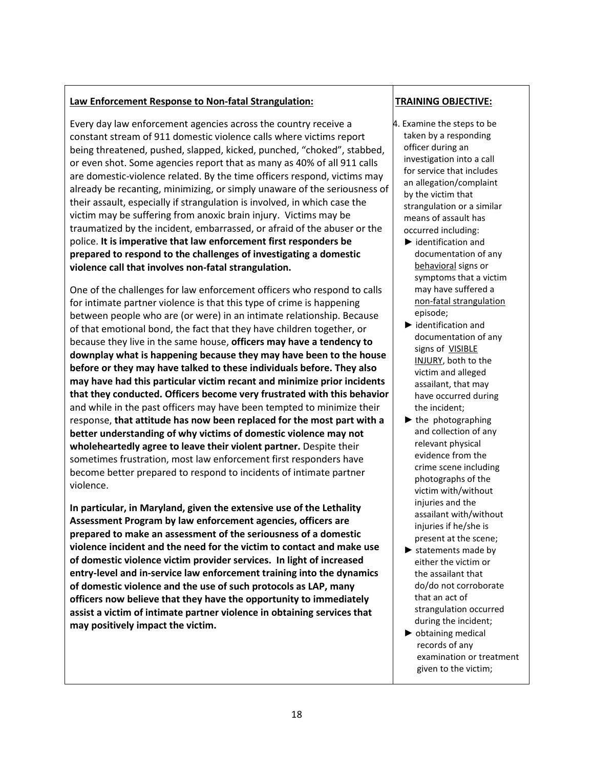**Law Enforcement Response to Non-fatal Strangulation:**

Every day law enforcement agencies across the country receive a constant stream of 911 domestic violence calls where victims report being threatened, pushed, slapped, kicked, punched, "choked", stabbed, or even shot. Some agencies report that as many as 40% of all 911 calls are domestic-violence related. By the time officers respond, victims may already be recanting, minimizing, or simply unaware of the seriousness of their assault, especially if strangulation is involved, in which case the victim may be suffering from anoxic brain injury. Victims may be traumatized by the incident, embarrassed, or afraid of the abuser or the police. **It is imperative that law enforcement first responders be prepared to respond to the challenges of investigating a domestic violence call that involves non-fatal strangulation.**

One of the challenges for law enforcement officers who respond to calls for intimate partner violence is that this type of crime is happening between people who are (or were) in an intimate relationship. Because of that emotional bond, the fact that they have children together, or because they live in the same house, **officers may have a tendency to downplay what is happening because they may have been to the house before or they may have talked to these individuals before. They also may have had this particular victim recant and minimize prior incidents that they conducted. Officers become very frustrated with this behavior** and while in the past officers may have been tempted to minimize their response, **that attitude has now been replaced for the most part with a better understanding of why victims of domestic violence may not wholeheartedly agree to leave their violent partner.** Despite their sometimes frustration, most law enforcement first responders have become better prepared to respond to incidents of intimate partner violence.

**In particular, in Maryland, given the extensive use of the Lethality Assessment Program by law enforcement agencies, officers are prepared to make an assessment of the seriousness of a domestic violence incident and the need for the victim to contact and make use of domestic violence victim provider services. In light of increased entry-level and in-service law enforcement training into the dynamics of domestic violence and the use of such protocols as LAP, many officers now believe that they have the opportunity to immediately assist a victim of intimate partner violence in obtaining services that may positively impact the victim.**

**TRAINING OBJECTIVE:**

4. Examine the steps to be taken by a responding officer during an investigation into a call for service that includes an allegation/complaint by the victim that strangulation or a similar means of assault has occurred including:
   - ► identification and documentation of any behavioral signs or symptoms that a victim may have suffered a non-fatal strangulation episode;
   - ► identification and documentation of any signs of VISIBLE INJURY, both to the victim and alleged assailant, that may have occurred during the incident;
   - ► the photographing and collection of any relevant physical evidence from the crime scene including photographs of the victim with/without injuries and the assailant with/without injuries if he/she is present at the scene;
   - ► statements made by either the victim or the assailant that do/do not corroborate that an act of strangulation occurred during the incident;
   - ► obtaining medical records of any examination or treatment given to the victim;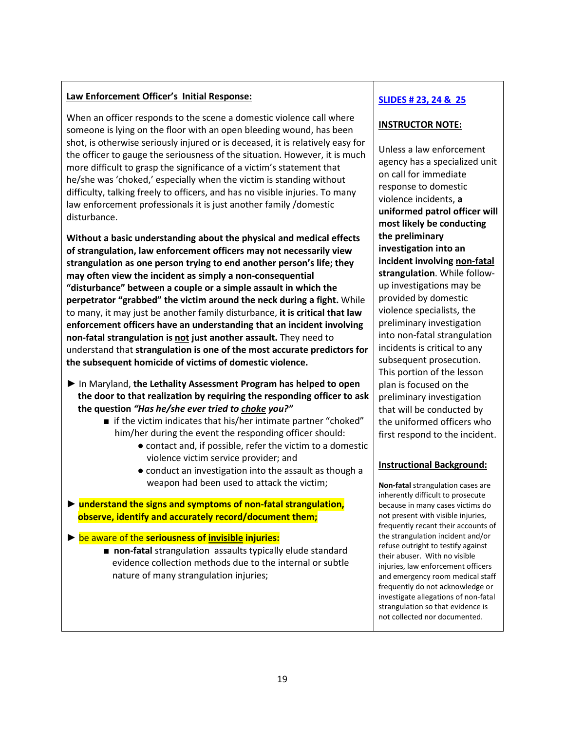**Law Enforcement Officer's Initial Response:**

When an officer responds to the scene a domestic violence call where someone is lying on the floor with an open bleeding wound, has been shot, is otherwise seriously injured or is deceased, it is relatively easy for the officer to gauge the seriousness of the situation. However, it is much more difficult to grasp the significance of a victim's statement that he/she was 'choked,' especially when the victim is standing without difficulty, talking freely to officers, and has no visible injuries. To many law enforcement professionals it is just another family /domestic disturbance.

**Without a basic understanding about the physical and medical effects of strangulation, law enforcement officers may not necessarily view strangulation as one person trying to end another person's life; they may often view the incident as simply a non-consequential "disturbance" between a couple or a simple assault in which the perpetrator "grabbed" the victim around the neck during a fight.** While to many, it may just be another family disturbance, **it is critical that law enforcement officers have an understanding that an incident involving non-fatal strangulation is not just another assault.** They need to understand that **strangulation is one of the most accurate predictors for the subsequent homicide of victims of domestic violence.**

- ► In Maryland, **the Lethality Assessment Program has helped to open the door to that realization by requiring the responding officer to ask the question *"Has he/she ever tried to choke you?"***
  - ■ if the victim indicates that his/her intimate partner "choked" him/her during the event the responding officer should:
    - ● contact and, if possible, refer the victim to a domestic violence victim service provider; and
    - ● conduct an investigation into the assault as though a weapon had been used to attack the victim;
- ► **understand the signs and symptoms of non-fatal strangulation, observe, identify and accurately record/document them;**
- ► be aware of the **seriousness of invisible injuries:**
  - ■ **non-fatal** strangulation assaults typically elude standard evidence collection methods due to the internal or subtle nature of many strangulation injuries;

**SLIDES # 23, 24 & 25**

**INSTRUCTOR NOTE:**

Unless a law enforcement agency has a specialized unit on call for immediate response to domestic violence incidents, **a uniformed patrol officer will most likely be conducting the preliminary investigation into an incident involving non-fatal strangulation**. While follow-up investigations may be provided by domestic violence specialists, the preliminary investigation into non-fatal strangulation incidents is critical to any subsequent prosecution. This portion of the lesson plan is focused on the preliminary investigation that will be conducted by the uniformed officers who first respond to the incident.

**Instructional Background:**

**Non-fatal** strangulation cases are inherently difficult to prosecute because in many cases victims do not present with visible injuries, frequently recant their accounts of the strangulation incident and/or refuse outright to testify against their abuser. With no visible injuries, law enforcement officers and emergency room medical staff frequently do not acknowledge or investigate allegations of non-fatal strangulation so that evidence is not collected nor documented.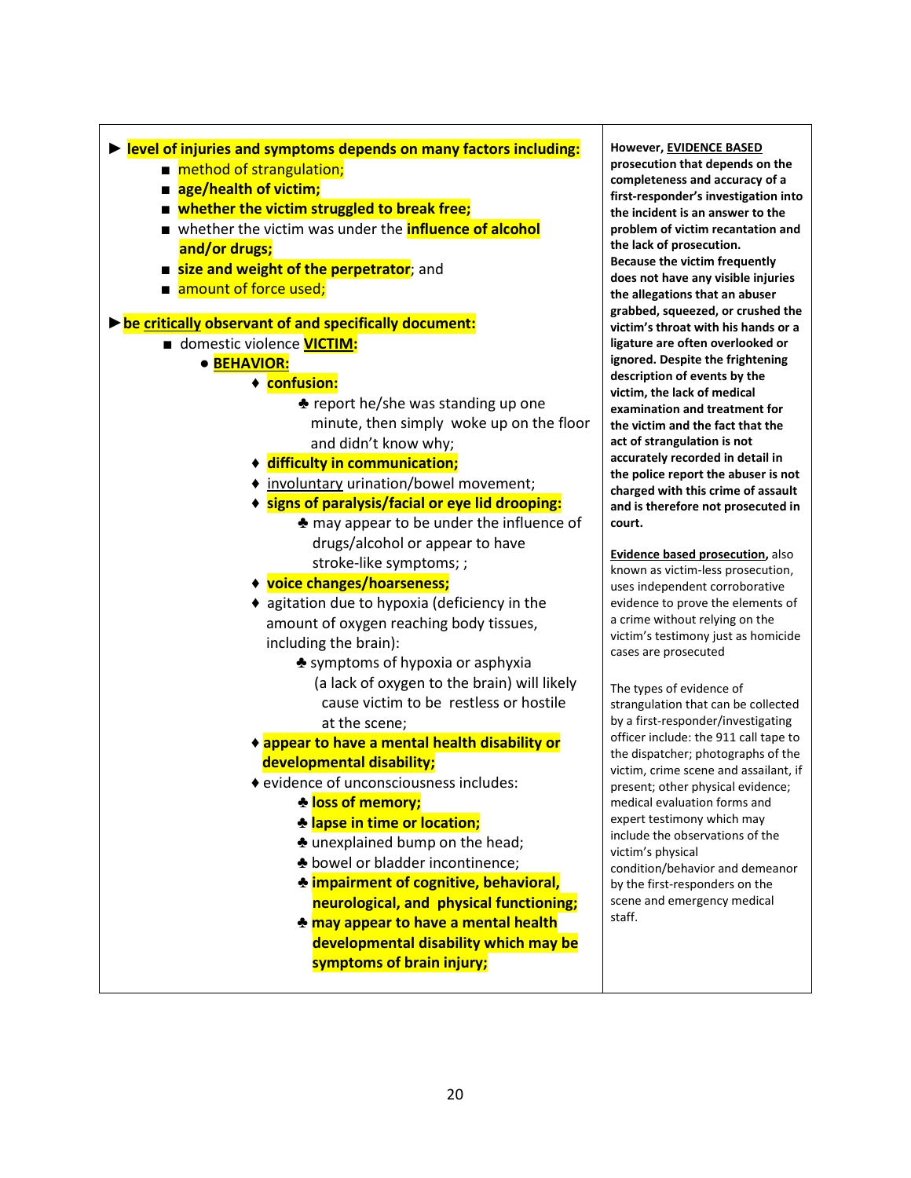- **level of injuries and symptoms depends on many factors including:**
  - method of strangulation;
  - **age/health of victim;**
  - **whether the victim struggled to break free;**
  - whether the victim was under the **influence of alcohol and/or drugs;**
  - **size and weight of the perpetrator**; and
  - amount of force used;

- **be critically observant of and specifically document:**
  - domestic violence **VICTIM:**
    - **BEHAVIOR:**
      - **confusion:**
        - report he/she was standing up one minute, then simply woke up on the floor and didn't know why;
      - **difficulty in communication;**
      - involuntary urination/bowel movement;
      - **signs of paralysis/facial or eye lid drooping:**
        - may appear to be under the influence of drugs/alcohol or appear to have stroke-like symptoms; ;
      - **voice changes/hoarseness;**
      - agitation due to hypoxia (deficiency in the amount of oxygen reaching body tissues, including the brain):
        - symptoms of hypoxia or asphyxia (a lack of oxygen to the brain) will likely cause victim to be restless or hostile at the scene;
      - **appear to have a mental health disability or developmental disability;**
      - evidence of unconsciousness includes:
        - **loss of memory;**
        - **lapse in time or location;**
        - unexplained bump on the head;
        - bowel or bladder incontinence;
        - **impairment of cognitive, behavioral, neurological, and physical functioning;**
        - **may appear to have a mental health developmental disability which may be symptoms of brain injury;**

**However, EVIDENCE BASED prosecution that depends on the completeness and accuracy of a first-responder's investigation into the incident is an answer to the problem of victim recantation and the lack of prosecution. Because the victim frequently does not have any visible injuries the allegations that an abuser grabbed, squeezed, or crushed the victim's throat with his hands or a ligature are often overlooked or ignored. Despite the frightening description of events by the victim, the lack of medical examination and treatment for the victim and the fact that the act of strangulation is not accurately recorded in detail in the police report the abuser is not charged with this crime of assault and is therefore not prosecuted in court.**

**Evidence based prosecution,** also known as victim-less prosecution, uses independent corroborative evidence to prove the elements of a crime without relying on the victim's testimony just as homicide cases are prosecuted

The types of evidence of strangulation that can be collected by a first-responder/investigating officer include: the 911 call tape to the dispatcher; photographs of the victim, crime scene and assailant, if present; other physical evidence; medical evaluation forms and expert testimony which may include the observations of the victim's physical condition/behavior and demeanor by the first-responders on the scene and emergency medical staff.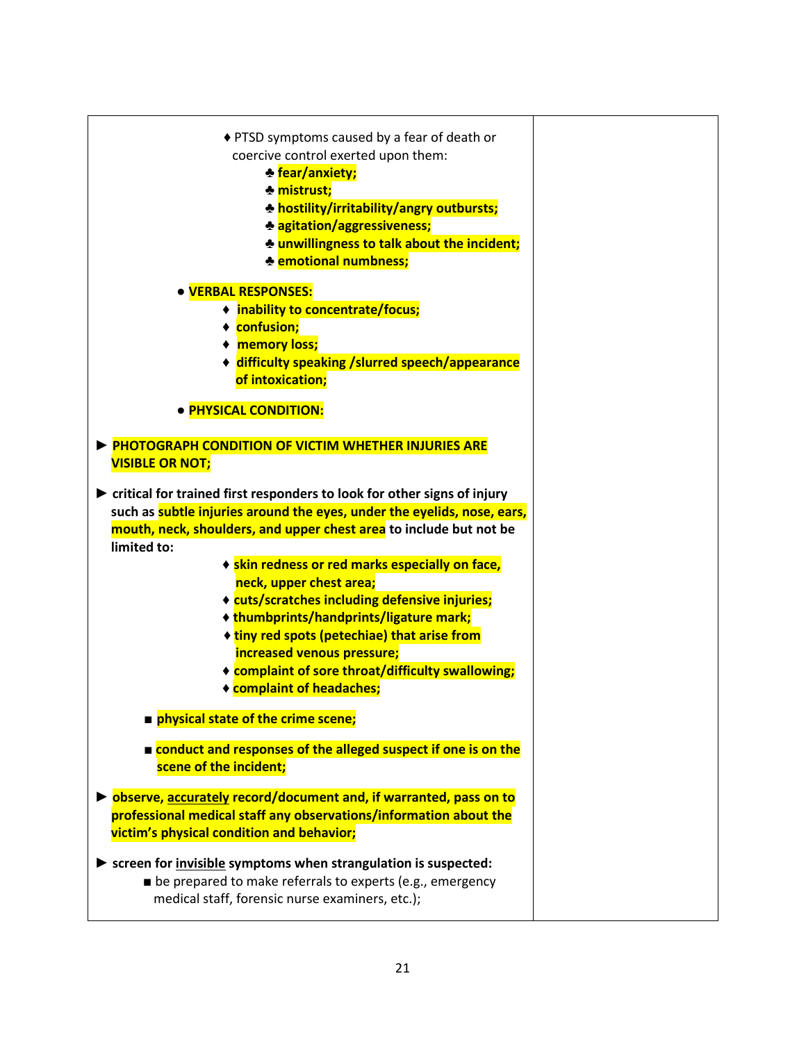| | |
|---|---|
| ♦ PTSD symptoms caused by a fear of death or coercive control exerted upon them:<br>♣ **fear/anxiety;**<br>♣ **mistrust;**<br>♣ **hostility/irritability/angry outbursts;**<br>♣ **agitation/aggressiveness;**<br>♣ **unwillingness to talk about the incident;**<br>♣ **emotional numbness;**<br><br>● **VERBAL RESPONSES:**<br>♦ **inability to concentrate/focus;**<br>♦ **confusion;**<br>♦ **memory loss;**<br>♦ **difficulty speaking /slurred speech/appearance of intoxication;**<br><br>● **PHYSICAL CONDITION:**<br><br>► **PHOTOGRAPH CONDITION OF VICTIM WHETHER INJURIES ARE VISIBLE OR NOT;**<br><br>► **critical for trained first responders to look for other signs of injury such as subtle injuries around the eyes, under the eyelids, nose, ears, mouth, neck, shoulders, and upper chest area to include but not be limited to:**<br>♦ **skin redness or red marks especially on face, neck, upper chest area;**<br>♦ **cuts/scratches including defensive injuries;**<br>♦ **thumbprints/handprints/ligature mark;**<br>♦ **tiny red spots (petechiae) that arise from increased venous pressure;**<br>♦ **complaint of sore throat/difficulty swallowing;**<br>♦ **complaint of headaches;**<br><br>■ **physical state of the crime scene;**<br><br>■ **conduct and responses of the alleged suspect if one is on the scene of the incident;**<br><br>► **observe, <u>accurately</u> record/document and, if warranted, pass on to professional medical staff any observations/information about the victim's physical condition and behavior;**<br><br>► **screen for <u>invisible</u> symptoms when strangulation is suspected:**<br>■ be prepared to make referrals to experts (e.g., emergency medical staff, forensic nurse examiners, etc.); | |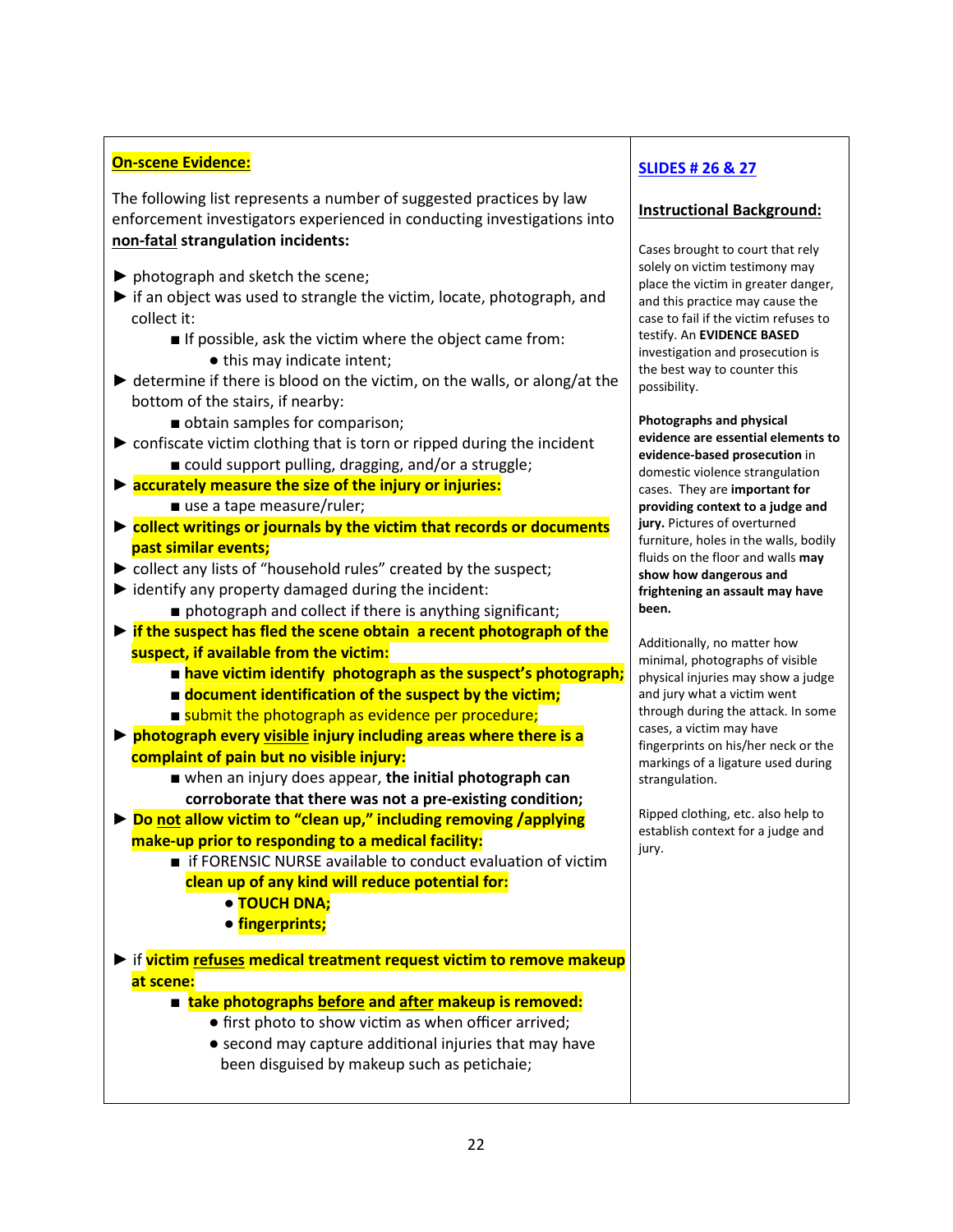**On-scene Evidence:**

The following list represents a number of suggested practices by law enforcement investigators experienced in conducting investigations into **non-fatal strangulation incidents:**

- photograph and sketch the scene;
- if an object was used to strangle the victim, locate, photograph, and collect it:
  - If possible, ask the victim where the object came from:
    - this may indicate intent;
- determine if there is blood on the victim, on the walls, or along/at the bottom of the stairs, if nearby:
  - obtain samples for comparison;
- confiscate victim clothing that is torn or ripped during the incident
  - could support pulling, dragging, and/or a struggle;
- **accurately measure the size of the injury or injuries:**
  - use a tape measure/ruler;
- **collect writings or journals by the victim that records or documents past similar events;**
- collect any lists of "household rules" created by the suspect;
- identify any property damaged during the incident:
  - photograph and collect if there is anything significant;
- **if the suspect has fled the scene obtain a recent photograph of the suspect, if available from the victim:**
  - **have victim identify photograph as the suspect's photograph;**
  - **document identification of the suspect by the victim;**
  - submit the photograph as evidence per procedure;
- **photograph every visible injury including areas where there is a complaint of pain but no visible injury:**
  - when an injury does appear, **the initial photograph can corroborate that there was not a pre-existing condition;**
- **Do not allow victim to "clean up," including removing /applying make-up prior to responding to a medical facility:**
  - if FORENSIC NURSE available to conduct evaluation of victim **clean up of any kind will reduce potential for:**
    - **TOUCH DNA;**
    - **fingerprints;**
- if **victim refuses medical treatment request victim to remove makeup at scene:**
  - **take photographs before and after makeup is removed:**
    - first photo to show victim as when officer arrived;
    - second may capture additional injuries that may have been disguised by makeup such as petichaie;

**SLIDES # 26 & 27**

**Instructional Background:**

Cases brought to court that rely solely on victim testimony may place the victim in greater danger, and this practice may cause the case to fail if the victim refuses to testify. An **EVIDENCE BASED** investigation and prosecution is the best way to counter this possibility.

**Photographs and physical evidence are essential elements to evidence-based prosecution** in domestic violence strangulation cases. They are **important for providing context to a judge and jury.** Pictures of overturned furniture, holes in the walls, bodily fluids on the floor and walls **may show how dangerous and frightening an assault may have been.**

Additionally, no matter how minimal, photographs of visible physical injuries may show a judge and jury what a victim went through during the attack. In some cases, a victim may have fingerprints on his/her neck or the markings of a ligature used during strangulation.

Ripped clothing, etc. also help to establish context for a judge and jury.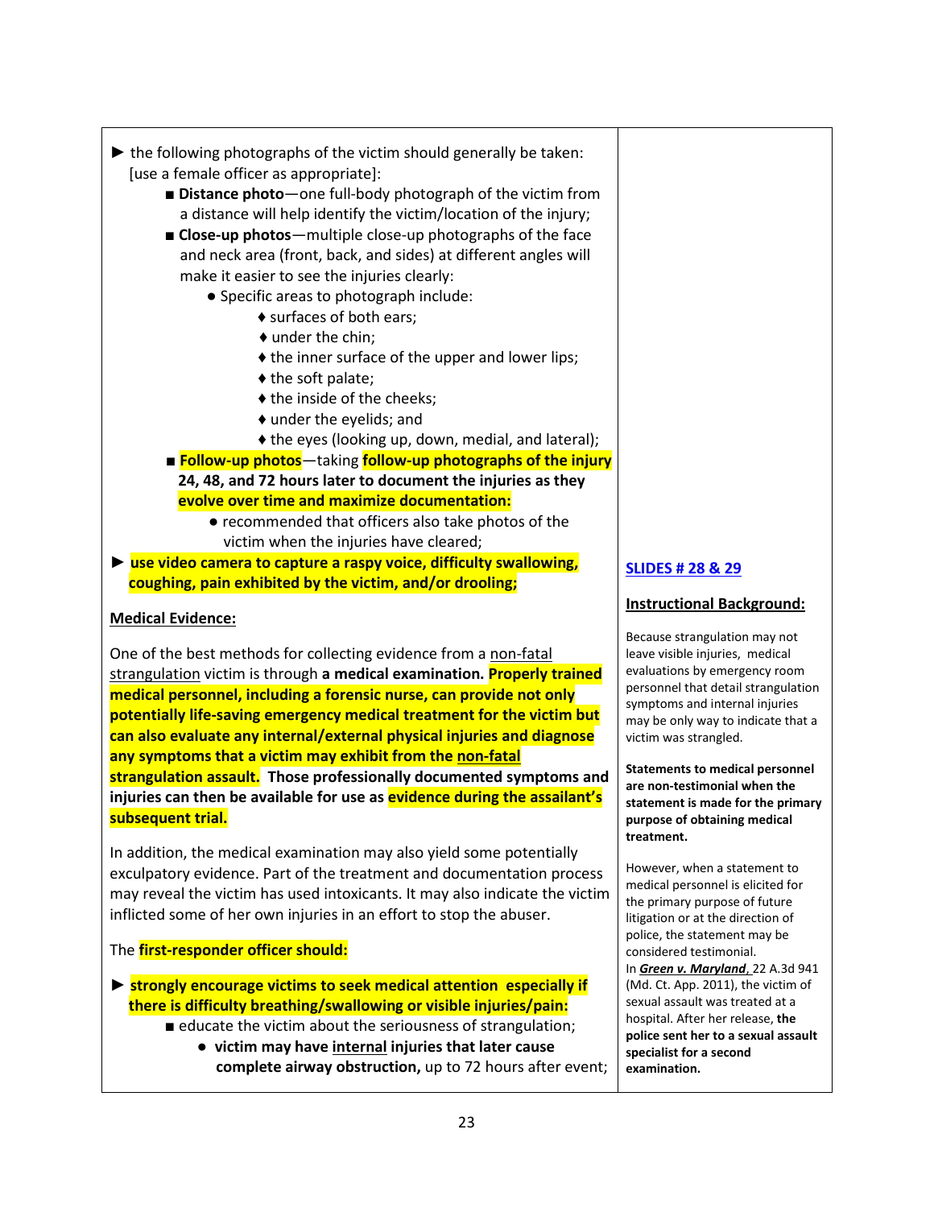► the following photographs of the victim should generally be taken: [use a female officer as appropriate]:

- ■ **Distance photo**—one full-body photograph of the victim from a distance will help identify the victim/location of the injury;
- ■ **Close-up photos**—multiple close-up photographs of the face and neck area (front, back, and sides) at different angles will make it easier to see the injuries clearly:
  - ● Specific areas to photograph include:
    - ♦ surfaces of both ears;
    - ♦ under the chin;
    - ♦ the inner surface of the upper and lower lips;
    - ♦ the soft palate;
    - ♦ the inside of the cheeks;
    - ♦ under the eyelids; and
    - ♦ the eyes (looking up, down, medial, and lateral);
- ■ **Follow-up photos**—taking **follow-up photographs of the injury 24, 48, and 72 hours later to document the injuries as they evolve over time and maximize documentation:**
  - ● recommended that officers also take photos of the victim when the injuries have cleared;

► **use video camera to capture a raspy voice, difficulty swallowing, coughing, pain exhibited by the victim, and/or drooling;**

**Medical Evidence:**

One of the best methods for collecting evidence from a non-fatal strangulation victim is through **a medical examination. Properly trained medical personnel, including a forensic nurse, can provide not only potentially life-saving emergency medical treatment for the victim but can also evaluate any internal/external physical injuries and diagnose any symptoms that a victim may exhibit from the non-fatal strangulation assault. Those professionally documented symptoms and injuries can then be available for use as evidence during the assailant's subsequent trial.**

In addition, the medical examination may also yield some potentially exculpatory evidence. Part of the treatment and documentation process may reveal the victim has used intoxicants. It may also indicate the victim inflicted some of her own injuries in an effort to stop the abuser.

The **first-responder officer should:**

► **strongly encourage victims to seek medical attention especially if there is difficulty breathing/swallowing or visible injuries/pain:**

- ■ educate the victim about the seriousness of strangulation;
  - ● **victim may have internal injuries that later cause complete airway obstruction,** up to 72 hours after event;

**SLIDES # 28 & 29**

**Instructional Background:**

Because strangulation may not leave visible injuries, medical evaluations by emergency room personnel that detail strangulation symptoms and internal injuries may be only way to indicate that a victim was strangled.

**Statements to medical personnel are non-testimonial when the statement is made for the primary purpose of obtaining medical treatment.**

However, when a statement to medical personnel is elicited for the primary purpose of future litigation or at the direction of police, the statement may be considered testimonial.

In ***Green v. Maryland***, 22 A.3d 941 (Md. Ct. App. 2011), the victim of sexual assault was treated at a hospital. After her release, **the police sent her to a sexual assault specialist for a second examination.**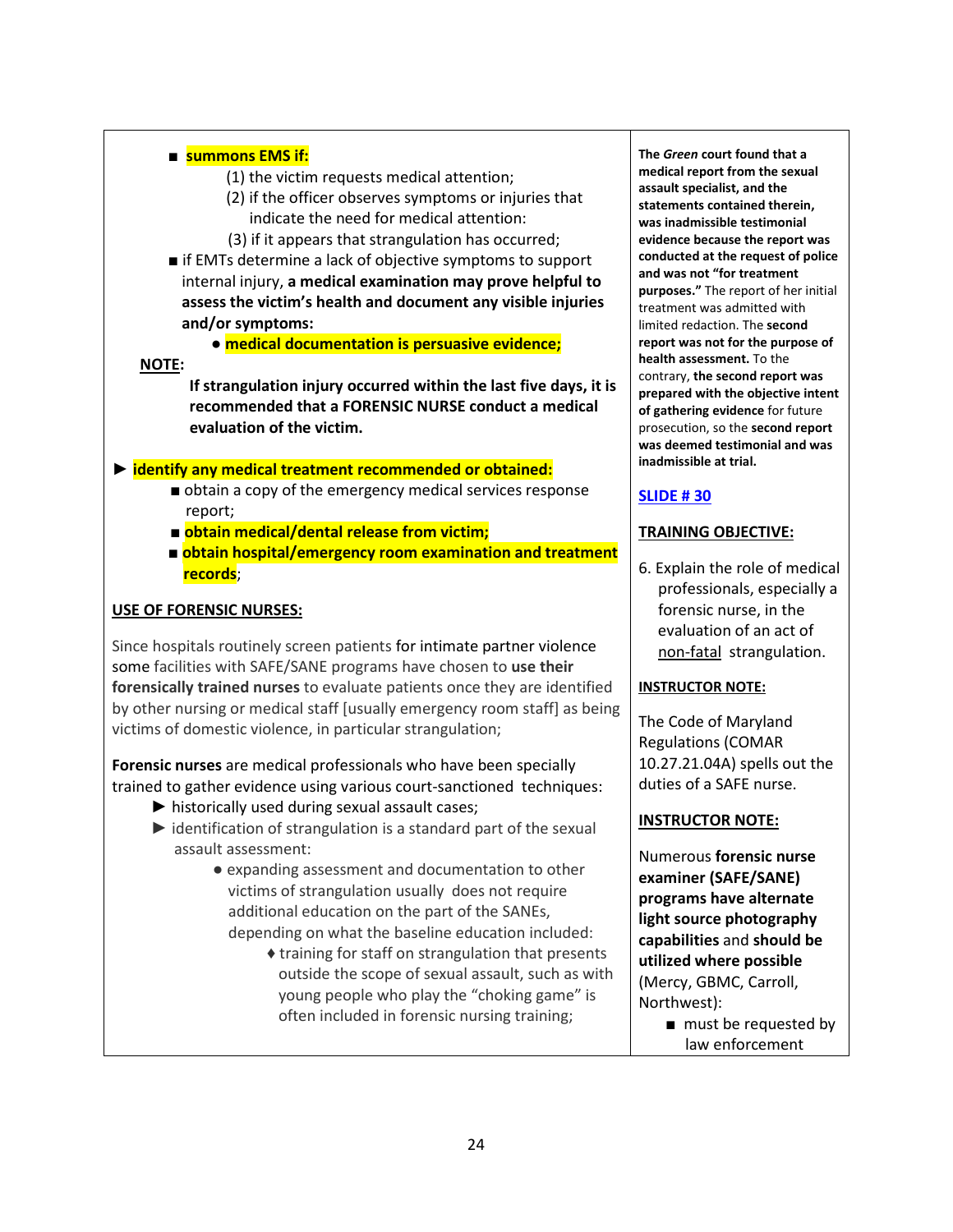- ■ **summons EMS if:**
  - (1) the victim requests medical attention;
  - (2) if the officer observes symptoms or injuries that indicate the need for medical attention:
  - (3) if it appears that strangulation has occurred;
- ■ if EMTs determine a lack of objective symptoms to support internal injury, **a medical examination may prove helpful to assess the victim's health and document any visible injuries and/or symptoms:**
  - ● **medical documentation is persuasive evidence;**

**NOTE**:

**If strangulation injury occurred within the last five days, it is recommended that a FORENSIC NURSE conduct a medical evaluation of the victim.**

► **identify any medical treatment recommended or obtained:**
- ■ obtain a copy of the emergency medical services response report;
- ■ **obtain medical/dental release from victim;**
- ■ **obtain hospital/emergency room examination and treatment records**;

**USE OF FORENSIC NURSES:**

Since hospitals routinely screen patients for intimate partner violence some facilities with SAFE/SANE programs have chosen to **use their forensically trained nurses** to evaluate patients once they are identified by other nursing or medical staff [usually emergency room staff] as being victims of domestic violence, in particular strangulation;

**Forensic nurses** are medical professionals who have been specially trained to gather evidence using various court-sanctioned techniques:
- ► historically used during sexual assault cases;
- ► identification of strangulation is a standard part of the sexual assault assessment:
  - ● expanding assessment and documentation to other victims of strangulation usually does not require additional education on the part of the SANEs, depending on what the baseline education included:
    - ♦ training for staff on strangulation that presents outside the scope of sexual assault, such as with young people who play the "choking game" is often included in forensic nursing training;

**The *Green* court found that a medical report from the sexual assault specialist, and the statements contained therein, was inadmissible testimonial evidence because the report was conducted at the request of police and was not "for treatment purposes."** The report of her initial treatment was admitted with limited redaction. The **second report was not for the purpose of health assessment.** To the contrary, **the second report was prepared with the objective intent of gathering evidence** for future prosecution, so the **second report was deemed testimonial and was inadmissible at trial.**

**SLIDE # 30**

**TRAINING OBJECTIVE:**

6. Explain the role of medical professionals, especially a forensic nurse, in the evaluation of an act of non-fatal strangulation.

**INSTRUCTOR NOTE:**

The Code of Maryland Regulations (COMAR 10.27.21.04A) spells out the duties of a SAFE nurse.

**INSTRUCTOR NOTE:**

Numerous **forensic nurse examiner (SAFE/SANE) programs have alternate light source photography capabilities** and **should be utilized where possible** (Mercy, GBMC, Carroll, Northwest):
- ■ must be requested by law enforcement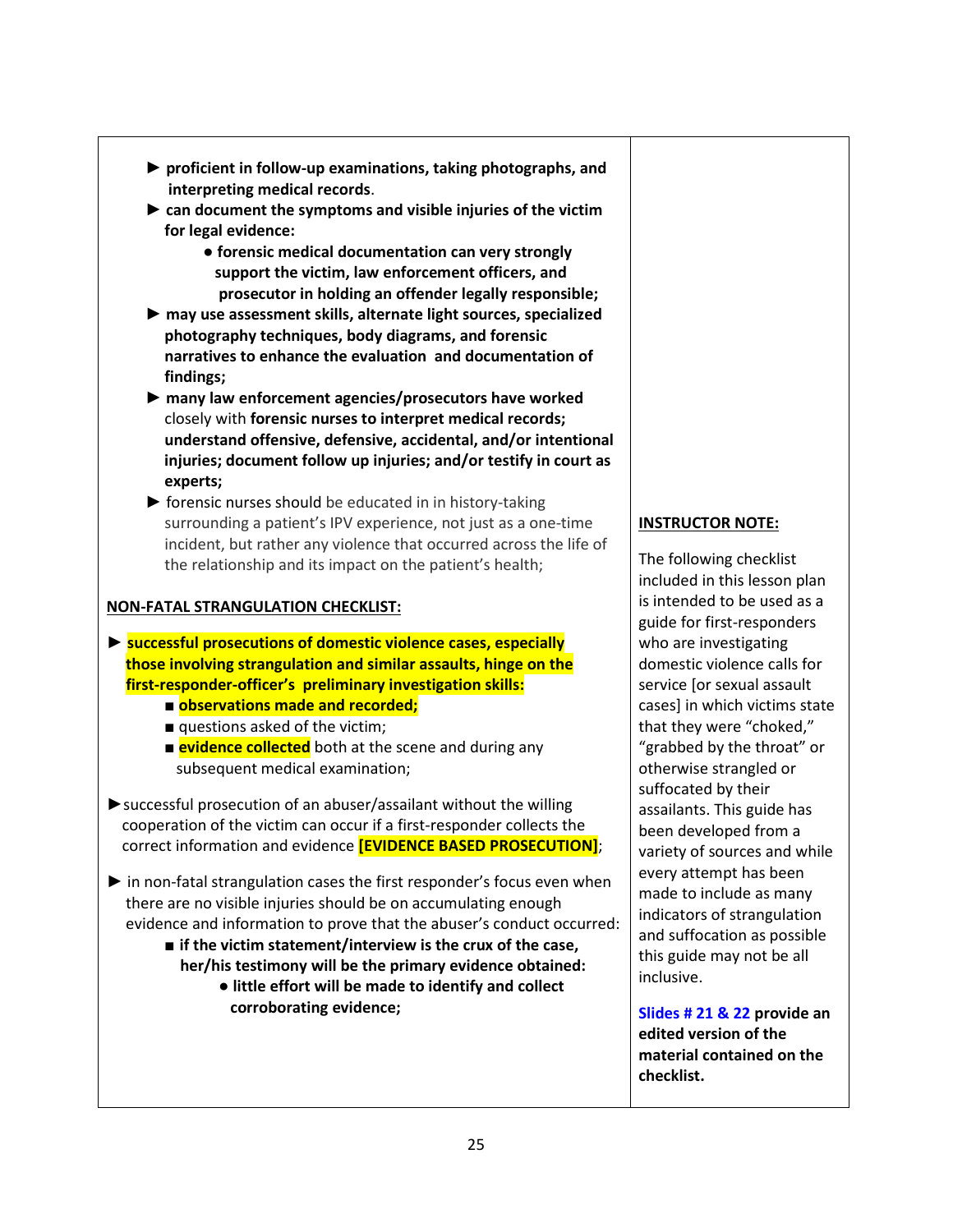- ► **proficient in follow-up examinations, taking photographs, and interpreting medical records**.
- ► **can document the symptoms and visible injuries of the victim for legal evidence:**
  - ● **forensic medical documentation can very strongly support the victim, law enforcement officers, and prosecutor in holding an offender legally responsible;**
- ► **may use assessment skills, alternate light sources, specialized photography techniques, body diagrams, and forensic narratives to enhance the evaluation and documentation of findings;**
- ► **many law enforcement agencies/prosecutors have worked** closely with **forensic nurses to interpret medical records; understand offensive, defensive, accidental, and/or intentional injuries; document follow up injuries; and/or testify in court as experts;**
- ► forensic nurses should be educated in in history-taking surrounding a patient's IPV experience, not just as a one-time incident, but rather any violence that occurred across the life of the relationship and its impact on the patient's health;

**NON-FATAL STRANGULATION CHECKLIST:**

- ► **successful prosecutions of domestic violence cases, especially those involving strangulation and similar assaults, hinge on the first-responder-officer's preliminary investigation skills:**
  - ■ **observations made and recorded;**
  - ■ questions asked of the victim;
  - ■ **evidence collected** both at the scene and during any subsequent medical examination;
- ► successful prosecution of an abuser/assailant without the willing cooperation of the victim can occur if a first-responder collects the correct information and evidence **[EVIDENCE BASED PROSECUTION]**;
- ► in non-fatal strangulation cases the first responder's focus even when there are no visible injuries should be on accumulating enough evidence and information to prove that the abuser's conduct occurred:
  - ■ **if the victim statement/interview is the crux of the case, her/his testimony will be the primary evidence obtained:**
    - ● **little effort will be made to identify and collect corroborating evidence;**

**INSTRUCTOR NOTE:**

The following checklist included in this lesson plan is intended to be used as a guide for first-responders who are investigating domestic violence calls for service [or sexual assault cases] in which victims state that they were "choked," "grabbed by the throat" or otherwise strangled or suffocated by their assailants. This guide has been developed from a variety of sources and while every attempt has been made to include as many indicators of strangulation and suffocation as possible this guide may not be all inclusive.

**Slides # 21 & 22 provide an edited version of the material contained on the checklist.**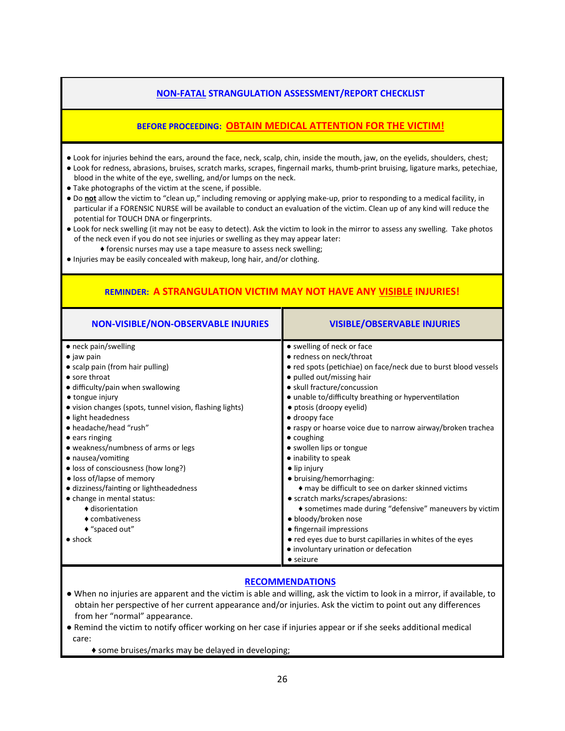## NON-FATAL STRANGULATION ASSESSMENT/REPORT CHECKLIST

**BEFORE PROCEEDING: OBTAIN MEDICAL ATTENTION FOR THE VICTIM!**

- Look for injuries behind the ears, around the face, neck, scalp, chin, inside the mouth, jaw, on the eyelids, shoulders, chest;
- Look for redness, abrasions, bruises, scratch marks, scrapes, fingernail marks, thumb-print bruising, ligature marks, petechiae, blood in the white of the eye, swelling, and/or lumps on the neck.
- Take photographs of the victim at the scene, if possible.
- Do **not** allow the victim to "clean up," including removing or applying make-up, prior to responding to a medical facility, in particular if a FORENSIC NURSE will be available to conduct an evaluation of the victim. Clean up of any kind will reduce the potential for TOUCH DNA or fingerprints.
- Look for neck swelling (it may not be easy to detect). Ask the victim to look in the mirror to assess any swelling. Take photos of the neck even if you do not see injuries or swelling as they may appear later:
  - ♦ forensic nurses may use a tape measure to assess neck swelling;
- Injuries may be easily concealed with makeup, long hair, and/or clothing.

**REMINDER: A STRANGULATION VICTIM MAY NOT HAVE ANY VISIBLE INJURIES!**

| NON-VISIBLE/NON-OBSERVABLE INJURIES | VISIBLE/OBSERVABLE INJURIES |
|---|---|
| ● neck pain/swelling | ● swelling of neck or face |
| ● jaw pain | ● redness on neck/throat |
| ● scalp pain (from hair pulling) | ● red spots (petechiae) on face/neck due to burst blood vessels |
| ● sore throat | ● pulled out/missing hair |
| ● difficulty/pain when swallowing | ● skull fracture/concussion |
| ● tongue injury | ● unable to/difficulty breathing or hyperventilation |
| ● vision changes (spots, tunnel vision, flashing lights) | ● ptosis (droopy eyelid) |
| ● light headedness | ● droopy face |
| ● headache/head "rush" | ● raspy or hoarse voice due to narrow airway/broken trachea |
| ● ears ringing | ● coughing |
| ● weakness/numbness of arms or legs | ● swollen lips or tongue |
| ● nausea/vomiting | ● inability to speak |
| ● loss of consciousness (how long?) | ● lip injury |
| ● loss of/lapse of memory | ● bruising/hemorrhaging: |
| ● dizziness/fainting or lightheadedness | ♦ may be difficult to see on darker skinned victims |
| ● change in mental status: | ● scratch marks/scrapes/abrasions: |
| ♦ disorientation | ♦ sometimes made during "defensive" maneuvers by victim |
| ♦ combativeness | ● bloody/broken nose |
| ♦ "spaced out" | ● fingernail impressions |
| ● shock | ● red eyes due to burst capillaries in whites of the eyes |
| | ● involuntary urination or defecation |
| | ● seizure |

### RECOMMENDATIONS

- When no injuries are apparent and the victim is able and willing, ask the victim to look in a mirror, if available, to obtain her perspective of her current appearance and/or injuries. Ask the victim to point out any differences from her "normal" appearance.
- Remind the victim to notify officer working on her case if injuries appear or if she seeks additional medical care:
  - ♦ some bruises/marks may be delayed in developing;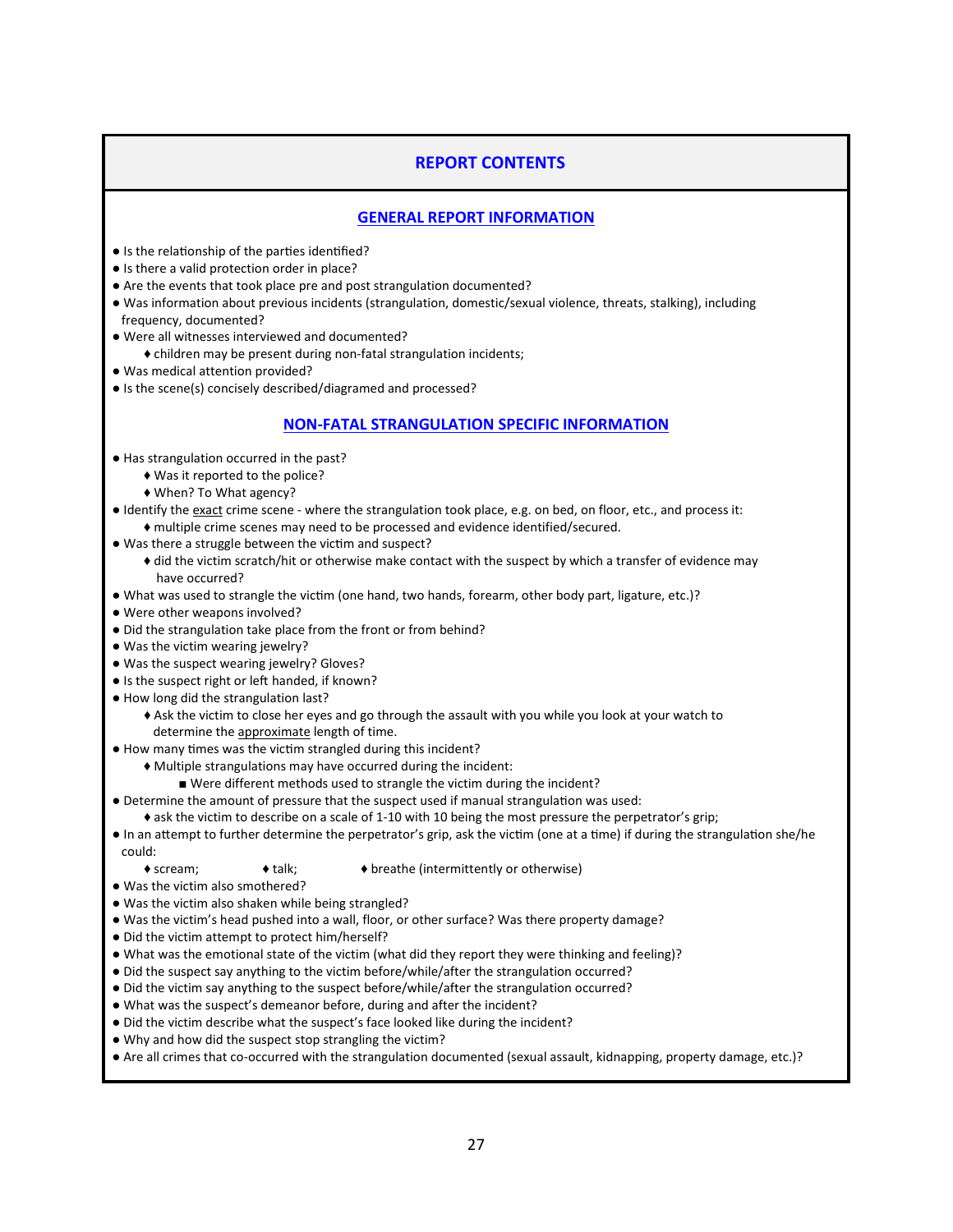## REPORT CONTENTS

### GENERAL REPORT INFORMATION

- Is the relationship of the parties identified?
- Is there a valid protection order in place?
- Are the events that took place pre and post strangulation documented?
- Was information about previous incidents (strangulation, domestic/sexual violence, threats, stalking), including frequency, documented?
- Were all witnesses interviewed and documented?
  - children may be present during non-fatal strangulation incidents;
- Was medical attention provided?
- Is the scene(s) concisely described/diagramed and processed?

### NON-FATAL STRANGULATION SPECIFIC INFORMATION

- Has strangulation occurred in the past?
  - Was it reported to the police?
  - When? To What agency?
- Identify the <u>exact</u> crime scene - where the strangulation took place, e.g. on bed, on floor, etc., and process it:
  - multiple crime scenes may need to be processed and evidence identified/secured.
- Was there a struggle between the victim and suspect?
  - did the victim scratch/hit or otherwise make contact with the suspect by which a transfer of evidence may have occurred?
- What was used to strangle the victim (one hand, two hands, forearm, other body part, ligature, etc.)?
- Were other weapons involved?
- Did the strangulation take place from the front or from behind?
- Was the victim wearing jewelry?
- Was the suspect wearing jewelry? Gloves?
- Is the suspect right or left handed, if known?
- How long did the strangulation last?
  - Ask the victim to close her eyes and go through the assault with you while you look at your watch to determine the <u>approximate</u> length of time.
- How many times was the victim strangled during this incident?
  - Multiple strangulations may have occurred during the incident:
    - Were different methods used to strangle the victim during the incident?
- Determine the amount of pressure that the suspect used if manual strangulation was used:
  - ask the victim to describe on a scale of 1-10 with 10 being the most pressure the perpetrator's grip;
- In an attempt to further determine the perpetrator's grip, ask the victim (one at a time) if during the strangulation she/he could:
  - scream;
  - talk;
  - breathe (intermittently or otherwise)
- Was the victim also smothered?
- Was the victim also shaken while being strangled?
- Was the victim's head pushed into a wall, floor, or other surface? Was there property damage?
- Did the victim attempt to protect him/herself?
- What was the emotional state of the victim (what did they report they were thinking and feeling)?
- Did the suspect say anything to the victim before/while/after the strangulation occurred?
- Did the victim say anything to the suspect before/while/after the strangulation occurred?
- What was the suspect's demeanor before, during and after the incident?
- Did the victim describe what the suspect's face looked like during the incident?
- Why and how did the suspect stop strangling the victim?
- Are all crimes that co-occurred with the strangulation documented (sexual assault, kidnapping, property damage, etc.)?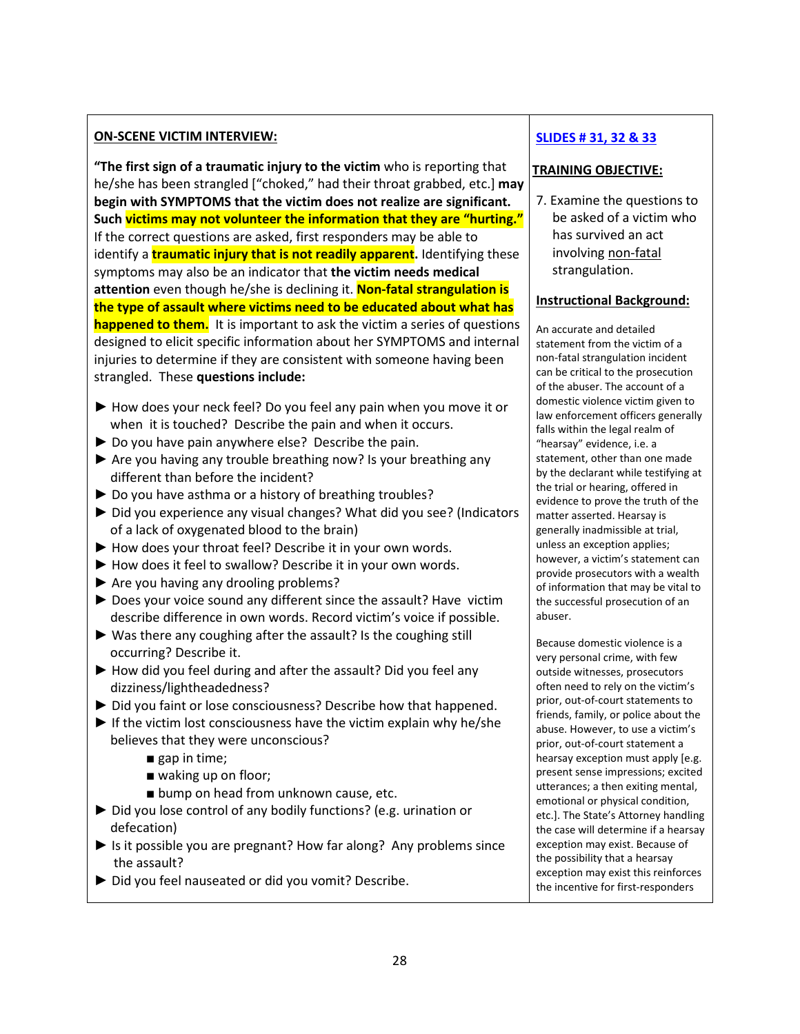**ON-SCENE VICTIM INTERVIEW:**

**"The first sign of a traumatic injury to the victim** who is reporting that he/she has been strangled ["choked," had their throat grabbed, etc.] **may begin with SYMPTOMS that the victim does not realize are significant. Such victims may not volunteer the information that they are "hurting."** If the correct questions are asked, first responders may be able to identify a **traumatic injury that is not readily apparent.** Identifying these symptoms may also be an indicator that **the victim needs medical attention** even though he/she is declining it. **Non-fatal strangulation is the type of assault where victims need to be educated about what has happened to them.** It is important to ask the victim a series of questions designed to elicit specific information about her SYMPTOMS and internal injuries to determine if they are consistent with someone having been strangled. These **questions include:**

- ► How does your neck feel? Do you feel any pain when you move it or when it is touched? Describe the pain and when it occurs.
- ► Do you have pain anywhere else? Describe the pain.
- ► Are you having any trouble breathing now? Is your breathing any different than before the incident?
- ► Do you have asthma or a history of breathing troubles?
- ► Did you experience any visual changes? What did you see? (Indicators of a lack of oxygenated blood to the brain)
- ► How does your throat feel? Describe it in your own words.
- ► How does it feel to swallow? Describe it in your own words.
- ► Are you having any drooling problems?
- ► Does your voice sound any different since the assault? Have victim describe difference in own words. Record victim's voice if possible.
- ► Was there any coughing after the assault? Is the coughing still occurring? Describe it.
- ► How did you feel during and after the assault? Did you feel any dizziness/lightheadedness?
- ► Did you faint or lose consciousness? Describe how that happened.
- ► If the victim lost consciousness have the victim explain why he/she believes that they were unconscious?
  - ■ gap in time;
  - ■ waking up on floor;
  - ■ bump on head from unknown cause, etc.
- ► Did you lose control of any bodily functions? (e.g. urination or defecation)
- ► Is it possible you are pregnant? How far along? Any problems since the assault?
- ► Did you feel nauseated or did you vomit? Describe.

**SLIDES # 31, 32 & 33**

**TRAINING OBJECTIVE:**

7. Examine the questions to be asked of a victim who has survived an act involving non-fatal strangulation.

**Instructional Background:**

An accurate and detailed statement from the victim of a non-fatal strangulation incident can be critical to the prosecution of the abuser. The account of a domestic violence victim given to law enforcement officers generally falls within the legal realm of "hearsay" evidence, i.e. a statement, other than one made by the declarant while testifying at the trial or hearing, offered in evidence to prove the truth of the matter asserted. Hearsay is generally inadmissible at trial, unless an exception applies; however, a victim's statement can provide prosecutors with a wealth of information that may be vital to the successful prosecution of an abuser.

Because domestic violence is a very personal crime, with few outside witnesses, prosecutors often need to rely on the victim's prior, out-of-court statements to friends, family, or police about the abuse. However, to use a victim's prior, out-of-court statement a hearsay exception must apply [e.g. present sense impressions; excited utterances; a then exiting mental, emotional or physical condition, etc.]. The State's Attorney handling the case will determine if a hearsay exception may exist. Because of the possibility that a hearsay exception may exist this reinforces the incentive for first-responders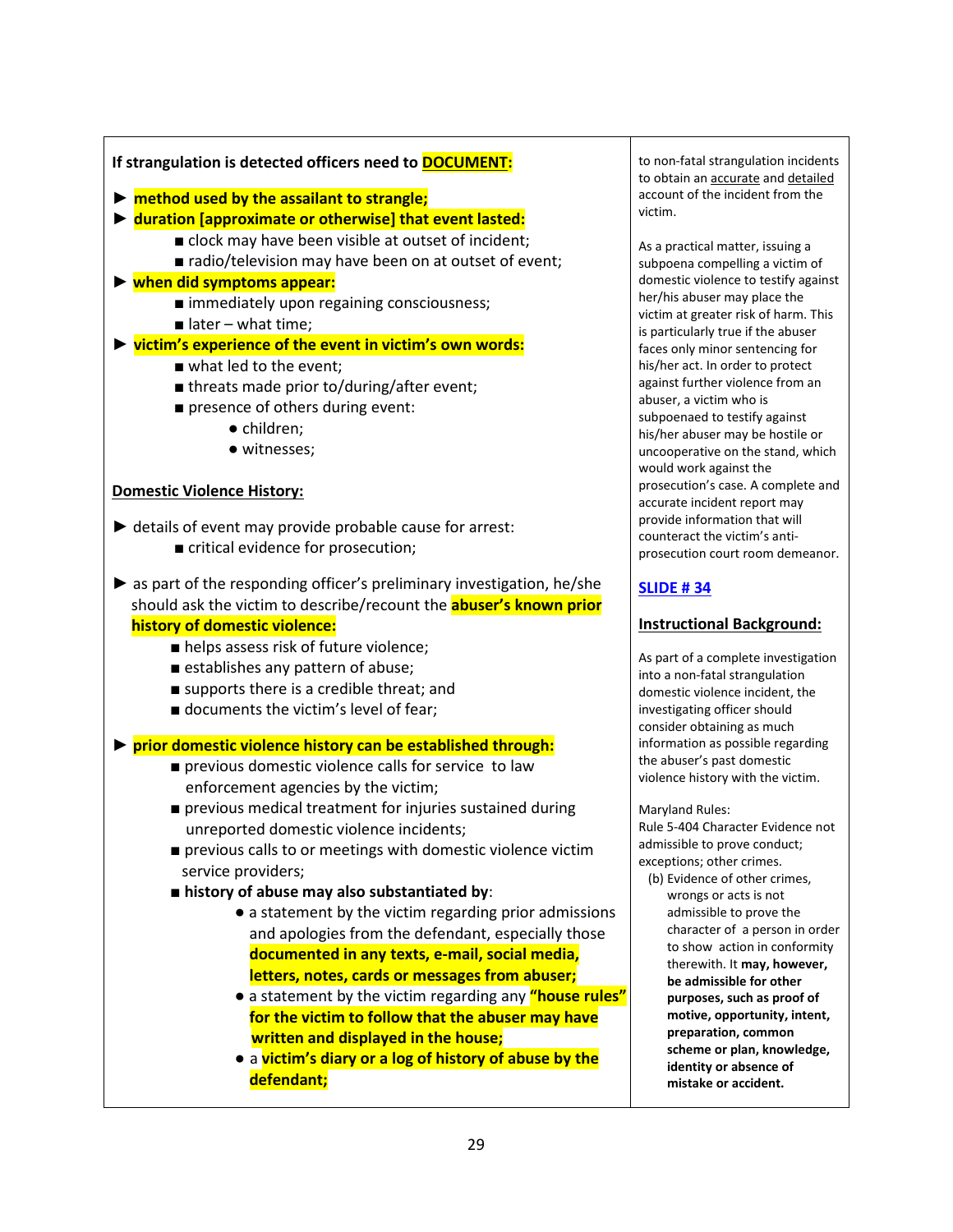**If strangulation is detected officers need to DOCUMENT:**

- ► **method used by the assailant to strangle;**
- ► **duration [approximate or otherwise] that event lasted:**
  - ■ clock may have been visible at outset of incident;
  - ■ radio/television may have been on at outset of event;
- ► **when did symptoms appear:**
  - ■ immediately upon regaining consciousness;
  - ■ later – what time;
- ► **victim's experience of the event in victim's own words:**
  - ■ what led to the event;
  - ■ threats made prior to/during/after event;
  - ■ presence of others during event:
    - ● children;
    - ● witnesses;

**Domestic Violence History:**

- ► details of event may provide probable cause for arrest:
  - ■ critical evidence for prosecution;
- ► as part of the responding officer's preliminary investigation, he/she should ask the victim to describe/recount the **abuser's known prior history of domestic violence:**
  - ■ helps assess risk of future violence;
  - ■ establishes any pattern of abuse;
  - ■ supports there is a credible threat; and
  - ■ documents the victim's level of fear;
- ► **prior domestic violence history can be established through:**
  - ■ previous domestic violence calls for service to law enforcement agencies by the victim;
  - ■ previous medical treatment for injuries sustained during unreported domestic violence incidents;
  - ■ previous calls to or meetings with domestic violence victim service providers;
  - ■ **history of abuse may also substantiated by**:
    - ● a statement by the victim regarding prior admissions and apologies from the defendant, especially those **documented in any texts, e-mail, social media, letters, notes, cards or messages from abuser;**
    - ● a statement by the victim regarding any **"house rules" for the victim to follow that the abuser may have written and displayed in the house;**
    - ● a **victim's diary or a log of history of abuse by the defendant;**

to non-fatal strangulation incidents to obtain an accurate and detailed account of the incident from the victim.

As a practical matter, issuing a subpoena compelling a victim of domestic violence to testify against her/his abuser may place the victim at greater risk of harm. This is particularly true if the abuser faces only minor sentencing for his/her act. In order to protect against further violence from an abuser, a victim who is subpoenaed to testify against his/her abuser may be hostile or uncooperative on the stand, which would work against the prosecution's case. A complete and accurate incident report may provide information that will counteract the victim's anti-prosecution court room demeanor.

**SLIDE # 34**

**Instructional Background:**

As part of a complete investigation into a non-fatal strangulation domestic violence incident, the investigating officer should consider obtaining as much information as possible regarding the abuser's past domestic violence history with the victim.

Maryland Rules:
Rule 5-404 Character Evidence not admissible to prove conduct; exceptions; other crimes.

(b) Evidence of other crimes, wrongs or acts is not admissible to prove the character of a person in order to show action in conformity therewith. It **may, however, be admissible for other purposes, such as proof of motive, opportunity, intent, preparation, common scheme or plan, knowledge, identity or absence of mistake or accident.**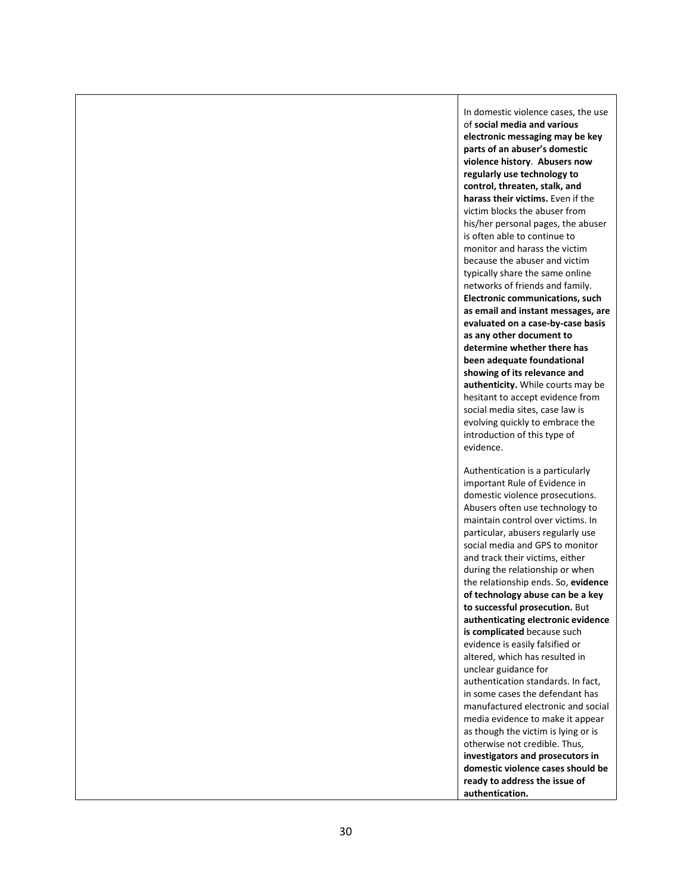| | |
|---|---|
| | In domestic violence cases, the use of **social media and various electronic messaging may be key parts of an abuser's domestic violence history**. **Abusers now regularly use technology to control, threaten, stalk, and harass their victims.** Even if the victim blocks the abuser from his/her personal pages, the abuser is often able to continue to monitor and harass the victim because the abuser and victim typically share the same online networks of friends and family. **Electronic communications, such as email and instant messages, are evaluated on a case-by-case basis as any other document to determine whether there has been adequate foundational showing of its relevance and authenticity.** While courts may be hesitant to accept evidence from social media sites, case law is evolving quickly to embrace the introduction of this type of evidence.<br><br>Authentication is a particularly important Rule of Evidence in domestic violence prosecutions. Abusers often use technology to maintain control over victims. In particular, abusers regularly use social media and GPS to monitor and track their victims, either during the relationship or when the relationship ends. So, **evidence of technology abuse can be a key to successful prosecution.** But **authenticating electronic evidence is complicated** because such evidence is easily falsified or altered, which has resulted in unclear guidance for authentication standards. In fact, in some cases the defendant has manufactured electronic and social media evidence to make it appear as though the victim is lying or is otherwise not credible. Thus, **investigators and prosecutors in domestic violence cases should be ready to address the issue of authentication.** |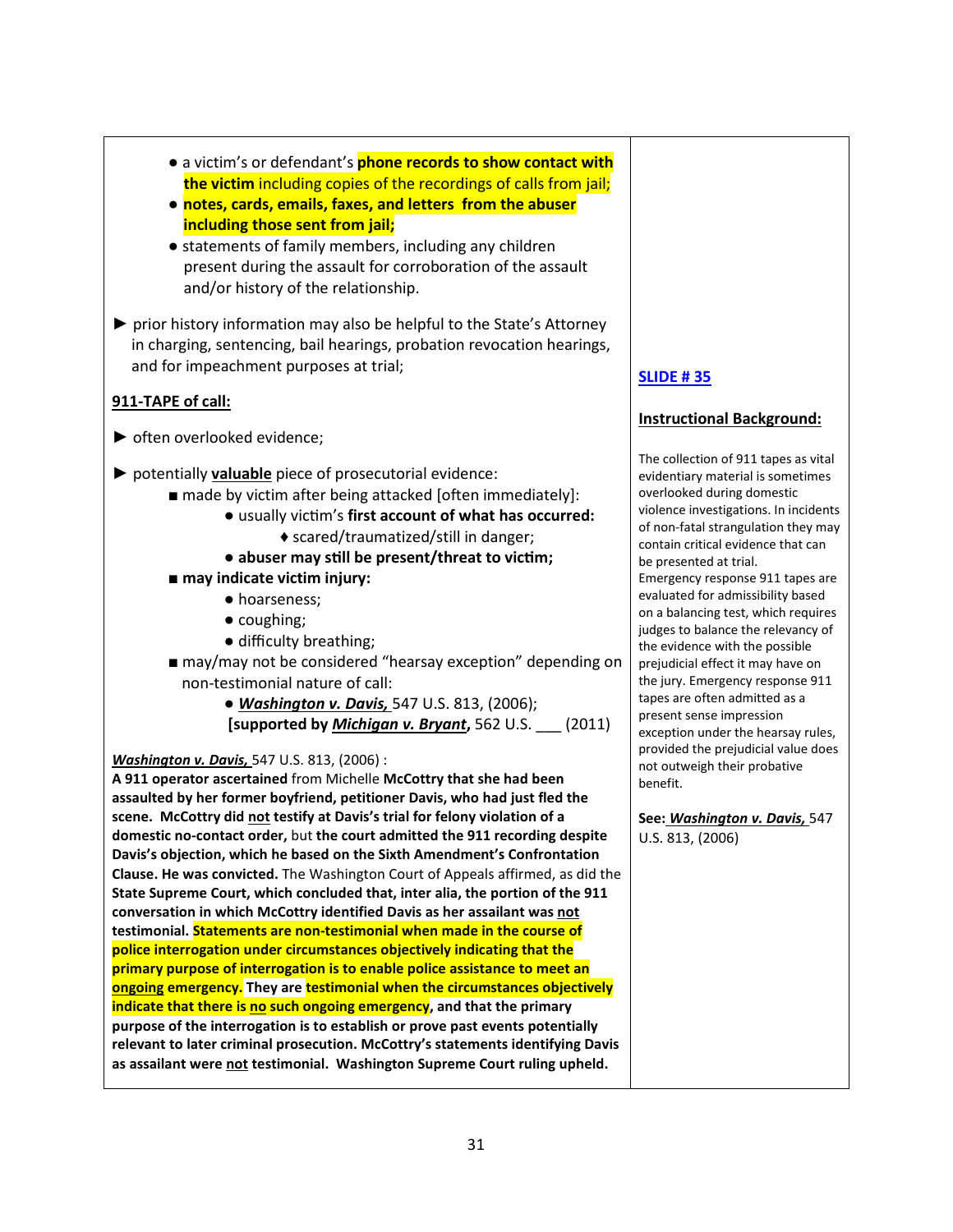- a victim's or defendant's **phone records to show contact with the victim** including copies of the recordings of calls from jail;
- **notes, cards, emails, faxes, and letters from the abuser including those sent from jail;**
- statements of family members, including any children present during the assault for corroboration of the assault and/or history of the relationship.

► prior history information may also be helpful to the State's Attorney in charging, sentencing, bail hearings, probation revocation hearings, and for impeachment purposes at trial;

**911-TAPE of call:**

► often overlooked evidence;

► potentially **valuable** piece of prosecutorial evidence:

- ■ made by victim after being attacked [often immediately]:
  - ● usually victim's **first account of what has occurred:**
    - ♦ scared/traumatized/still in danger;
  - ● **abuser may still be present/threat to victim;**
- ■ **may indicate victim injury:**
  - ● hoarseness;
  - ● coughing;
  - ● difficulty breathing;
- ■ may/may not be considered "hearsay exception" depending on non-testimonial nature of call:
  - ● ***Washington v. Davis,*** 547 U.S. 813, (2006);
  - **[supported by *Michigan v. Bryant*,** 562 U.S. ___ (2011)

***Washington v. Davis,*** 547 U.S. 813, (2006) :
**A 911 operator ascertained** from Michelle **McCottry that she had been assaulted by her former boyfriend, petitioner Davis, who had just fled the scene. McCottry did not testify at Davis's trial for felony violation of a domestic no-contact order,** but **the court admitted the 911 recording despite Davis's objection, which he based on the Sixth Amendment's Confrontation Clause. He was convicted.** The Washington Court of Appeals affirmed, as did the **State Supreme Court, which concluded that, inter alia, the portion of the 911 conversation in which McCottry identified Davis as her assailant was not testimonial. Statements are non-testimonial when made in the course of police interrogation under circumstances objectively indicating that the primary purpose of interrogation is to enable police assistance to meet an ongoing emergency.** They are **testimonial when the circumstances objectively indicate that there is no such ongoing emergency, and that the primary purpose of the interrogation is to establish or prove past events potentially relevant to later criminal prosecution. McCottry's statements identifying Davis as assailant were not testimonial. Washington Supreme Court ruling upheld.**

**SLIDE # 35**

**Instructional Background:**

The collection of 911 tapes as vital evidentiary material is sometimes overlooked during domestic violence investigations. In incidents of non-fatal strangulation they may contain critical evidence that can be presented at trial. Emergency response 911 tapes are evaluated for admissibility based on a balancing test, which requires judges to balance the relevancy of the evidence with the possible prejudicial effect it may have on the jury. Emergency response 911 tapes are often admitted as a present sense impression exception under the hearsay rules, provided the prejudicial value does not outweigh their probative benefit.

**See: *Washington v. Davis,*** 547 U.S. 813, (2006)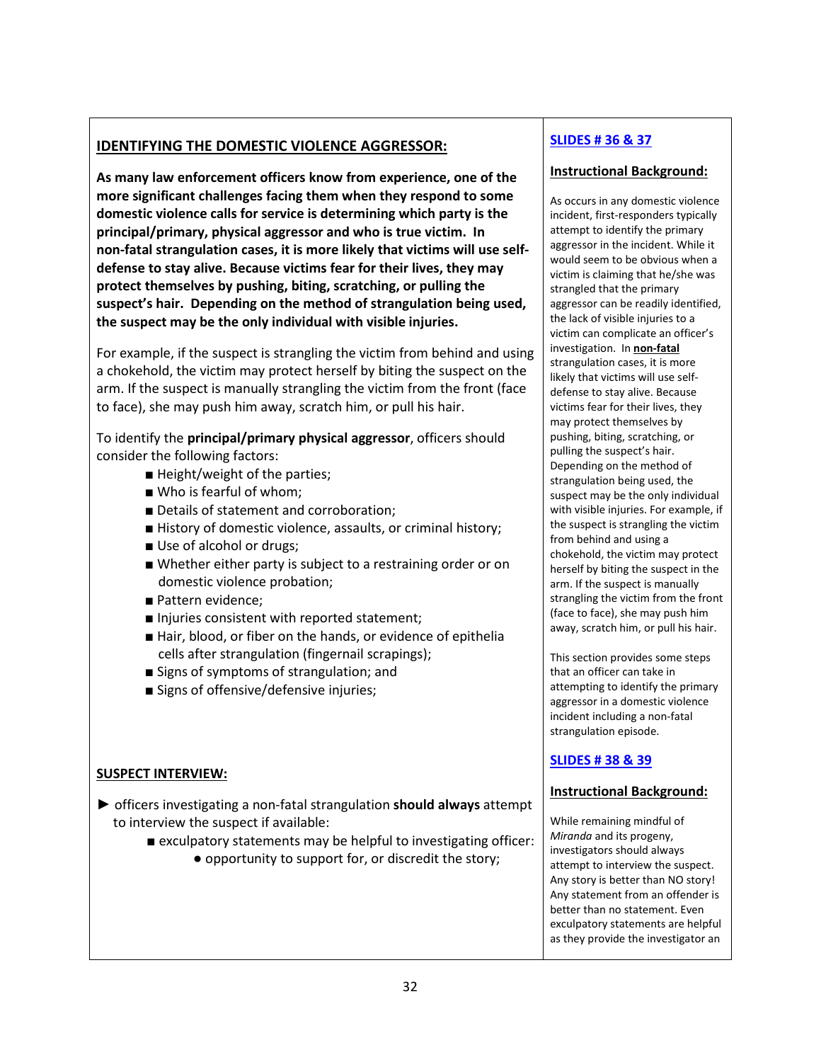## IDENTIFYING THE DOMESTIC VIOLENCE AGGRESSOR:

**As many law enforcement officers know from experience, one of the more significant challenges facing them when they respond to some domestic violence calls for service is determining which party is the principal/primary, physical aggressor and who is true victim. In non-fatal strangulation cases, it is more likely that victims will use self-defense to stay alive. Because victims fear for their lives, they may protect themselves by pushing, biting, scratching, or pulling the suspect's hair. Depending on the method of strangulation being used, the suspect may be the only individual with visible injuries.**

For example, if the suspect is strangling the victim from behind and using a chokehold, the victim may protect herself by biting the suspect on the arm. If the suspect is manually strangling the victim from the front (face to face), she may push him away, scratch him, or pull his hair.

To identify the **principal/primary physical aggressor**, officers should consider the following factors:

- Height/weight of the parties;
- Who is fearful of whom;
- Details of statement and corroboration;
- History of domestic violence, assaults, or criminal history;
- Use of alcohol or drugs;
- Whether either party is subject to a restraining order or on domestic violence probation;
- Pattern evidence;
- Injuries consistent with reported statement;
- Hair, blood, or fiber on the hands, or evidence of epithelia cells after strangulation (fingernail scrapings);
- Signs of symptoms of strangulation; and
- Signs of offensive/defensive injuries;

## SUSPECT INTERVIEW:

- officers investigating a non-fatal strangulation **should always** attempt to interview the suspect if available:
  - exculpatory statements may be helpful to investigating officer:
    - opportunity to support for, or discredit the story;

### SLIDES # 36 & 37

**Instructional Background:**

As occurs in any domestic violence incident, first-responders typically attempt to identify the primary aggressor in the incident. While it would seem to be obvious when a victim is claiming that he/she was strangled that the primary aggressor can be readily identified, the lack of visible injuries to a victim can complicate an officer's investigation. In **non-fatal** strangulation cases, it is more likely that victims will use self-defense to stay alive. Because victims fear for their lives, they may protect themselves by pushing, biting, scratching, or pulling the suspect's hair. Depending on the method of strangulation being used, the suspect may be the only individual with visible injuries. For example, if the suspect is strangling the victim from behind and using a chokehold, the victim may protect herself by biting the suspect in the arm. If the suspect is manually strangling the victim from the front (face to face), she may push him away, scratch him, or pull his hair.

This section provides some steps that an officer can take in attempting to identify the primary aggressor in a domestic violence incident including a non-fatal strangulation episode.

### SLIDES # 38 & 39

**Instructional Background:**

While remaining mindful of *Miranda* and its progeny, investigators should always attempt to interview the suspect. Any story is better than NO story! Any statement from an offender is better than no statement. Even exculpatory statements are helpful as they provide the investigator an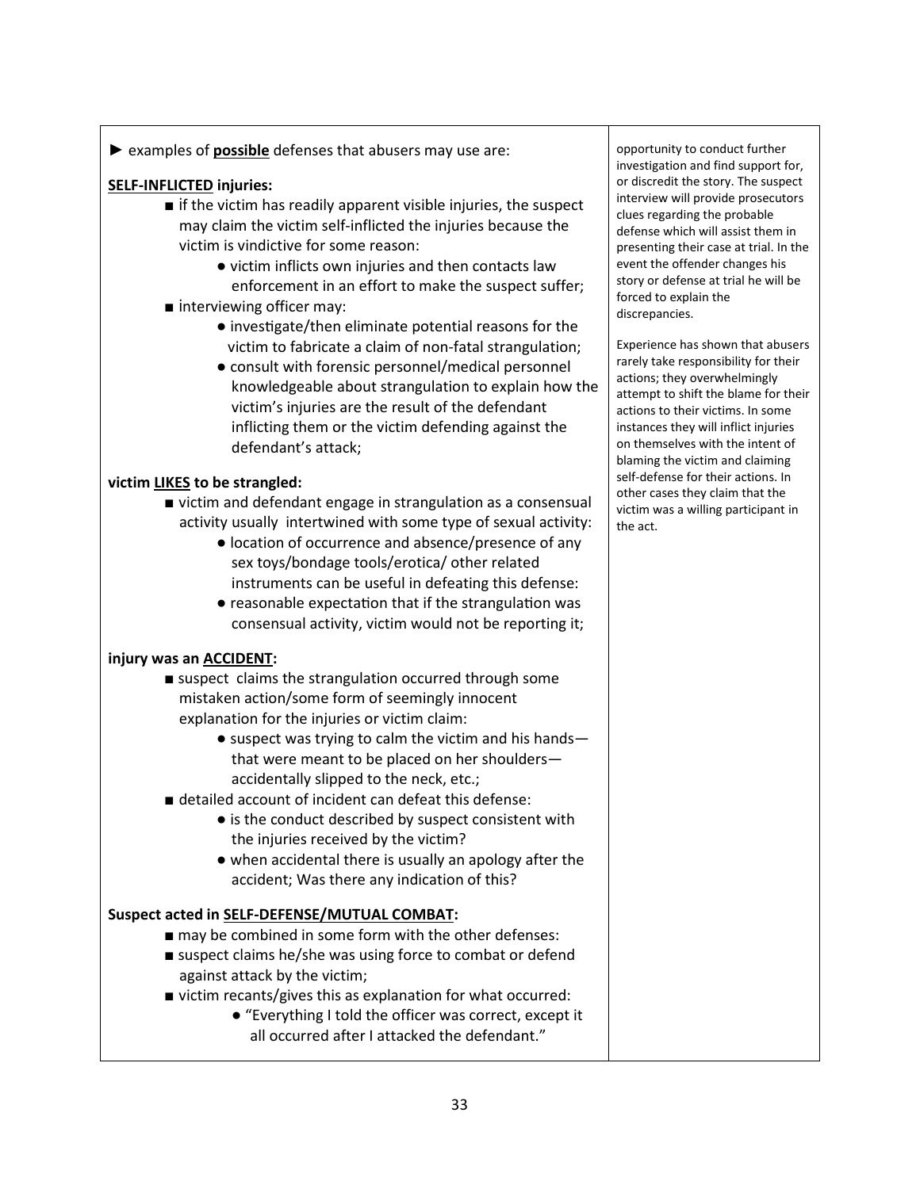► examples of **possible** defenses that abusers may use are:

**SELF-INFLICTED injuries:**

- ■ if the victim has readily apparent visible injuries, the suspect may claim the victim self-inflicted the injuries because the victim is vindictive for some reason:
  - ● victim inflicts own injuries and then contacts law enforcement in an effort to make the suspect suffer;
- ■ interviewing officer may:
  - ● investigate/then eliminate potential reasons for the victim to fabricate a claim of non-fatal strangulation;
  - ● consult with forensic personnel/medical personnel knowledgeable about strangulation to explain how the victim's injuries are the result of the defendant inflicting them or the victim defending against the defendant's attack;

**victim LIKES to be strangled:**

- ■ victim and defendant engage in strangulation as a consensual activity usually intertwined with some type of sexual activity:
  - ● location of occurrence and absence/presence of any sex toys/bondage tools/erotica/ other related instruments can be useful in defeating this defense:
  - ● reasonable expectation that if the strangulation was consensual activity, victim would not be reporting it;

**injury was an ACCIDENT:**

- ■ suspect claims the strangulation occurred through some mistaken action/some form of seemingly innocent explanation for the injuries or victim claim:
  - ● suspect was trying to calm the victim and his hands—that were meant to be placed on her shoulders—accidentally slipped to the neck, etc.;
- ■ detailed account of incident can defeat this defense:
  - ● is the conduct described by suspect consistent with the injuries received by the victim?
  - ● when accidental there is usually an apology after the accident; Was there any indication of this?

**Suspect acted in SELF-DEFENSE/MUTUAL COMBAT:**

- ■ may be combined in some form with the other defenses:
- ■ suspect claims he/she was using force to combat or defend against attack by the victim;
- ■ victim recants/gives this as explanation for what occurred:
  - ● "Everything I told the officer was correct, except it all occurred after I attacked the defendant."

opportunity to conduct further investigation and find support for, or discredit the story. The suspect interview will provide prosecutors clues regarding the probable defense which will assist them in presenting their case at trial. In the event the offender changes his story or defense at trial he will be forced to explain the discrepancies.

Experience has shown that abusers rarely take responsibility for their actions; they overwhelmingly attempt to shift the blame for their actions to their victims. In some instances they will inflict injuries on themselves with the intent of blaming the victim and claiming self-defense for their actions. In other cases they claim that the victim was a willing participant in the act.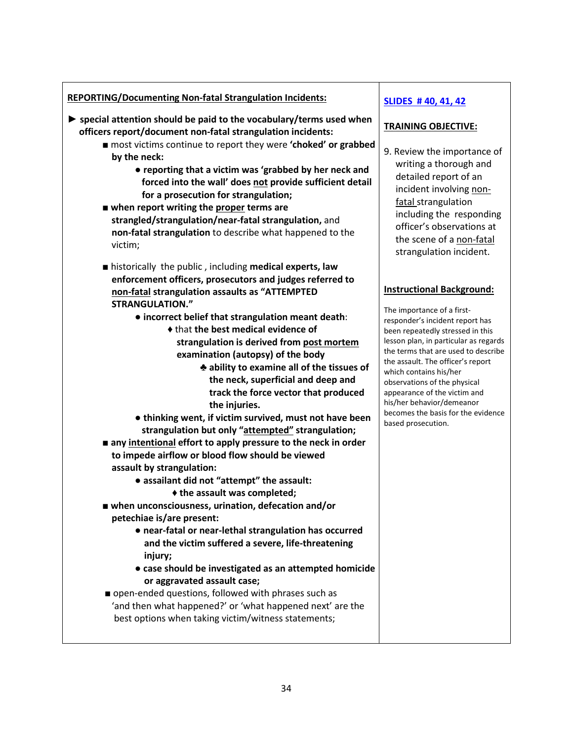**<u>REPORTING/Documenting Non-fatal Strangulation Incidents:</u>**

- ► **special attention should be paid to the vocabulary/terms used when officers report/document non-fatal strangulation incidents:**
  - ■ most victims continue to report they were **'choked' or grabbed by the neck:**
    - ● **reporting that a victim was 'grabbed by her neck and forced into the wall' does <u>not</u> provide sufficient detail for a prosecution for strangulation;**
  - ■ **when report writing the <u>proper</u> terms are strangled/strangulation/near-fatal strangulation,** and **non-fatal strangulation** to describe what happened to the victim;
  - ■ historically the public , including **medical experts, law enforcement officers, prosecutors and judges referred to <u>non-fatal</u> strangulation assaults as "ATTEMPTED STRANGULATION."**
    - ● **incorrect belief that strangulation meant death**:
      - ♦ that **the best medical evidence of strangulation is derived from <u>post mortem</u> examination (autopsy) of the body**
        - ♣ **ability to examine all of the tissues of the neck, superficial and deep and track the force vector that produced the injuries.**
    - ● **thinking went, if victim survived, must not have been strangulation but only "<u>attempted</u>" strangulation;**
  - ■ **any <u>intentional</u> effort to apply pressure to the neck in order to impede airflow or blood flow should be viewed assault by strangulation:**
    - ● **assailant did not "attempt" the assault:**
      - ♦ **the assault was completed;**
  - ■ **when unconsciousness, urination, defecation and/or petechiae is/are present:**
    - ● **near-fatal or near-lethal strangulation has occurred and the victim suffered a severe, life-threatening injury;**
    - ● **case should be investigated as an attempted homicide or aggravated assault case;**
  - ■ open-ended questions, followed with phrases such as 'and then what happened?' or 'what happened next' are the best options when taking victim/witness statements;

**<u>SLIDES # 40, 41, 42</u>**

**<u>TRAINING OBJECTIVE:</u>**

9. Review the importance of writing a thorough and detailed report of an incident involving <u>non-fatal</u> strangulation including the responding officer's observations at the scene of a <u>non-fatal</u> strangulation incident.

**<u>Instructional Background:</u>**

The importance of a first-responder's incident report has been repeatedly stressed in this lesson plan, in particular as regards the terms that are used to describe the assault. The officer's report which contains his/her observations of the physical appearance of the victim and his/her behavior/demeanor becomes the basis for the evidence based prosecution.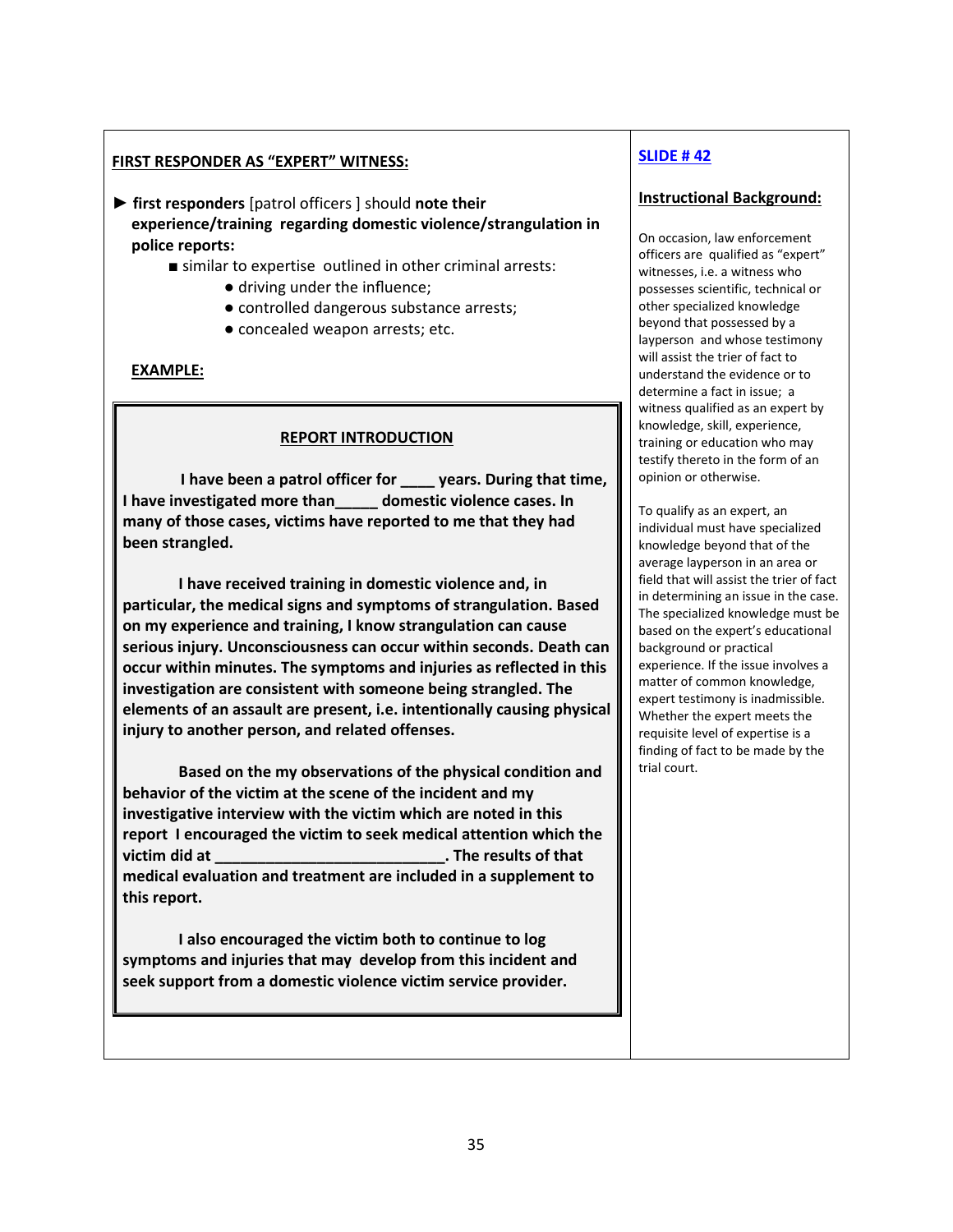**FIRST RESPONDER AS "EXPERT" WITNESS:**

► **first responders** [patrol officers ] should **note their experience/training regarding domestic violence/strangulation in police reports:**

- ■ similar to expertise outlined in other criminal arrests:
  - ● driving under the influence;
  - ● controlled dangerous substance arrests;
  - ● concealed weapon arrests; etc.

**EXAMPLE:**

> **REPORT INTRODUCTION**
>
> **I have been a patrol officer for ____ years. During that time, I have investigated more than_____ domestic violence cases. In many of those cases, victims have reported to me that they had been strangled.**
>
> **I have received training in domestic violence and, in particular, the medical signs and symptoms of strangulation. Based on my experience and training, I know strangulation can cause serious injury. Unconsciousness can occur within seconds. Death can occur within minutes. The symptoms and injuries as reflected in this investigation are consistent with someone being strangled. The elements of an assault are present, i.e. intentionally causing physical injury to another person, and related offenses.**
>
> **Based on the my observations of the physical condition and behavior of the victim at the scene of the incident and my investigative interview with the victim which are noted in this report I encouraged the victim to seek medical attention which the victim did at ___________________________. The results of that medical evaluation and treatment are included in a supplement to this report.**
>
> **I also encouraged the victim both to continue to log symptoms and injuries that may develop from this incident and seek support from a domestic violence victim service provider.**

**SLIDE # 42**

**Instructional Background:**

On occasion, law enforcement officers are qualified as "expert" witnesses, i.e. a witness who possesses scientific, technical or other specialized knowledge beyond that possessed by a layperson and whose testimony will assist the trier of fact to understand the evidence or to determine a fact in issue; a witness qualified as an expert by knowledge, skill, experience, training or education who may testify thereto in the form of an opinion or otherwise.

To qualify as an expert, an individual must have specialized knowledge beyond that of the average layperson in an area or field that will assist the trier of fact in determining an issue in the case. The specialized knowledge must be based on the expert's educational background or practical experience. If the issue involves a matter of common knowledge, expert testimony is inadmissible. Whether the expert meets the requisite level of expertise is a finding of fact to be made by the trial court.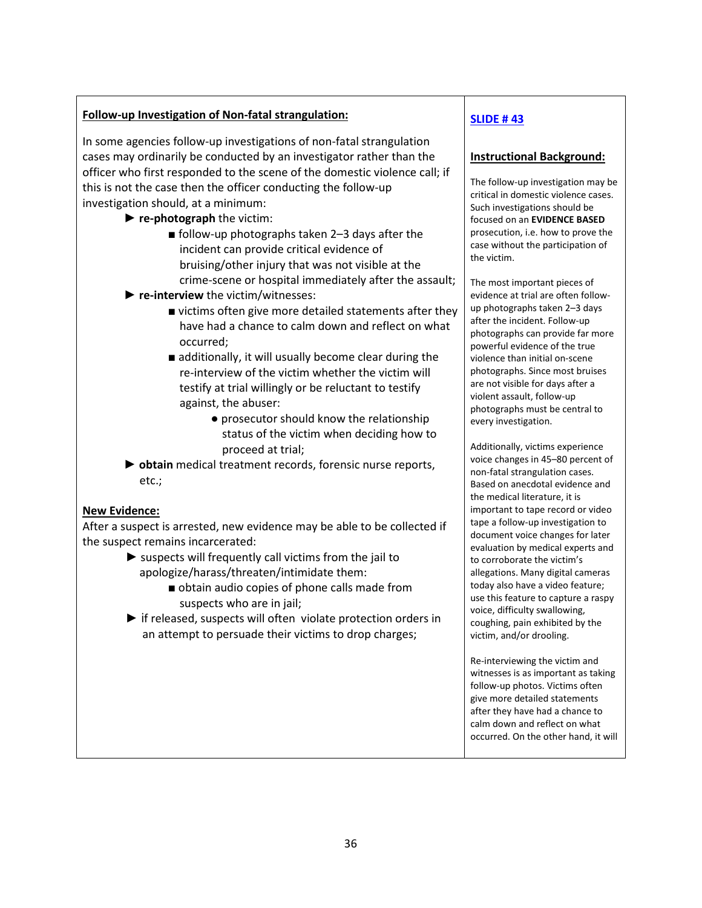**Follow-up Investigation of Non-fatal strangulation:**

In some agencies follow-up investigations of non-fatal strangulation cases may ordinarily be conducted by an investigator rather than the officer who first responded to the scene of the domestic violence call; if this is not the case then the officer conducting the follow-up investigation should, at a minimum:

- ► **re-photograph** the victim:
  - ■ follow-up photographs taken 2–3 days after the incident can provide critical evidence of bruising/other injury that was not visible at the crime-scene or hospital immediately after the assault;
- ► **re-interview** the victim/witnesses:
  - ■ victims often give more detailed statements after they have had a chance to calm down and reflect on what occurred;
  - ■ additionally, it will usually become clear during the re-interview of the victim whether the victim will testify at trial willingly or be reluctant to testify against, the abuser:
    - ● prosecutor should know the relationship status of the victim when deciding how to proceed at trial;
- ► **obtain** medical treatment records, forensic nurse reports, etc.;

**New Evidence:**

After a suspect is arrested, new evidence may be able to be collected if the suspect remains incarcerated:

- ► suspects will frequently call victims from the jail to apologize/harass/threaten/intimidate them:
  - ■ obtain audio copies of phone calls made from suspects who are in jail;
- ► if released, suspects will often violate protection orders in an attempt to persuade their victims to drop charges;

**SLIDE # 43**

**Instructional Background:**

The follow-up investigation may be critical in domestic violence cases. Such investigations should be focused on an **EVIDENCE BASED** prosecution, i.e. how to prove the case without the participation of the victim.

The most important pieces of evidence at trial are often follow-up photographs taken 2–3 days after the incident. Follow-up photographs can provide far more powerful evidence of the true violence than initial on-scene photographs. Since most bruises are not visible for days after a violent assault, follow-up photographs must be central to every investigation.

Additionally, victims experience voice changes in 45–80 percent of non-fatal strangulation cases. Based on anecdotal evidence and the medical literature, it is important to tape record or video tape a follow-up investigation to document voice changes for later evaluation by medical experts and to corroborate the victim's allegations. Many digital cameras today also have a video feature; use this feature to capture a raspy voice, difficulty swallowing, coughing, pain exhibited by the victim, and/or drooling.

Re-interviewing the victim and witnesses is as important as taking follow-up photos. Victims often give more detailed statements after they have had a chance to calm down and reflect on what occurred. On the other hand, it will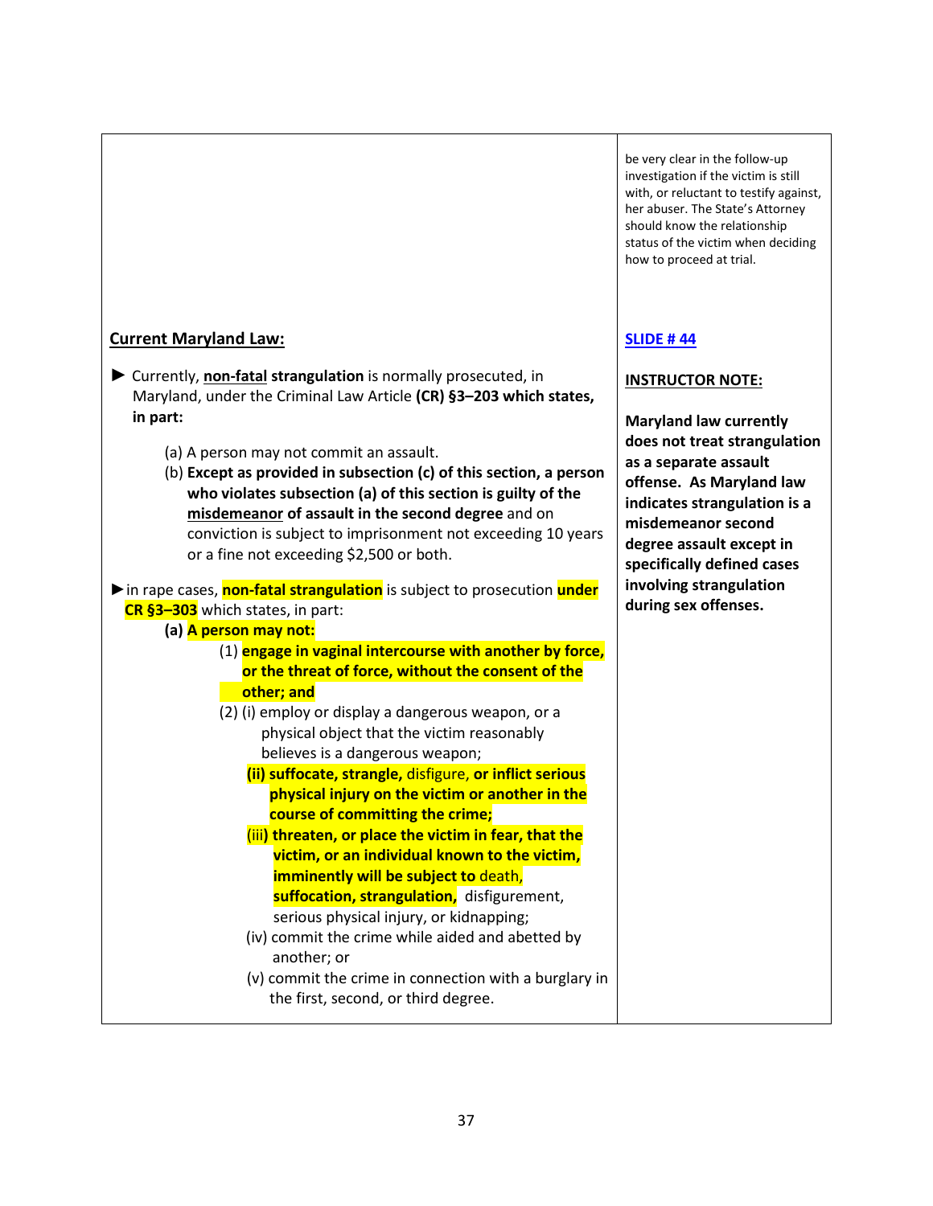| | |
|---|---|
| | be very clear in the follow-up investigation if the victim is still with, or reluctant to testify against, her abuser. The State's Attorney should know the relationship status of the victim when deciding how to proceed at trial. |
| **Current Maryland Law:**<br><br>► Currently, **non-fatal strangulation** is normally prosecuted, in Maryland, under the Criminal Law Article **(CR) §3–203 which states, in part:**<br><br>(a) A person may not commit an assault.<br>(b) **Except as provided in subsection (c) of this section, a person who violates subsection (a) of this section is guilty of the misdemeanor of assault in the second degree** and on conviction is subject to imprisonment not exceeding 10 years or a fine not exceeding $2,500 or both.<br><br>► in rape cases, **non-fatal strangulation** is subject to prosecution **under CR §3–303** which states, in part:<br>**(a) A person may not:**<br>(1) **engage in vaginal intercourse with another by force, or the threat of force, without the consent of the other; and**<br>(2) (i) employ or display a dangerous weapon, or a physical object that the victim reasonably believes is a dangerous weapon;<br>**(ii) suffocate, strangle,** disfigure, **or inflict serious physical injury on the victim or another in the course of committing the crime;**<br>(iii**) threaten, or place the victim in fear, that the victim, or an individual known to the victim, imminently will be subject to** death, **suffocation, strangulation,** disfigurement, serious physical injury, or kidnapping;<br>(iv) commit the crime while aided and abetted by another; or<br>(v) commit the crime in connection with a burglary in the first, second, or third degree. | **SLIDE # 44**<br><br>**INSTRUCTOR NOTE:**<br><br>**Maryland law currently does not treat strangulation as a separate assault offense. As Maryland law indicates strangulation is a misdemeanor second degree assault except in specifically defined cases involving strangulation during sex offenses.** |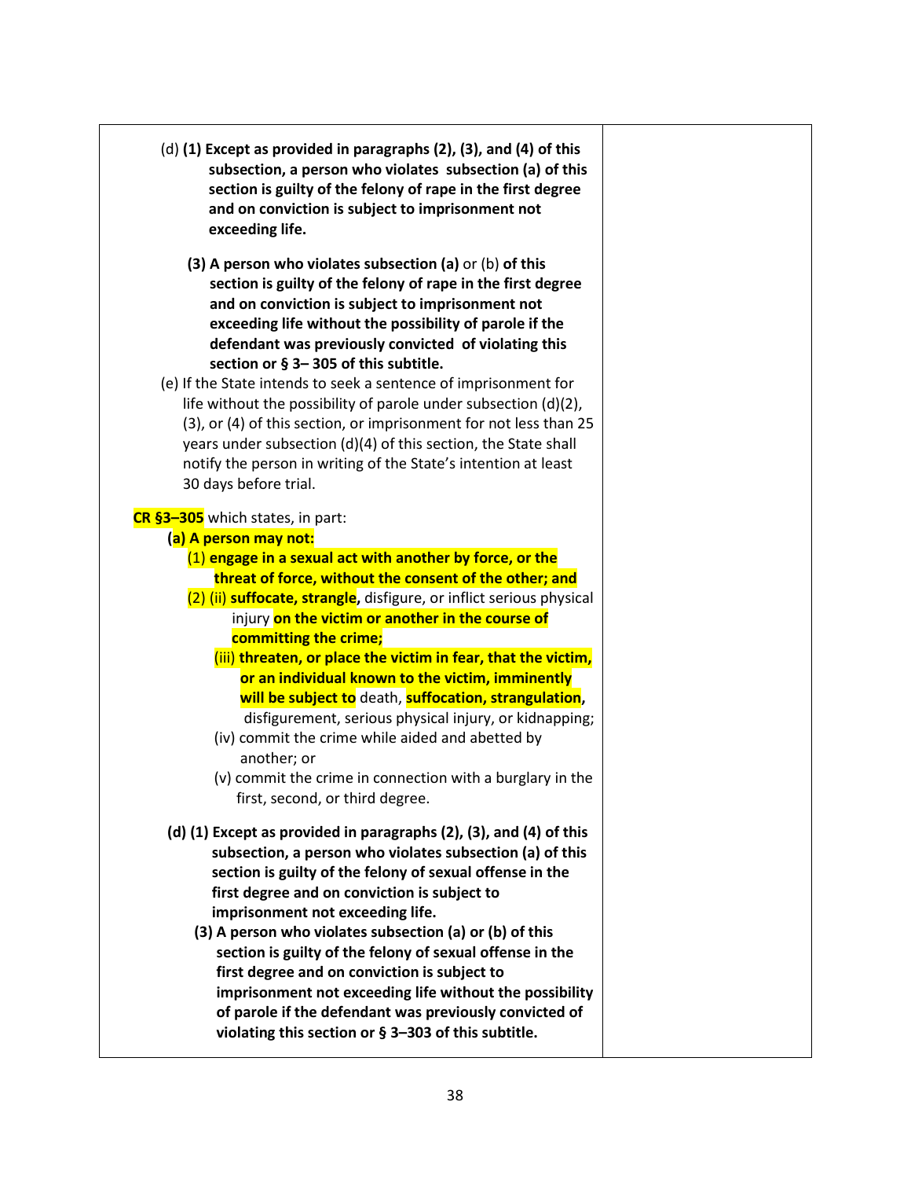(d) **(1) Except as provided in paragraphs (2), (3), and (4) of this subsection, a person who violates subsection (a) of this section is guilty of the felony of rape in the first degree and on conviction is subject to imprisonment not exceeding life.**

**(3) A person who violates subsection (a)** or (b) **of this section is guilty of the felony of rape in the first degree and on conviction is subject to imprisonment not exceeding life without the possibility of parole if the defendant was previously convicted of violating this section or § 3– 305 of this subtitle.**

(e) If the State intends to seek a sentence of imprisonment for life without the possibility of parole under subsection (d)(2), (3), or (4) of this section, or imprisonment for not less than 25 years under subsection (d)(4) of this section, the State shall notify the person in writing of the State's intention at least 30 days before trial.

**CR §3–305** which states, in part:

**(a) A person may not:**

(1) **engage in a sexual act with another by force, or the threat of force, without the consent of the other; and**

(2) (ii) **suffocate, strangle,** disfigure, or inflict serious physical injury **on the victim or another in the course of committing the crime;**

(iii) **threaten, or place the victim in fear, that the victim, or an individual known to the victim, imminently will be subject to** death, **suffocation, strangulation,** disfigurement, serious physical injury, or kidnapping;

(iv) commit the crime while aided and abetted by another; or

(v) commit the crime in connection with a burglary in the first, second, or third degree.

**(d) (1) Except as provided in paragraphs (2), (3), and (4) of this subsection, a person who violates subsection (a) of this section is guilty of the felony of sexual offense in the first degree and on conviction is subject to imprisonment not exceeding life.**

**(3) A person who violates subsection (a) or (b) of this section is guilty of the felony of sexual offense in the first degree and on conviction is subject to imprisonment not exceeding life without the possibility of parole if the defendant was previously convicted of violating this section or § 3–303 of this subtitle.**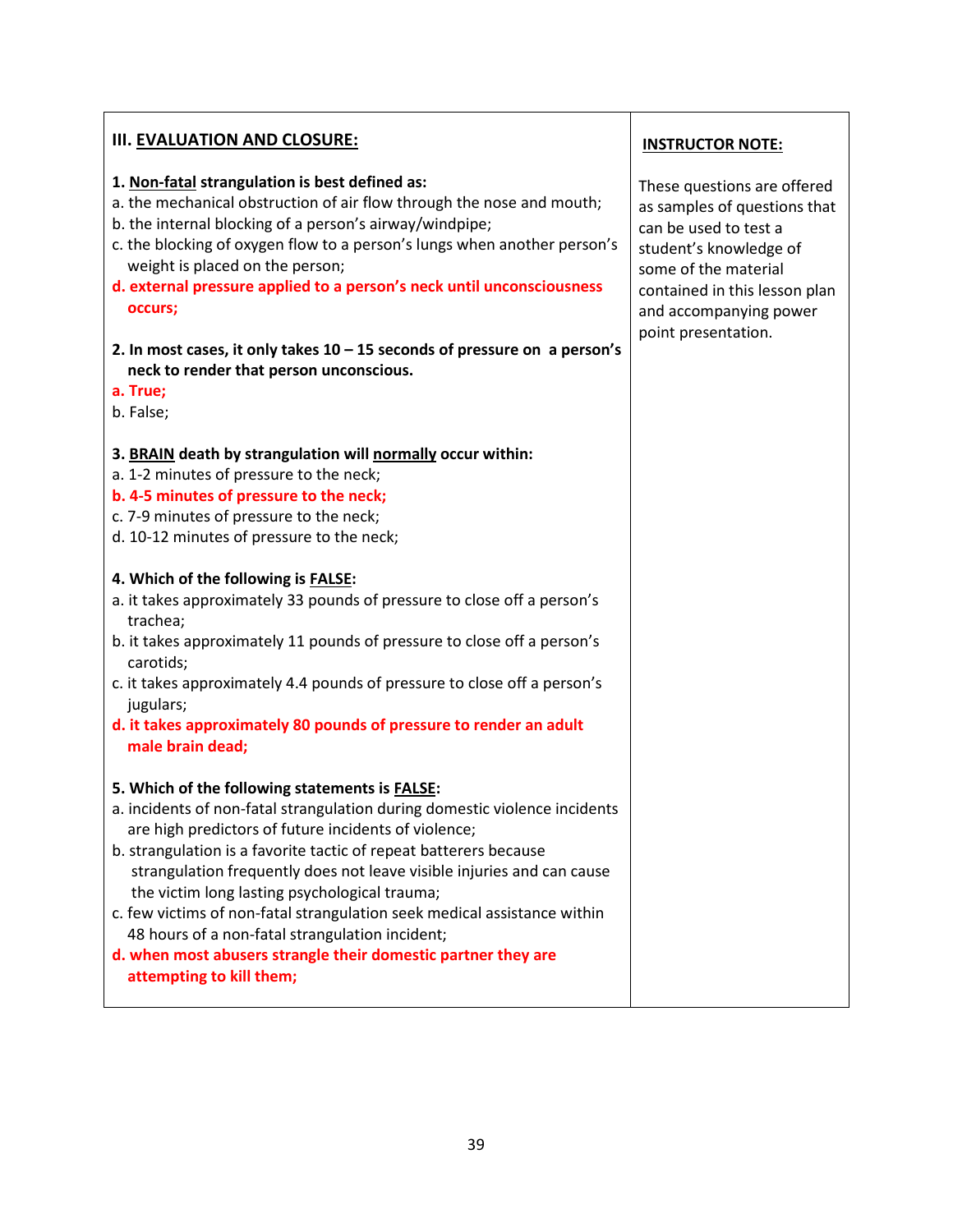| III. <u>EVALUATION AND CLOSURE:</u> | <u>INSTRUCTOR NOTE:</u> |
|---|---|
| **1. <u>Non-fatal</u> strangulation is best defined as:**<br>a. the mechanical obstruction of air flow through the nose and mouth;<br>b. the internal blocking of a person's airway/windpipe;<br>c. the blocking of oxygen flow to a person's lungs when another person's weight is placed on the person;<br>**d. external pressure applied to a person's neck until unconsciousness occurs;**<br><br>**2. In most cases, it only takes 10 – 15 seconds of pressure on a person's neck to render that person unconscious.**<br>**a. True;**<br>b. False;<br><br>**3. <u>BRAIN</u> death by strangulation will <u>normally</u> occur within:**<br>a. 1-2 minutes of pressure to the neck;<br>**b. 4-5 minutes of pressure to the neck;**<br>c. 7-9 minutes of pressure to the neck;<br>d. 10-12 minutes of pressure to the neck;<br><br>**4. Which of the following is <u>FALSE</u>:**<br>a. it takes approximately 33 pounds of pressure to close off a person's trachea;<br>b. it takes approximately 11 pounds of pressure to close off a person's carotids;<br>c. it takes approximately 4.4 pounds of pressure to close off a person's jugulars;<br>**d. it takes approximately 80 pounds of pressure to render an adult male brain dead;**<br><br>**5. Which of the following statements is <u>FALSE</u>:**<br>a. incidents of non-fatal strangulation during domestic violence incidents are high predictors of future incidents of violence;<br>b. strangulation is a favorite tactic of repeat batterers because strangulation frequently does not leave visible injuries and can cause the victim long lasting psychological trauma;<br>c. few victims of non-fatal strangulation seek medical assistance within 48 hours of a non-fatal strangulation incident;<br>**d. when most abusers strangle their domestic partner they are attempting to kill them;** | These questions are offered as samples of questions that can be used to test a student's knowledge of some of the material contained in this lesson plan and accompanying power point presentation. |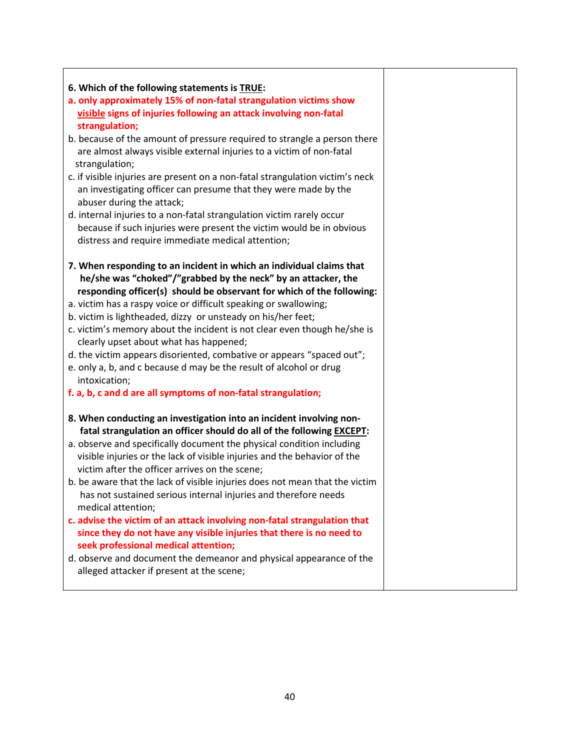**6. Which of the following statements is <u>TRUE</u>:**

**a. only approximately 15% of non-fatal strangulation victims show <u>visible</u> signs of injuries following an attack involving non-fatal strangulation;**

b. because of the amount of pressure required to strangle a person there are almost always visible external injuries to a victim of non-fatal strangulation;

c. if visible injuries are present on a non-fatal strangulation victim's neck an investigating officer can presume that they were made by the abuser during the attack;

d. internal injuries to a non-fatal strangulation victim rarely occur because if such injuries were present the victim would be in obvious distress and require immediate medical attention;

**7. When responding to an incident in which an individual claims that he/she was "choked"/"grabbed by the neck" by an attacker, the responding officer(s) should be observant for which of the following:**

a. victim has a raspy voice or difficult speaking or swallowing;

b. victim is lightheaded, dizzy or unsteady on his/her feet;

c. victim's memory about the incident is not clear even though he/she is clearly upset about what has happened;

d. the victim appears disoriented, combative or appears "spaced out";

e. only a, b, and c because d may be the result of alcohol or drug intoxication;

**f. a, b, c and d are all symptoms of non-fatal strangulation;**

**8. When conducting an investigation into an incident involving non-fatal strangulation an officer should do all of the following <u>EXCEPT</u>:**

a. observe and specifically document the physical condition including visible injuries or the lack of visible injuries and the behavior of the victim after the officer arrives on the scene;

b. be aware that the lack of visible injuries does not mean that the victim has not sustained serious internal injuries and therefore needs medical attention;

**c. advise the victim of an attack involving non-fatal strangulation that since they do not have any visible injuries that there is no need to seek professional medical attention;**

d. observe and document the demeanor and physical appearance of the alleged attacker if present at the scene;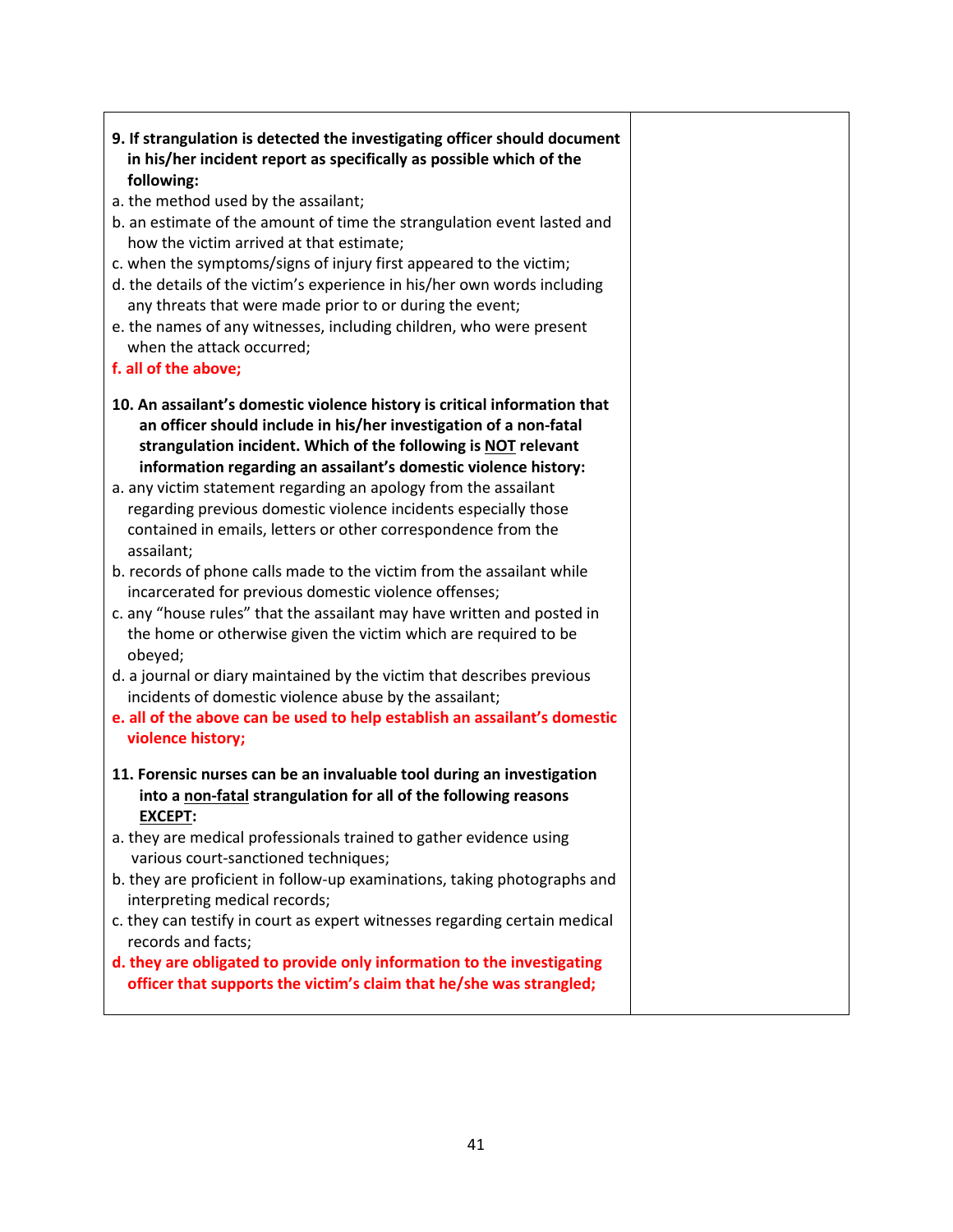| | |
|---|---|
| **9. If strangulation is detected the investigating officer should document in his/her incident report as specifically as possible which of the following:**<br>a. the method used by the assailant;<br>b. an estimate of the amount of time the strangulation event lasted and how the victim arrived at that estimate;<br>c. when the symptoms/signs of injury first appeared to the victim;<br>d. the details of the victim's experience in his/her own words including any threats that were made prior to or during the event;<br>e. the names of any witnesses, including children, who were present when the attack occurred;<br>**f. all of the above;**<br><br>**10. An assailant's domestic violence history is critical information that an officer should include in his/her investigation of a non-fatal strangulation incident. Which of the following is <u>NOT</u> relevant information regarding an assailant's domestic violence history:**<br>a. any victim statement regarding an apology from the assailant regarding previous domestic violence incidents especially those contained in emails, letters or other correspondence from the assailant;<br>b. records of phone calls made to the victim from the assailant while incarcerated for previous domestic violence offenses;<br>c. any "house rules" that the assailant may have written and posted in the home or otherwise given the victim which are required to be obeyed;<br>d. a journal or diary maintained by the victim that describes previous incidents of domestic violence abuse by the assailant;<br>**e. all of the above can be used to help establish an assailant's domestic violence history;**<br><br>**11. Forensic nurses can be an invaluable tool during an investigation into a <u>non-fatal</u> strangulation for all of the following reasons <u>EXCEPT</u>:**<br>a. they are medical professionals trained to gather evidence using various court-sanctioned techniques;<br>b. they are proficient in follow-up examinations, taking photographs and interpreting medical records;<br>c. they can testify in court as expert witnesses regarding certain medical records and facts;<br>**d. they are obligated to provide only information to the investigating officer that supports the victim's claim that he/she was strangled;** | |